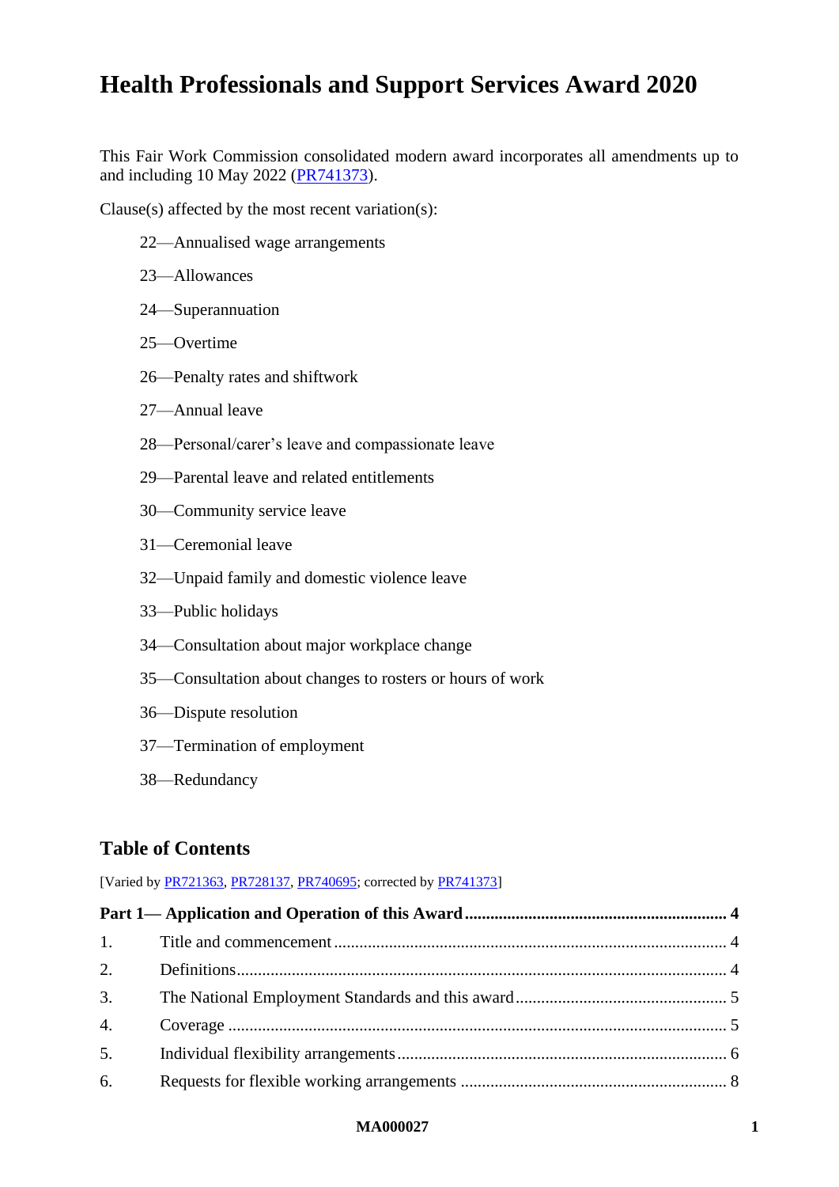# Health Professionals and Support Services Award 2020

This Fair Work Commission consolidated modern award incorporates all amendments up to and including 10 May 2022 (PR741373).

Clause(s) affected by the most recent variation(s):

22—Annualised wage arrangements

23—Allowances

24—Superannuation

25—Overtime

26—Penalty rates and shiftwork

27—Annual leave

28—Personal/carer's leave and compassionate leave

29—Parental leave and related entitlements

30—Community service leave

31—Ceremonial leave

32—Unpaid family and domestic violence leave

33—Public holidays

34—Consultation about major workplace change

35—Consultation about changes to rosters or hours of work

36—Dispute resolution

37—Termination of employment

38—Redundancy

## Table of Contents

[Varied by PR721363, PR728137, PR740695; corrected by PR741373]

**Part 1— Application and Operation of this Award ..... 4**

1. Title and commencement ..... 4
2. Definitions ..... 4
3. The National Employment Standards and this award ..... 5
4. Coverage ..... 5
5. Individual flexibility arrangements ..... 6
6. Requests for flexible working arrangements ..... 8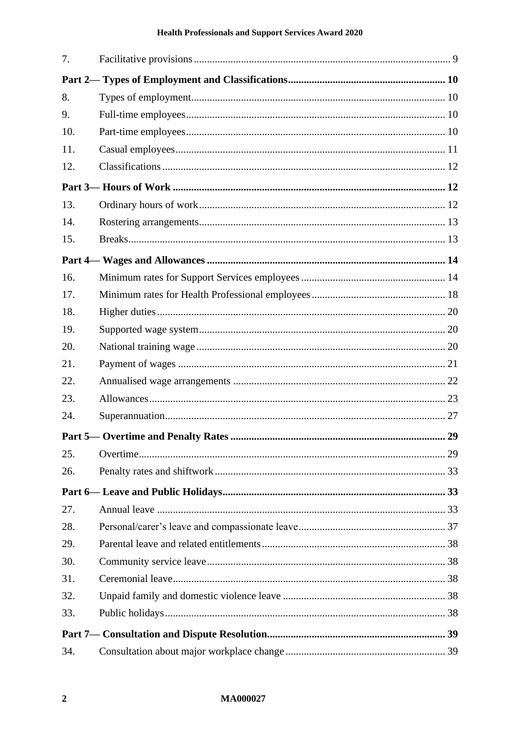| | | |
|---|---|---|
| 7. | Facilitative provisions | 9 |
| **Part 2— Types of Employment and Classifications** | | **10** |
| 8. | Types of employment | 10 |
| 9. | Full-time employees | 10 |
| 10. | Part-time employees | 10 |
| 11. | Casual employees | 11 |
| 12. | Classifications | 12 |
| **Part 3— Hours of Work** | | **12** |
| 13. | Ordinary hours of work | 12 |
| 14. | Rostering arrangements | 13 |
| 15. | Breaks | 13 |
| **Part 4— Wages and Allowances** | | **14** |
| 16. | Minimum rates for Support Services employees | 14 |
| 17. | Minimum rates for Health Professional employees | 18 |
| 18. | Higher duties | 20 |
| 19. | Supported wage system | 20 |
| 20. | National training wage | 20 |
| 21. | Payment of wages | 21 |
| 22. | Annualised wage arrangements | 22 |
| 23. | Allowances | 23 |
| 24. | Superannuation | 27 |
| **Part 5— Overtime and Penalty Rates** | | **29** |
| 25. | Overtime | 29 |
| 26. | Penalty rates and shiftwork | 33 |
| **Part 6— Leave and Public Holidays** | | **33** |
| 27. | Annual leave | 33 |
| 28. | Personal/carer's leave and compassionate leave | 37 |
| 29. | Parental leave and related entitlements | 38 |
| 30. | Community service leave | 38 |
| 31. | Ceremonial leave | 38 |
| 32. | Unpaid family and domestic violence leave | 38 |
| 33. | Public holidays | 38 |
| **Part 7— Consultation and Dispute Resolution** | | **39** |
| 34. | Consultation about major workplace change | 39 |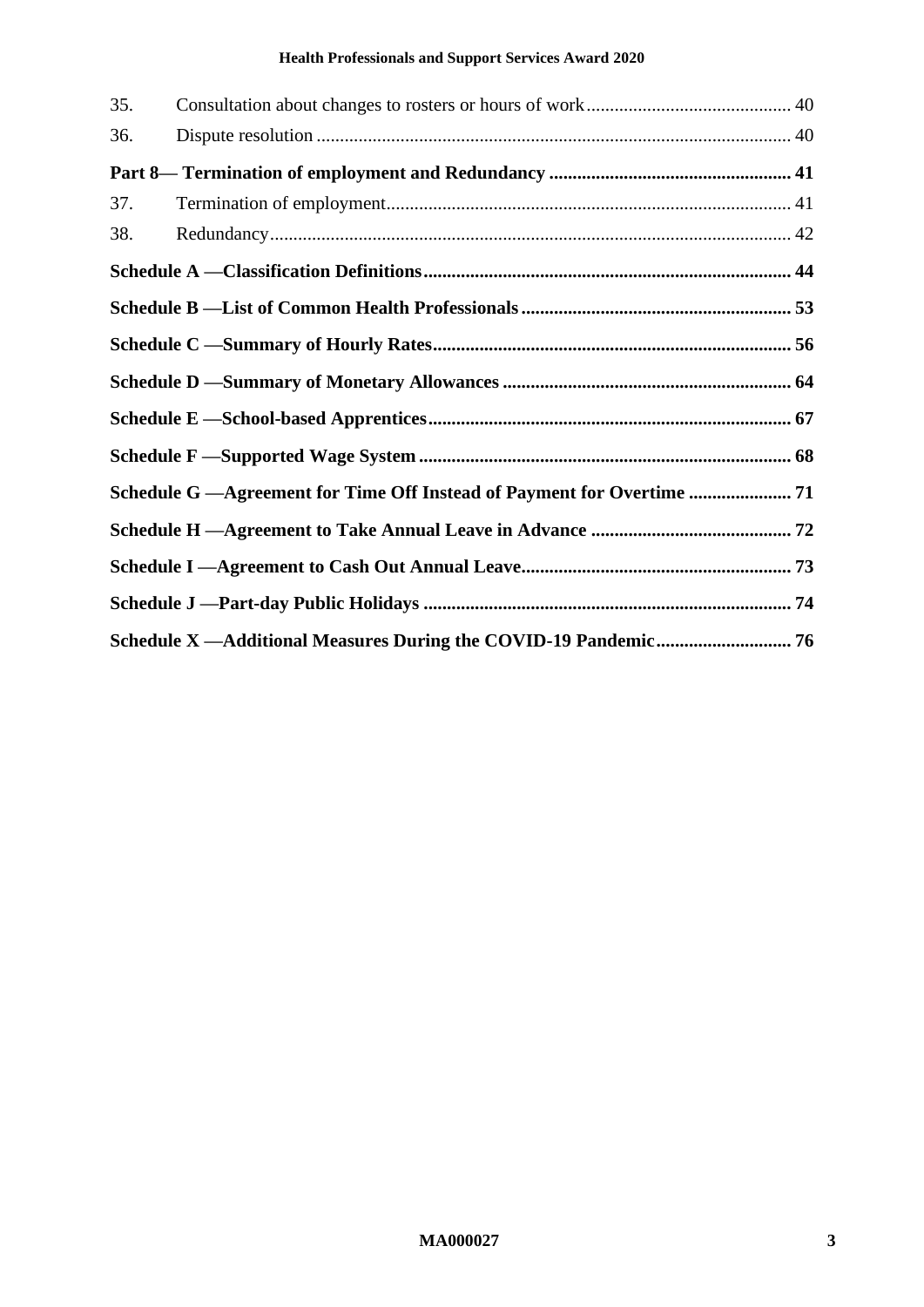| | | |
|---|---|---|
| 35. | Consultation about changes to rosters or hours of work | 40 |
| 36. | Dispute resolution | 40 |
| **Part 8— Termination of employment and Redundancy** | | **41** |
| 37. | Termination of employment | 41 |
| 38. | Redundancy | 42 |
| **Schedule A —Classification Definitions** | | **44** |
| **Schedule B —List of Common Health Professionals** | | **53** |
| **Schedule C —Summary of Hourly Rates** | | **56** |
| **Schedule D —Summary of Monetary Allowances** | | **64** |
| **Schedule E —School-based Apprentices** | | **67** |
| **Schedule F —Supported Wage System** | | **68** |
| **Schedule G —Agreement for Time Off Instead of Payment for Overtime** | | **71** |
| **Schedule H —Agreement to Take Annual Leave in Advance** | | **72** |
| **Schedule I —Agreement to Cash Out Annual Leave** | | **73** |
| **Schedule J —Part-day Public Holidays** | | **74** |
| **Schedule X —Additional Measures During the COVID-19 Pandemic** | | **76** |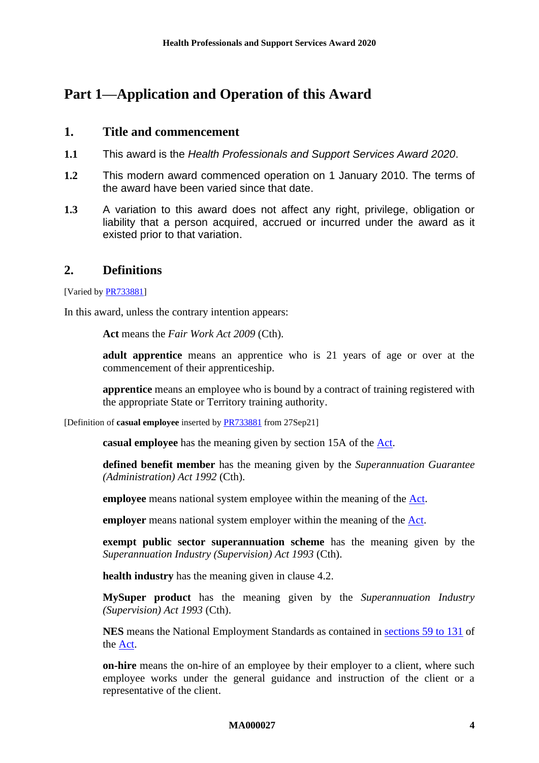# Part 1—Application and Operation of this Award

## 1. Title and commencement

**1.1** This award is the *Health Professionals and Support Services Award 2020*.

**1.2** This modern award commenced operation on 1 January 2010. The terms of the award have been varied since that date.

**1.3** A variation to this award does not affect any right, privilege, obligation or liability that a person acquired, accrued or incurred under the award as it existed prior to that variation.

## 2. Definitions

[Varied by PR733881]

In this award, unless the contrary intention appears:

**Act** means the *Fair Work Act 2009* (Cth).

**adult apprentice** means an apprentice who is 21 years of age or over at the commencement of their apprenticeship.

**apprentice** means an employee who is bound by a contract of training registered with the appropriate State or Territory training authority.

[Definition of **casual employee** inserted by PR733881 from 27Sep21]

**casual employee** has the meaning given by section 15A of the Act.

**defined benefit member** has the meaning given by the *Superannuation Guarantee (Administration) Act 1992* (Cth).

**employee** means national system employee within the meaning of the Act.

**employer** means national system employer within the meaning of the Act.

**exempt public sector superannuation scheme** has the meaning given by the *Superannuation Industry (Supervision) Act 1993* (Cth).

**health industry** has the meaning given in clause 4.2.

**MySuper product** has the meaning given by the *Superannuation Industry (Supervision) Act 1993* (Cth).

**NES** means the National Employment Standards as contained in sections 59 to 131 of the Act.

**on-hire** means the on-hire of an employee by their employer to a client, where such employee works under the general guidance and instruction of the client or a representative of the client.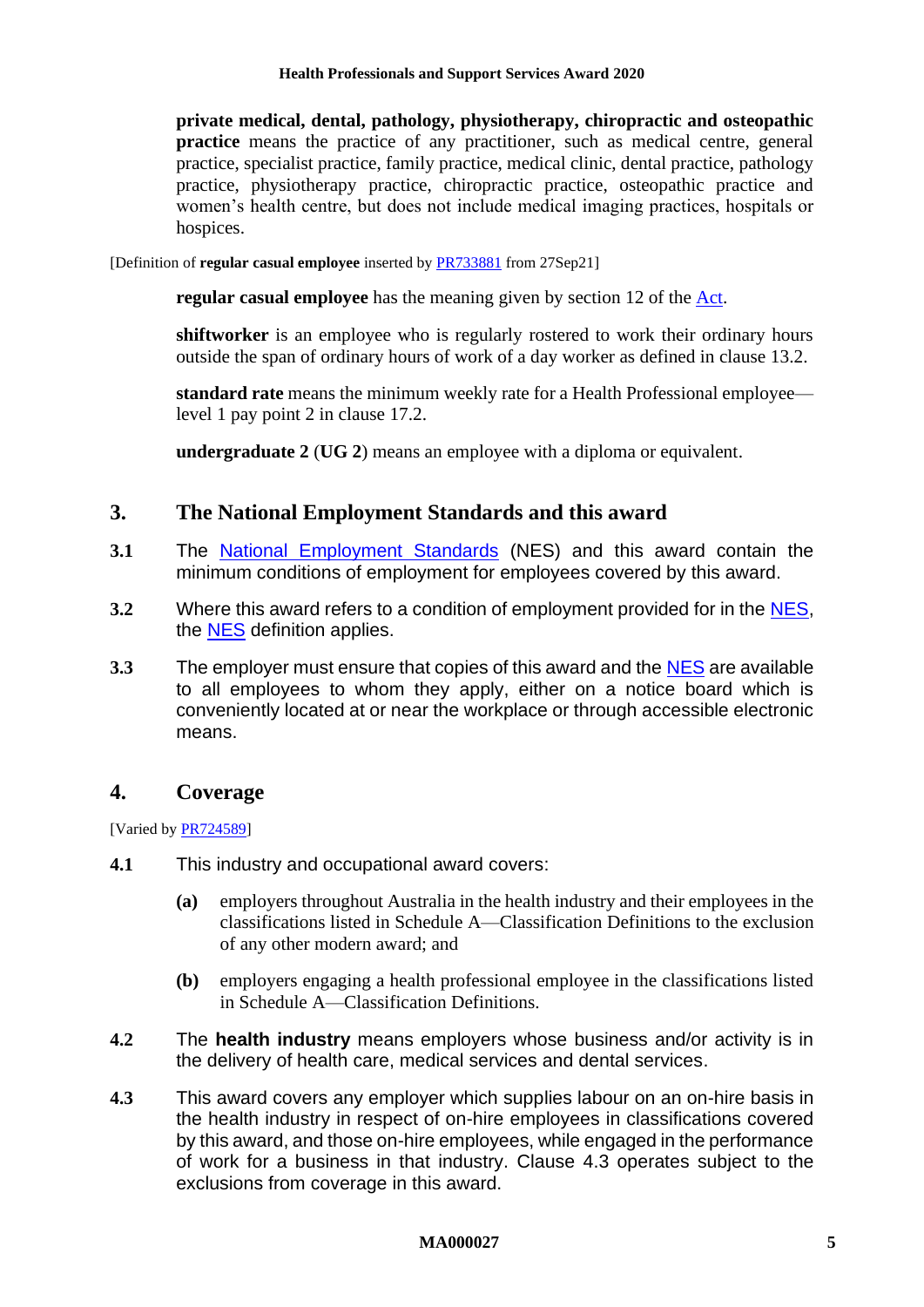**private medical, dental, pathology, physiotherapy, chiropractic and osteopathic practice** means the practice of any practitioner, such as medical centre, general practice, specialist practice, family practice, medical clinic, dental practice, pathology practice, physiotherapy practice, chiropractic practice, osteopathic practice and women's health centre, but does not include medical imaging practices, hospitals or hospices.

[Definition of **regular casual employee** inserted by PR733881 from 27Sep21]

**regular casual employee** has the meaning given by section 12 of the Act.

**shiftworker** is an employee who is regularly rostered to work their ordinary hours outside the span of ordinary hours of work of a day worker as defined in clause 13.2.

**standard rate** means the minimum weekly rate for a Health Professional employee—level 1 pay point 2 in clause 17.2.

**undergraduate 2** (**UG 2**) means an employee with a diploma or equivalent.

## 3. The National Employment Standards and this award

**3.1** The National Employment Standards (NES) and this award contain the minimum conditions of employment for employees covered by this award.

**3.2** Where this award refers to a condition of employment provided for in the NES, the NES definition applies.

**3.3** The employer must ensure that copies of this award and the NES are available to all employees to whom they apply, either on a notice board which is conveniently located at or near the workplace or through accessible electronic means.

## 4. Coverage

[Varied by PR724589]

**4.1** This industry and occupational award covers:

- **(a)** employers throughout Australia in the health industry and their employees in the classifications listed in Schedule A—Classification Definitions to the exclusion of any other modern award; and
- **(b)** employers engaging a health professional employee in the classifications listed in Schedule A—Classification Definitions.

**4.2** The **health industry** means employers whose business and/or activity is in the delivery of health care, medical services and dental services.

**4.3** This award covers any employer which supplies labour on an on-hire basis in the health industry in respect of on-hire employees in classifications covered by this award, and those on-hire employees, while engaged in the performance of work for a business in that industry. Clause 4.3 operates subject to the exclusions from coverage in this award.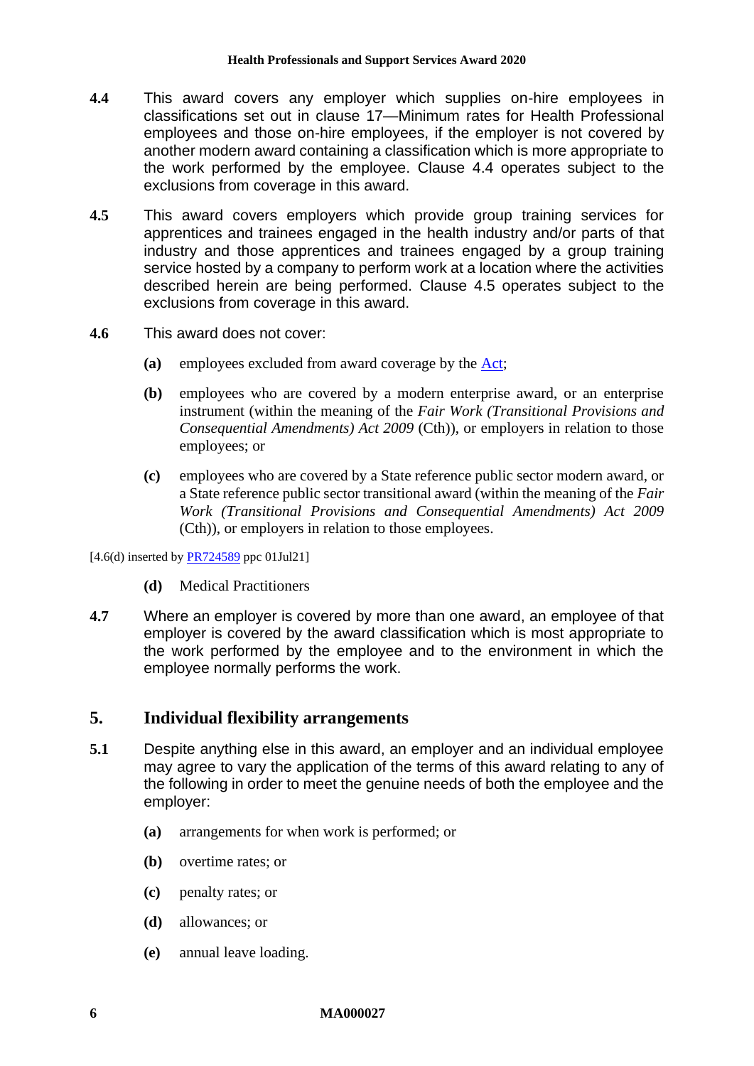**4.4** This award covers any employer which supplies on-hire employees in classifications set out in clause 17—Minimum rates for Health Professional employees and those on-hire employees, if the employer is not covered by another modern award containing a classification which is more appropriate to the work performed by the employee. Clause 4.4 operates subject to the exclusions from coverage in this award.

**4.5** This award covers employers which provide group training services for apprentices and trainees engaged in the health industry and/or parts of that industry and those apprentices and trainees engaged by a group training service hosted by a company to perform work at a location where the activities described herein are being performed. Clause 4.5 operates subject to the exclusions from coverage in this award.

**4.6** This award does not cover:

- **(a)** employees excluded from award coverage by the Act;
- **(b)** employees who are covered by a modern enterprise award, or an enterprise instrument (within the meaning of the *Fair Work (Transitional Provisions and Consequential Amendments) Act 2009* (Cth)), or employers in relation to those employees; or
- **(c)** employees who are covered by a State reference public sector modern award, or a State reference public sector transitional award (within the meaning of the *Fair Work (Transitional Provisions and Consequential Amendments) Act 2009* (Cth)), or employers in relation to those employees.

[4.6(d) inserted by PR724589 ppc 01Jul21]

- **(d)** Medical Practitioners

**4.7** Where an employer is covered by more than one award, an employee of that employer is covered by the award classification which is most appropriate to the work performed by the employee and to the environment in which the employee normally performs the work.

## 5. Individual flexibility arrangements

**5.1** Despite anything else in this award, an employer and an individual employee may agree to vary the application of the terms of this award relating to any of the following in order to meet the genuine needs of both the employee and the employer:

- **(a)** arrangements for when work is performed; or
- **(b)** overtime rates; or
- **(c)** penalty rates; or
- **(d)** allowances; or
- **(e)** annual leave loading.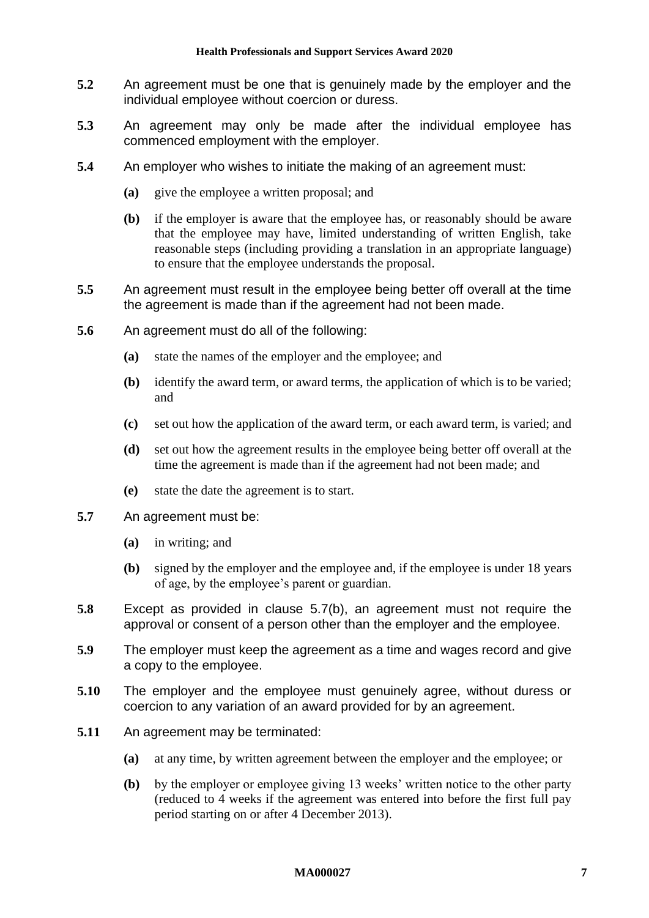**5.2** An agreement must be one that is genuinely made by the employer and the individual employee without coercion or duress.

**5.3** An agreement may only be made after the individual employee has commenced employment with the employer.

**5.4** An employer who wishes to initiate the making of an agreement must:

- **(a)** give the employee a written proposal; and
- **(b)** if the employer is aware that the employee has, or reasonably should be aware that the employee may have, limited understanding of written English, take reasonable steps (including providing a translation in an appropriate language) to ensure that the employee understands the proposal.

**5.5** An agreement must result in the employee being better off overall at the time the agreement is made than if the agreement had not been made.

**5.6** An agreement must do all of the following:

- **(a)** state the names of the employer and the employee; and
- **(b)** identify the award term, or award terms, the application of which is to be varied; and
- **(c)** set out how the application of the award term, or each award term, is varied; and
- **(d)** set out how the agreement results in the employee being better off overall at the time the agreement is made than if the agreement had not been made; and
- **(e)** state the date the agreement is to start.

**5.7** An agreement must be:

- **(a)** in writing; and
- **(b)** signed by the employer and the employee and, if the employee is under 18 years of age, by the employee's parent or guardian.

**5.8** Except as provided in clause 5.7(b), an agreement must not require the approval or consent of a person other than the employer and the employee.

**5.9** The employer must keep the agreement as a time and wages record and give a copy to the employee.

**5.10** The employer and the employee must genuinely agree, without duress or coercion to any variation of an award provided for by an agreement.

**5.11** An agreement may be terminated:

- **(a)** at any time, by written agreement between the employer and the employee; or
- **(b)** by the employer or employee giving 13 weeks' written notice to the other party (reduced to 4 weeks if the agreement was entered into before the first full pay period starting on or after 4 December 2013).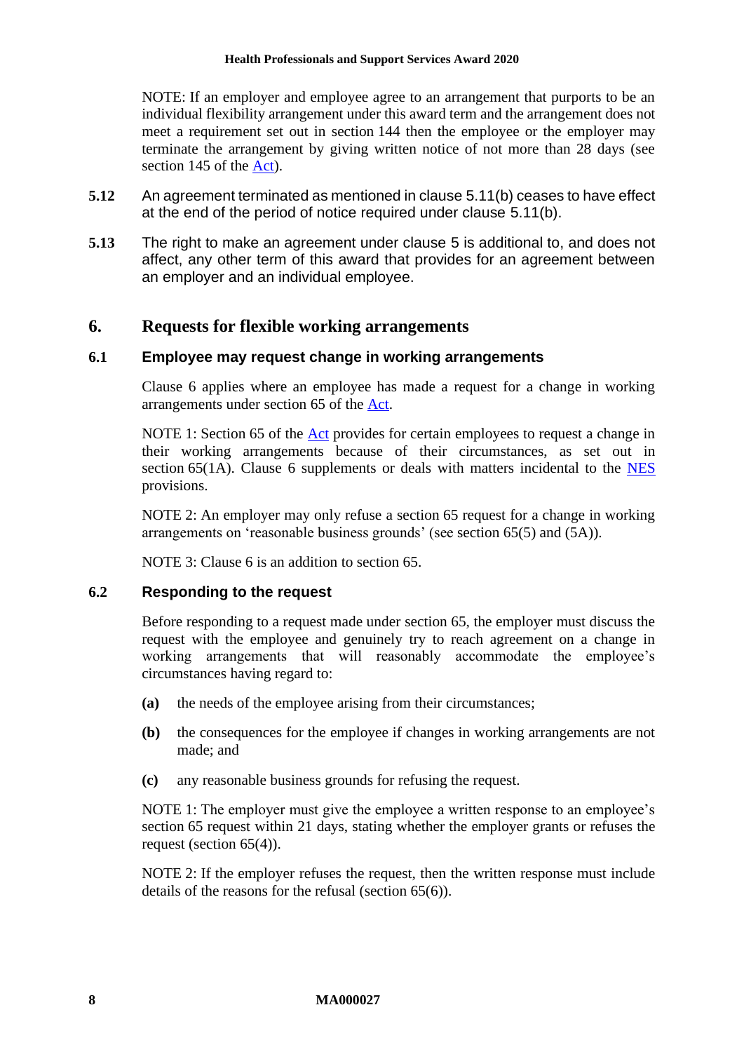NOTE: If an employer and employee agree to an arrangement that purports to be an individual flexibility arrangement under this award term and the arrangement does not meet a requirement set out in section 144 then the employee or the employer may terminate the arrangement by giving written notice of not more than 28 days (see section 145 of the Act).

**5.12** An agreement terminated as mentioned in clause 5.11(b) ceases to have effect at the end of the period of notice required under clause 5.11(b).

**5.13** The right to make an agreement under clause 5 is additional to, and does not affect, any other term of this award that provides for an agreement between an employer and an individual employee.

## 6. Requests for flexible working arrangements

### 6.1 Employee may request change in working arrangements

Clause 6 applies where an employee has made a request for a change in working arrangements under section 65 of the Act.

NOTE 1: Section 65 of the Act provides for certain employees to request a change in their working arrangements because of their circumstances, as set out in section 65(1A). Clause 6 supplements or deals with matters incidental to the NES provisions.

NOTE 2: An employer may only refuse a section 65 request for a change in working arrangements on 'reasonable business grounds' (see section 65(5) and (5A)).

NOTE 3: Clause 6 is an addition to section 65.

### 6.2 Responding to the request

Before responding to a request made under section 65, the employer must discuss the request with the employee and genuinely try to reach agreement on a change in working arrangements that will reasonably accommodate the employee's circumstances having regard to:

**(a)** the needs of the employee arising from their circumstances;

**(b)** the consequences for the employee if changes in working arrangements are not made; and

**(c)** any reasonable business grounds for refusing the request.

NOTE 1: The employer must give the employee a written response to an employee's section 65 request within 21 days, stating whether the employer grants or refuses the request (section 65(4)).

NOTE 2: If the employer refuses the request, then the written response must include details of the reasons for the refusal (section 65(6)).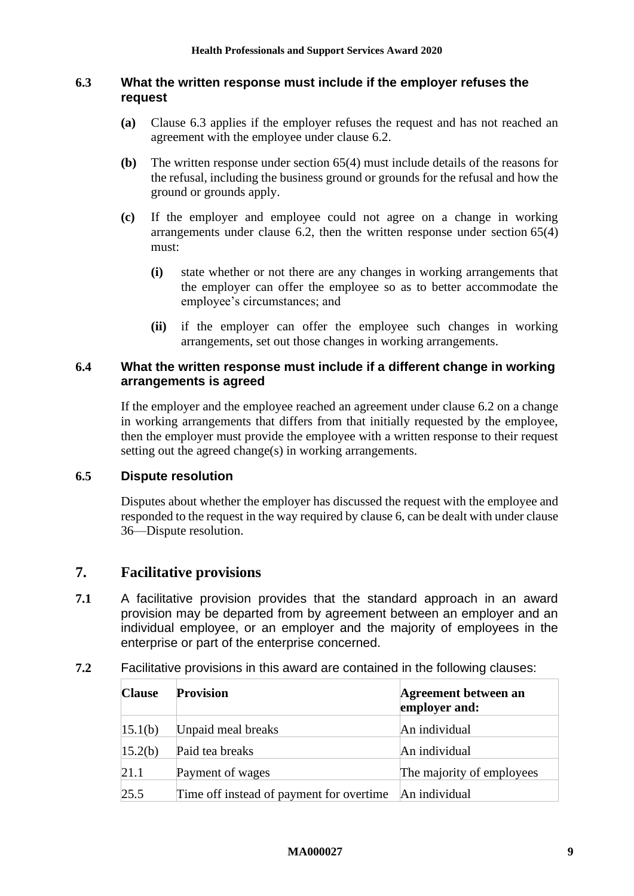### 6.3 What the written response must include if the employer refuses the request

**(a)** Clause 6.3 applies if the employer refuses the request and has not reached an agreement with the employee under clause 6.2.

**(b)** The written response under section 65(4) must include details of the reasons for the refusal, including the business ground or grounds for the refusal and how the ground or grounds apply.

**(c)** If the employer and employee could not agree on a change in working arrangements under clause 6.2, then the written response under section 65(4) must:

- **(i)** state whether or not there are any changes in working arrangements that the employer can offer the employee so as to better accommodate the employee's circumstances; and
- **(ii)** if the employer can offer the employee such changes in working arrangements, set out those changes in working arrangements.

### 6.4 What the written response must include if a different change in working arrangements is agreed

If the employer and the employee reached an agreement under clause 6.2 on a change in working arrangements that differs from that initially requested by the employee, then the employer must provide the employee with a written response to their request setting out the agreed change(s) in working arrangements.

### 6.5 Dispute resolution

Disputes about whether the employer has discussed the request with the employee and responded to the request in the way required by clause 6, can be dealt with under clause 36—Dispute resolution.

## 7. Facilitative provisions

**7.1** A facilitative provision provides that the standard approach in an award provision may be departed from by agreement between an employer and an individual employee, or an employer and the majority of employees in the enterprise or part of the enterprise concerned.

**7.2** Facilitative provisions in this award are contained in the following clauses:

| Clause | Provision | Agreement between an employer and: |
|---|---|---|
| 15.1(b) | Unpaid meal breaks | An individual |
| 15.2(b) | Paid tea breaks | An individual |
| 21.1 | Payment of wages | The majority of employees |
| 25.5 | Time off instead of payment for overtime | An individual |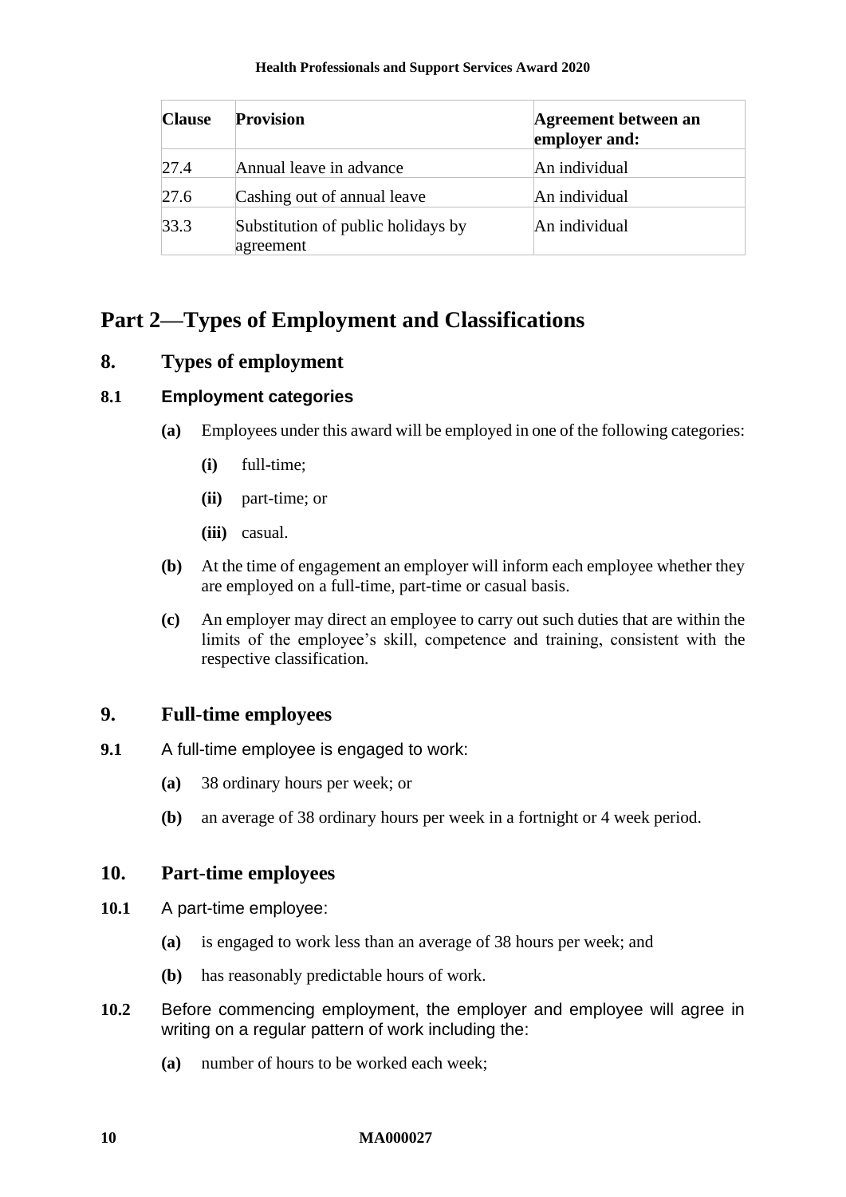| Clause | Provision | Agreement between an employer and: |
|---|---|---|
| 27.4 | Annual leave in advance | An individual |
| 27.6 | Cashing out of annual leave | An individual |
| 33.3 | Substitution of public holidays by agreement | An individual |

# Part 2—Types of Employment and Classifications

## 8. Types of employment

### 8.1 Employment categories

**(a)** Employees under this award will be employed in one of the following categories:

**(i)** full-time;

**(ii)** part-time; or

**(iii)** casual.

**(b)** At the time of engagement an employer will inform each employee whether they are employed on a full-time, part-time or casual basis.

**(c)** An employer may direct an employee to carry out such duties that are within the limits of the employee's skill, competence and training, consistent with the respective classification.

## 9. Full-time employees

**9.1** A full-time employee is engaged to work:

**(a)** 38 ordinary hours per week; or

**(b)** an average of 38 ordinary hours per week in a fortnight or 4 week period.

## 10. Part-time employees

**10.1** A part-time employee:

**(a)** is engaged to work less than an average of 38 hours per week; and

**(b)** has reasonably predictable hours of work.

**10.2** Before commencing employment, the employer and employee will agree in writing on a regular pattern of work including the:

**(a)** number of hours to be worked each week;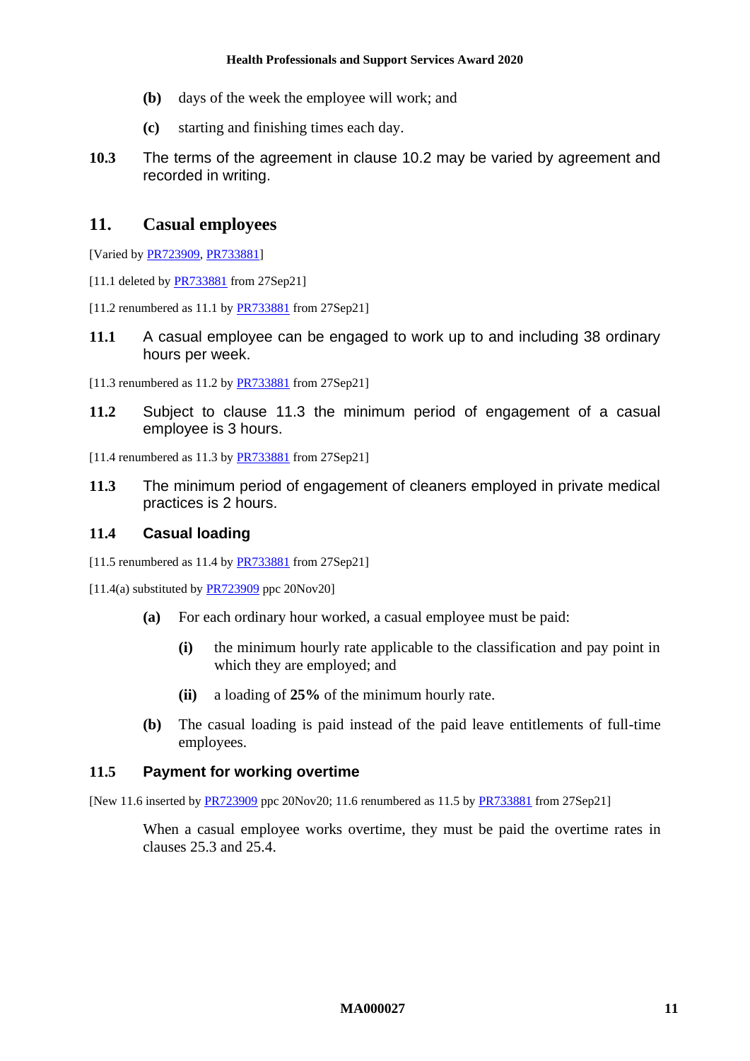**(b)** days of the week the employee will work; and

**(c)** starting and finishing times each day.

**10.3** The terms of the agreement in clause 10.2 may be varied by agreement and recorded in writing.

## 11. Casual employees

[Varied by PR723909, PR733881]

[11.1 deleted by PR733881 from 27Sep21]

[11.2 renumbered as 11.1 by PR733881 from 27Sep21]

**11.1** A casual employee can be engaged to work up to and including 38 ordinary hours per week.

[11.3 renumbered as 11.2 by PR733881 from 27Sep21]

**11.2** Subject to clause 11.3 the minimum period of engagement of a casual employee is 3 hours.

[11.4 renumbered as 11.3 by PR733881 from 27Sep21]

**11.3** The minimum period of engagement of cleaners employed in private medical practices is 2 hours.

### 11.4 Casual loading

[11.5 renumbered as 11.4 by PR733881 from 27Sep21]

[11.4(a) substituted by PR723909 ppc 20Nov20]

**(a)** For each ordinary hour worked, a casual employee must be paid:

**(i)** the minimum hourly rate applicable to the classification and pay point in which they are employed; and

**(ii)** a loading of **25%** of the minimum hourly rate.

**(b)** The casual loading is paid instead of the paid leave entitlements of full-time employees.

### 11.5 Payment for working overtime

[New 11.6 inserted by PR723909 ppc 20Nov20; 11.6 renumbered as 11.5 by PR733881 from 27Sep21]

When a casual employee works overtime, they must be paid the overtime rates in clauses 25.3 and 25.4.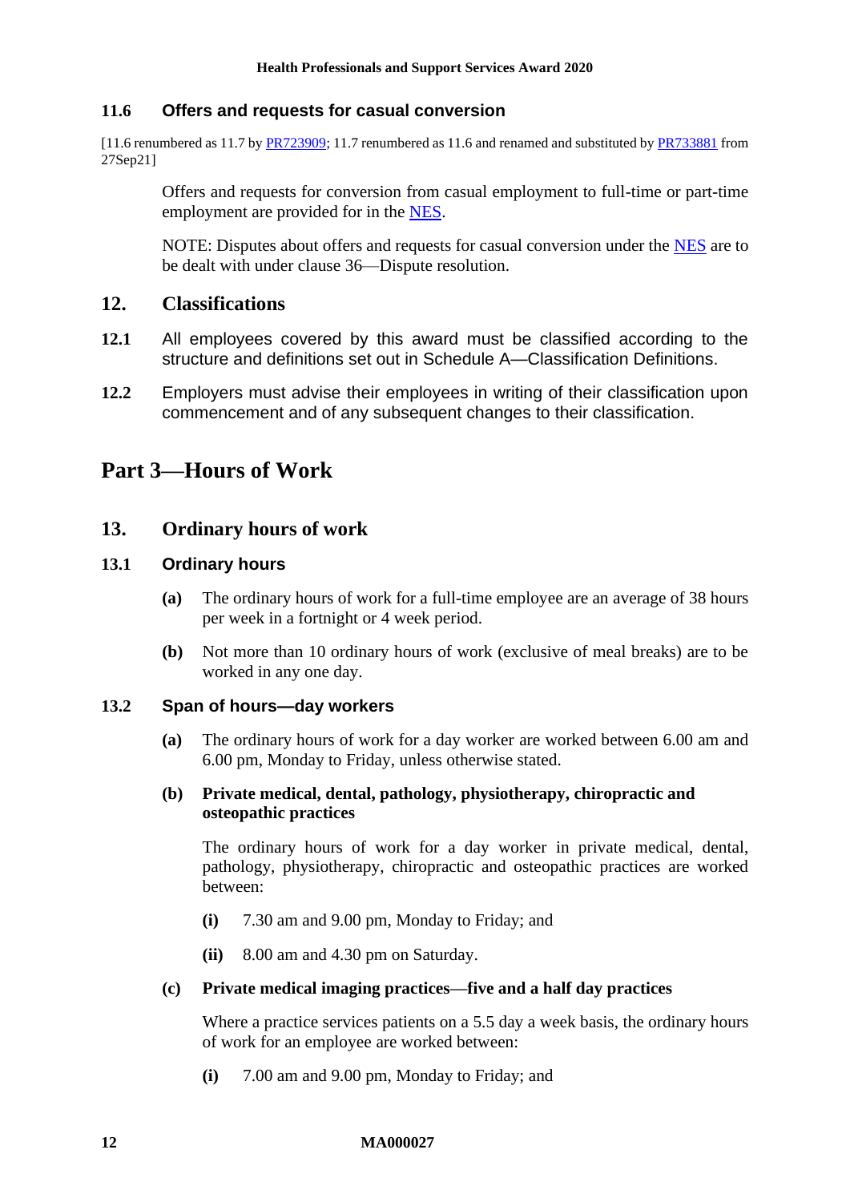### 11.6 Offers and requests for casual conversion

[11.6 renumbered as 11.7 by PR723909; 11.7 renumbered as 11.6 and renamed and substituted by PR733881 from 27Sep21]

Offers and requests for conversion from casual employment to full-time or part-time employment are provided for in the NES.

NOTE: Disputes about offers and requests for casual conversion under the NES are to be dealt with under clause 36—Dispute resolution.

## 12. Classifications

**12.1** All employees covered by this award must be classified according to the structure and definitions set out in Schedule A—Classification Definitions.

**12.2** Employers must advise their employees in writing of their classification upon commencement and of any subsequent changes to their classification.

# Part 3—Hours of Work

## 13. Ordinary hours of work

### 13.1 Ordinary hours

**(a)** The ordinary hours of work for a full-time employee are an average of 38 hours per week in a fortnight or 4 week period.

**(b)** Not more than 10 ordinary hours of work (exclusive of meal breaks) are to be worked in any one day.

### 13.2 Span of hours—day workers

**(a)** The ordinary hours of work for a day worker are worked between 6.00 am and 6.00 pm, Monday to Friday, unless otherwise stated.

**(b) Private medical, dental, pathology, physiotherapy, chiropractic and osteopathic practices**

The ordinary hours of work for a day worker in private medical, dental, pathology, physiotherapy, chiropractic and osteopathic practices are worked between:

**(i)** 7.30 am and 9.00 pm, Monday to Friday; and

**(ii)** 8.00 am and 4.30 pm on Saturday.

**(c) Private medical imaging practices—five and a half day practices**

Where a practice services patients on a 5.5 day a week basis, the ordinary hours of work for an employee are worked between:

**(i)** 7.00 am and 9.00 pm, Monday to Friday; and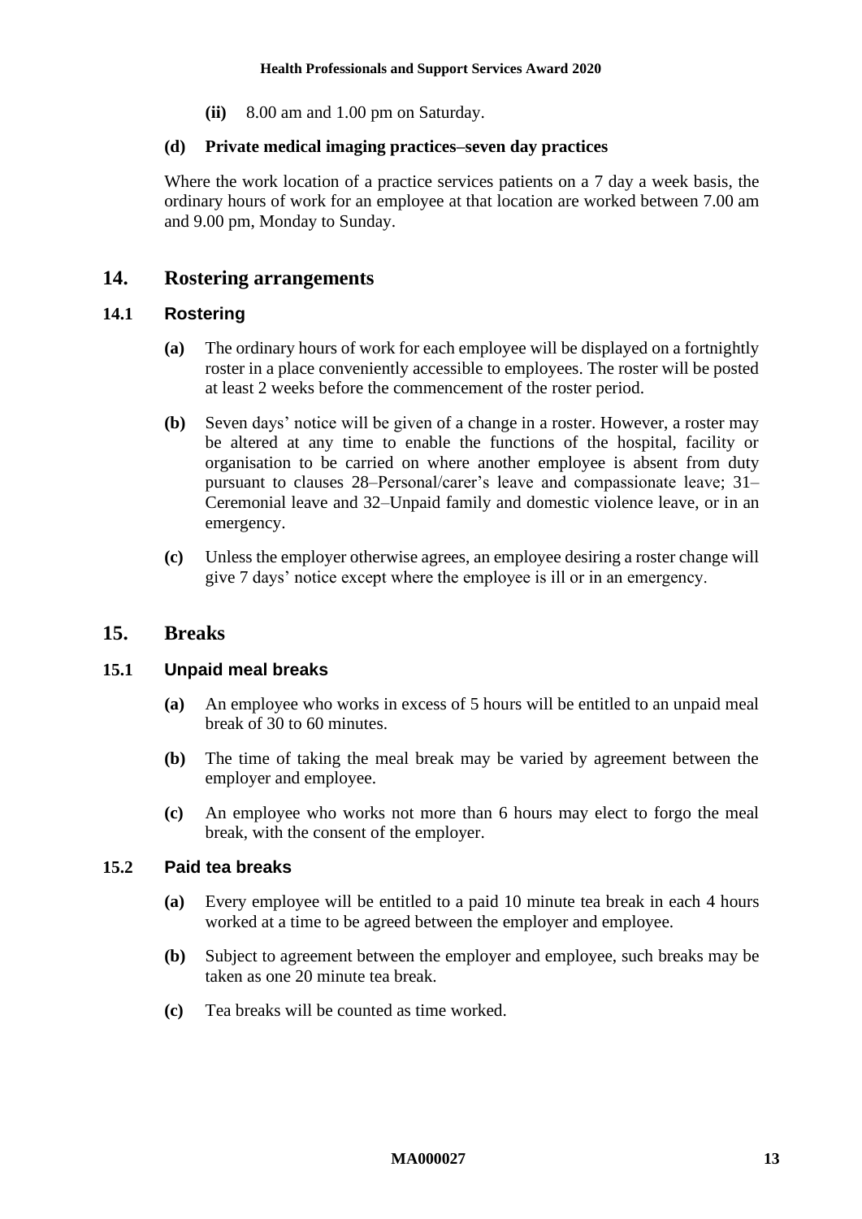**(ii)** 8.00 am and 1.00 pm on Saturday.

**(d) Private medical imaging practices–seven day practices**

Where the work location of a practice services patients on a 7 day a week basis, the ordinary hours of work for an employee at that location are worked between 7.00 am and 9.00 pm, Monday to Sunday.

## 14. Rostering arrangements

### 14.1 Rostering

**(a)** The ordinary hours of work for each employee will be displayed on a fortnightly roster in a place conveniently accessible to employees. The roster will be posted at least 2 weeks before the commencement of the roster period.

**(b)** Seven days' notice will be given of a change in a roster. However, a roster may be altered at any time to enable the functions of the hospital, facility or organisation to be carried on where another employee is absent from duty pursuant to clauses 28–Personal/carer's leave and compassionate leave; 31–Ceremonial leave and 32–Unpaid family and domestic violence leave, or in an emergency.

**(c)** Unless the employer otherwise agrees, an employee desiring a roster change will give 7 days' notice except where the employee is ill or in an emergency.

## 15. Breaks

### 15.1 Unpaid meal breaks

**(a)** An employee who works in excess of 5 hours will be entitled to an unpaid meal break of 30 to 60 minutes.

**(b)** The time of taking the meal break may be varied by agreement between the employer and employee.

**(c)** An employee who works not more than 6 hours may elect to forgo the meal break, with the consent of the employer.

### 15.2 Paid tea breaks

**(a)** Every employee will be entitled to a paid 10 minute tea break in each 4 hours worked at a time to be agreed between the employer and employee.

**(b)** Subject to agreement between the employer and employee, such breaks may be taken as one 20 minute tea break.

**(c)** Tea breaks will be counted as time worked.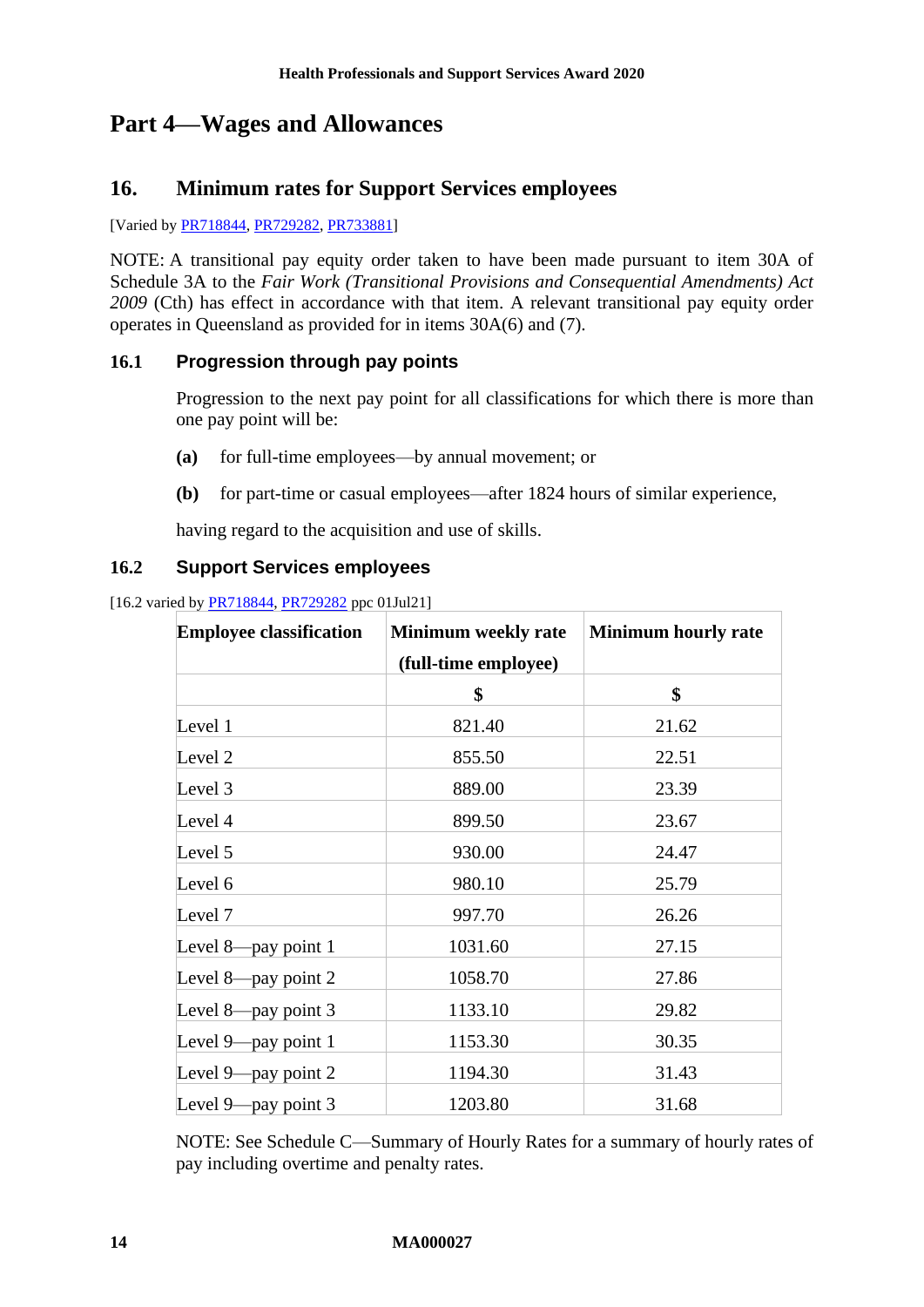# Part 4—Wages and Allowances

## 16. Minimum rates for Support Services employees

[Varied by PR718844, PR729282, PR733881]

NOTE: A transitional pay equity order taken to have been made pursuant to item 30A of Schedule 3A to the *Fair Work (Transitional Provisions and Consequential Amendments) Act 2009* (Cth) has effect in accordance with that item. A relevant transitional pay equity order operates in Queensland as provided for in items 30A(6) and (7).

### 16.1 Progression through pay points

Progression to the next pay point for all classifications for which there is more than one pay point will be:

**(a)** for full-time employees—by annual movement; or

**(b)** for part-time or casual employees—after 1824 hours of similar experience,

having regard to the acquisition and use of skills.

### 16.2 Support Services employees

[16.2 varied by PR718844, PR729282 ppc 01Jul21]

| Employee classification | Minimum weekly rate (full-time employee) | Minimum hourly rate |
|---|---|---|
| | $ | $ |
| Level 1 | 821.40 | 21.62 |
| Level 2 | 855.50 | 22.51 |
| Level 3 | 889.00 | 23.39 |
| Level 4 | 899.50 | 23.67 |
| Level 5 | 930.00 | 24.47 |
| Level 6 | 980.10 | 25.79 |
| Level 7 | 997.70 | 26.26 |
| Level 8—pay point 1 | 1031.60 | 27.15 |
| Level 8—pay point 2 | 1058.70 | 27.86 |
| Level 8—pay point 3 | 1133.10 | 29.82 |
| Level 9—pay point 1 | 1153.30 | 30.35 |
| Level 9—pay point 2 | 1194.30 | 31.43 |
| Level 9—pay point 3 | 1203.80 | 31.68 |

NOTE: See Schedule C—Summary of Hourly Rates for a summary of hourly rates of pay including overtime and penalty rates.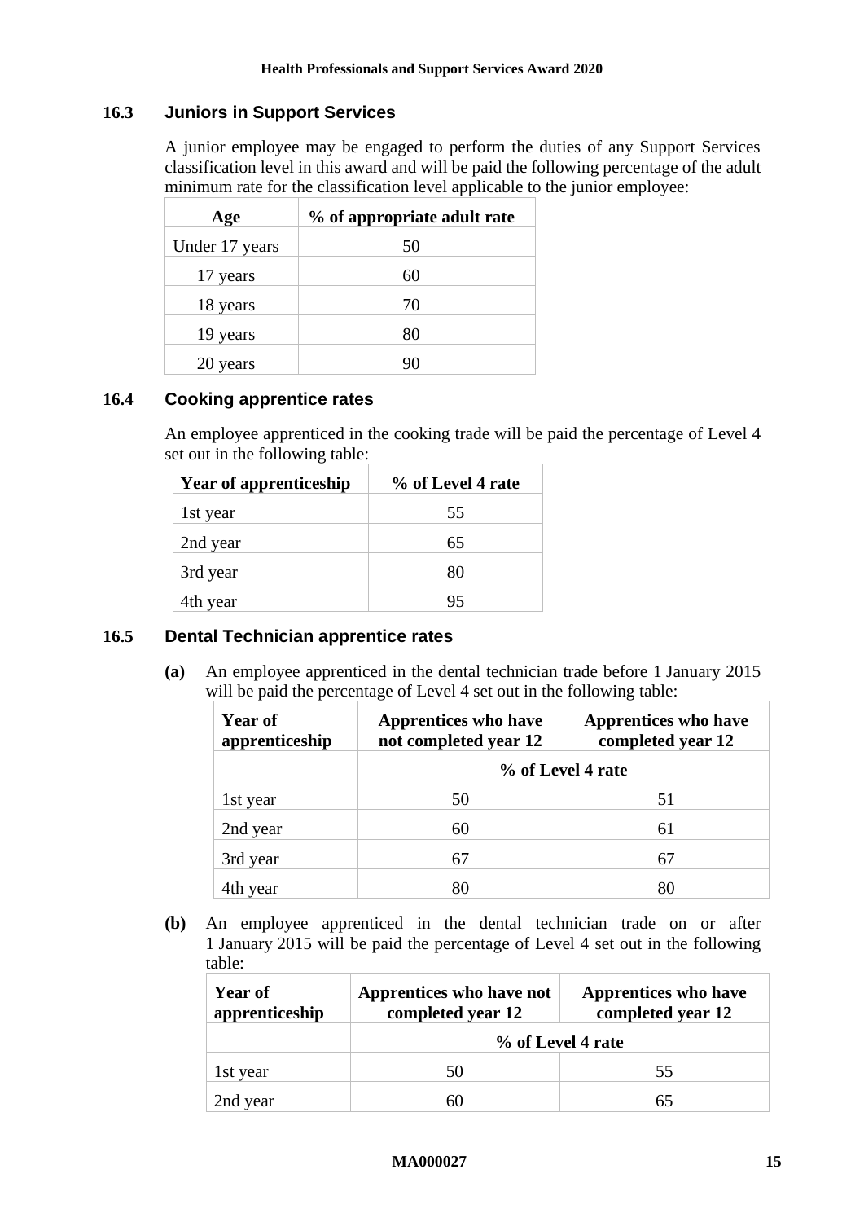### 16.3 Juniors in Support Services

A junior employee may be engaged to perform the duties of any Support Services classification level in this award and will be paid the following percentage of the adult minimum rate for the classification level applicable to the junior employee:

| Age | % of appropriate adult rate |
|---|---|
| Under 17 years | 50 |
| 17 years | 60 |
| 18 years | 70 |
| 19 years | 80 |
| 20 years | 90 |

### 16.4 Cooking apprentice rates

An employee apprenticed in the cooking trade will be paid the percentage of Level 4 set out in the following table:

| Year of apprenticeship | % of Level 4 rate |
|---|---|
| 1st year | 55 |
| 2nd year | 65 |
| 3rd year | 80 |
| 4th year | 95 |

### 16.5 Dental Technician apprentice rates

**(a)** An employee apprenticed in the dental technician trade before 1 January 2015 will be paid the percentage of Level 4 set out in the following table:

| Year of apprenticeship | Apprentices who have not completed year 12 | Apprentices who have completed year 12 |
|---|---|---|
| | % of Level 4 rate | |
| 1st year | 50 | 51 |
| 2nd year | 60 | 61 |
| 3rd year | 67 | 67 |
| 4th year | 80 | 80 |

**(b)** An employee apprenticed in the dental technician trade on or after 1 January 2015 will be paid the percentage of Level 4 set out in the following table:

| Year of apprenticeship | Apprentices who have not completed year 12 | Apprentices who have completed year 12 |
|---|---|---|
| | % of Level 4 rate | |
| 1st year | 50 | 55 |
| 2nd year | 60 | 65 |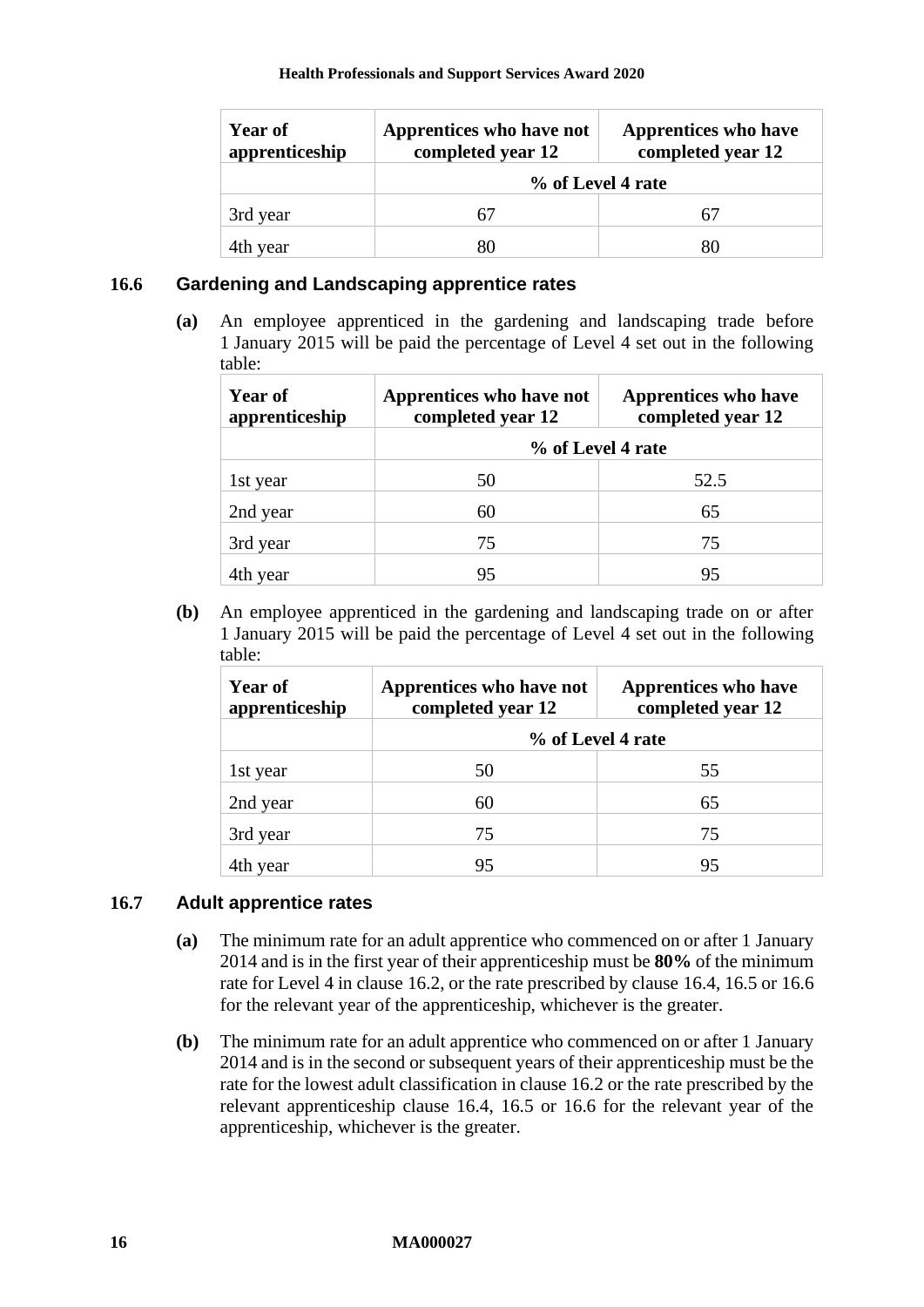| Year of apprenticeship | Apprentices who have not completed year 12 | Apprentices who have completed year 12 |
|---|---|---|
| | % of Level 4 rate | |
| 3rd year | 67 | 67 |
| 4th year | 80 | 80 |

### 16.6 Gardening and Landscaping apprentice rates

**(a)** An employee apprenticed in the gardening and landscaping trade before 1 January 2015 will be paid the percentage of Level 4 set out in the following table:

| Year of apprenticeship | Apprentices who have not completed year 12 | Apprentices who have completed year 12 |
|---|---|---|
| | % of Level 4 rate | |
| 1st year | 50 | 52.5 |
| 2nd year | 60 | 65 |
| 3rd year | 75 | 75 |
| 4th year | 95 | 95 |

**(b)** An employee apprenticed in the gardening and landscaping trade on or after 1 January 2015 will be paid the percentage of Level 4 set out in the following table:

| Year of apprenticeship | Apprentices who have not completed year 12 | Apprentices who have completed year 12 |
|---|---|---|
| | % of Level 4 rate | |
| 1st year | 50 | 55 |
| 2nd year | 60 | 65 |
| 3rd year | 75 | 75 |
| 4th year | 95 | 95 |

### 16.7 Adult apprentice rates

**(a)** The minimum rate for an adult apprentice who commenced on or after 1 January 2014 and is in the first year of their apprenticeship must be **80%** of the minimum rate for Level 4 in clause 16.2, or the rate prescribed by clause 16.4, 16.5 or 16.6 for the relevant year of the apprenticeship, whichever is the greater.

**(b)** The minimum rate for an adult apprentice who commenced on or after 1 January 2014 and is in the second or subsequent years of their apprenticeship must be the rate for the lowest adult classification in clause 16.2 or the rate prescribed by the relevant apprenticeship clause 16.4, 16.5 or 16.6 for the relevant year of the apprenticeship, whichever is the greater.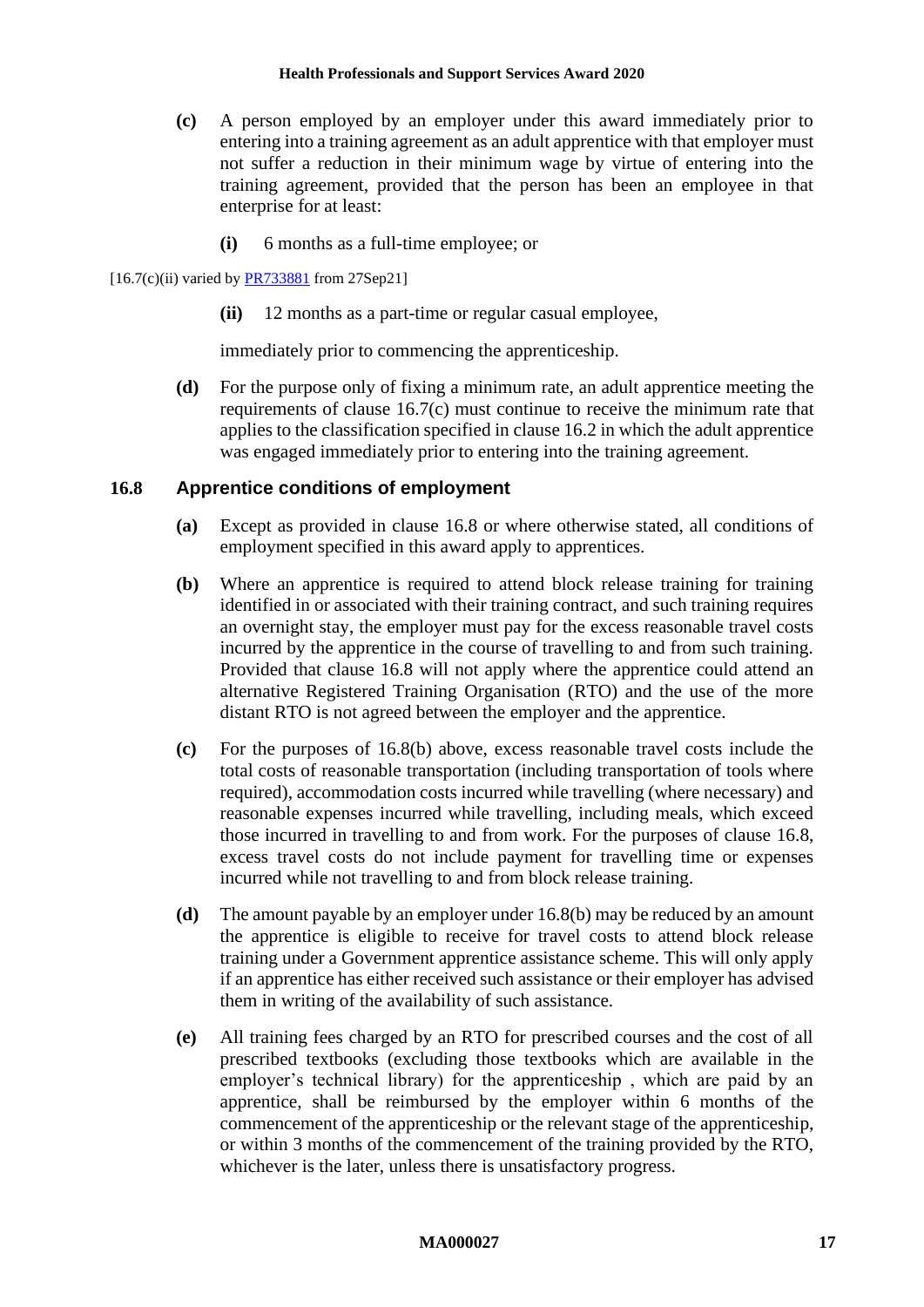**(c)** A person employed by an employer under this award immediately prior to entering into a training agreement as an adult apprentice with that employer must not suffer a reduction in their minimum wage by virtue of entering into the training agreement, provided that the person has been an employee in that enterprise for at least:

**(i)** 6 months as a full-time employee; or

[16.7(c)(ii) varied by PR733881 from 27Sep21]

**(ii)** 12 months as a part-time or regular casual employee,

immediately prior to commencing the apprenticeship.

**(d)** For the purpose only of fixing a minimum rate, an adult apprentice meeting the requirements of clause 16.7(c) must continue to receive the minimum rate that applies to the classification specified in clause 16.2 in which the adult apprentice was engaged immediately prior to entering into the training agreement.

### 16.8 Apprentice conditions of employment

**(a)** Except as provided in clause 16.8 or where otherwise stated, all conditions of employment specified in this award apply to apprentices.

**(b)** Where an apprentice is required to attend block release training for training identified in or associated with their training contract, and such training requires an overnight stay, the employer must pay for the excess reasonable travel costs incurred by the apprentice in the course of travelling to and from such training. Provided that clause 16.8 will not apply where the apprentice could attend an alternative Registered Training Organisation (RTO) and the use of the more distant RTO is not agreed between the employer and the apprentice.

**(c)** For the purposes of 16.8(b) above, excess reasonable travel costs include the total costs of reasonable transportation (including transportation of tools where required), accommodation costs incurred while travelling (where necessary) and reasonable expenses incurred while travelling, including meals, which exceed those incurred in travelling to and from work. For the purposes of clause 16.8, excess travel costs do not include payment for travelling time or expenses incurred while not travelling to and from block release training.

**(d)** The amount payable by an employer under 16.8(b) may be reduced by an amount the apprentice is eligible to receive for travel costs to attend block release training under a Government apprentice assistance scheme. This will only apply if an apprentice has either received such assistance or their employer has advised them in writing of the availability of such assistance.

**(e)** All training fees charged by an RTO for prescribed courses and the cost of all prescribed textbooks (excluding those textbooks which are available in the employer's technical library) for the apprenticeship , which are paid by an apprentice, shall be reimbursed by the employer within 6 months of the commencement of the apprenticeship or the relevant stage of the apprenticeship, or within 3 months of the commencement of the training provided by the RTO, whichever is the later, unless there is unsatisfactory progress.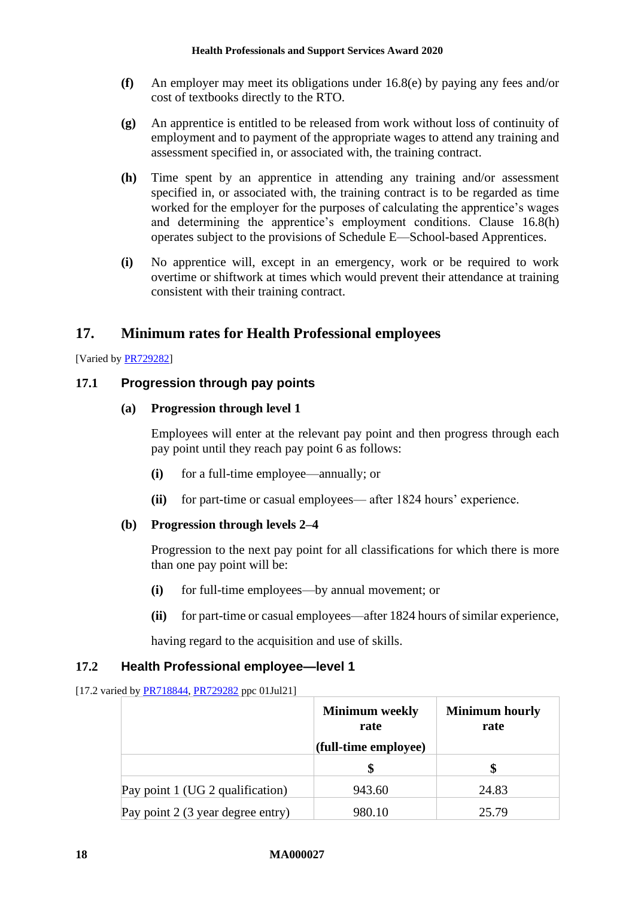**(f)** An employer may meet its obligations under 16.8(e) by paying any fees and/or cost of textbooks directly to the RTO.

**(g)** An apprentice is entitled to be released from work without loss of continuity of employment and to payment of the appropriate wages to attend any training and assessment specified in, or associated with, the training contract.

**(h)** Time spent by an apprentice in attending any training and/or assessment specified in, or associated with, the training contract is to be regarded as time worked for the employer for the purposes of calculating the apprentice's wages and determining the apprentice's employment conditions. Clause 16.8(h) operates subject to the provisions of Schedule E—School-based Apprentices.

**(i)** No apprentice will, except in an emergency, work or be required to work overtime or shiftwork at times which would prevent their attendance at training consistent with their training contract.

## 17. Minimum rates for Health Professional employees

[Varied by PR729282]

### 17.1 Progression through pay points

**(a) Progression through level 1**

Employees will enter at the relevant pay point and then progress through each pay point until they reach pay point 6 as follows:

**(i)** for a full-time employee—annually; or

**(ii)** for part-time or casual employees— after 1824 hours' experience.

**(b) Progression through levels 2–4**

Progression to the next pay point for all classifications for which there is more than one pay point will be:

**(i)** for full-time employees—by annual movement; or

**(ii)** for part-time or casual employees—after 1824 hours of similar experience,

having regard to the acquisition and use of skills.

### 17.2 Health Professional employee—level 1

[17.2 varied by PR718844, PR729282 ppc 01Jul21]

| | Minimum weekly rate (full-time employee) | Minimum hourly rate |
|---|---|---|
| | $ | $ |
| Pay point 1 (UG 2 qualification) | 943.60 | 24.83 |
| Pay point 2 (3 year degree entry) | 980.10 | 25.79 |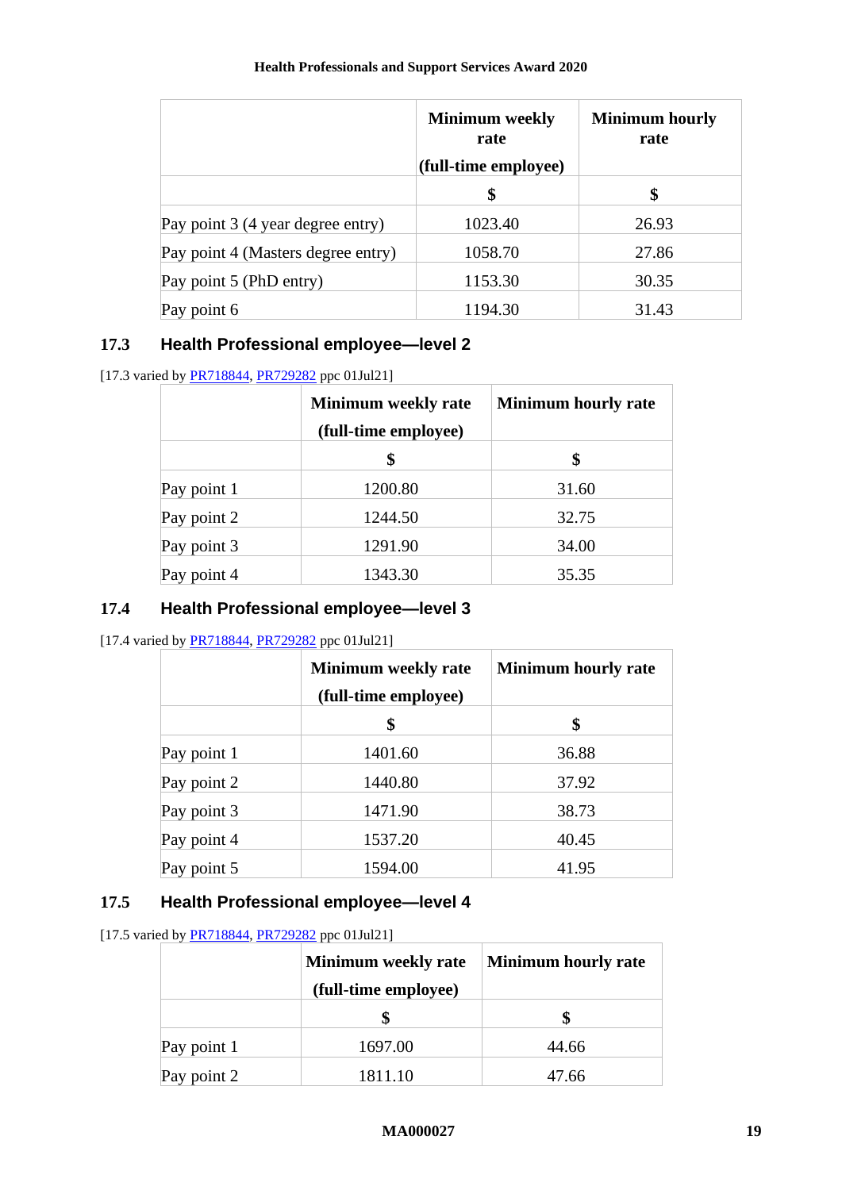| | Minimum weekly rate (full-time employee) | Minimum hourly rate |
|---|---|---|
| | $ | $ |
| Pay point 3 (4 year degree entry) | 1023.40 | 26.93 |
| Pay point 4 (Masters degree entry) | 1058.70 | 27.86 |
| Pay point 5 (PhD entry) | 1153.30 | 30.35 |
| Pay point 6 | 1194.30 | 31.43 |

### 17.3 Health Professional employee—level 2

[17.3 varied by PR718844, PR729282 ppc 01Jul21]

| | Minimum weekly rate (full-time employee) | Minimum hourly rate |
|---|---|---|
| | $ | $ |
| Pay point 1 | 1200.80 | 31.60 |
| Pay point 2 | 1244.50 | 32.75 |
| Pay point 3 | 1291.90 | 34.00 |
| Pay point 4 | 1343.30 | 35.35 |

### 17.4 Health Professional employee—level 3

[17.4 varied by PR718844, PR729282 ppc 01Jul21]

| | Minimum weekly rate (full-time employee) | Minimum hourly rate |
|---|---|---|
| | $ | $ |
| Pay point 1 | 1401.60 | 36.88 |
| Pay point 2 | 1440.80 | 37.92 |
| Pay point 3 | 1471.90 | 38.73 |
| Pay point 4 | 1537.20 | 40.45 |
| Pay point 5 | 1594.00 | 41.95 |

### 17.5 Health Professional employee—level 4

[17.5 varied by PR718844, PR729282 ppc 01Jul21]

| | Minimum weekly rate (full-time employee) | Minimum hourly rate |
|---|---|---|
| | $ | $ |
| Pay point 1 | 1697.00 | 44.66 |
| Pay point 2 | 1811.10 | 47.66 |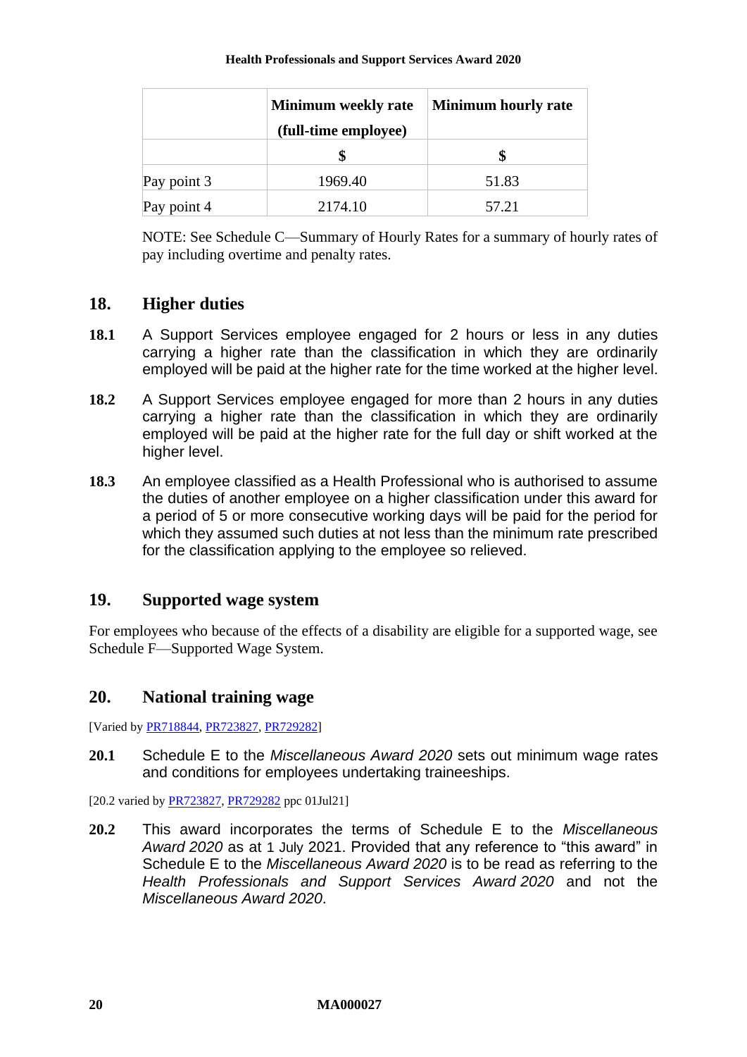| | Minimum weekly rate (full-time employee) | Minimum hourly rate |
|---|---|---|
| | $ | $ |
| Pay point 3 | 1969.40 | 51.83 |
| Pay point 4 | 2174.10 | 57.21 |

NOTE: See Schedule C—Summary of Hourly Rates for a summary of hourly rates of pay including overtime and penalty rates.

## 18. Higher duties

**18.1** A Support Services employee engaged for 2 hours or less in any duties carrying a higher rate than the classification in which they are ordinarily employed will be paid at the higher rate for the time worked at the higher level.

**18.2** A Support Services employee engaged for more than 2 hours in any duties carrying a higher rate than the classification in which they are ordinarily employed will be paid at the higher rate for the full day or shift worked at the higher level.

**18.3** An employee classified as a Health Professional who is authorised to assume the duties of another employee on a higher classification under this award for a period of 5 or more consecutive working days will be paid for the period for which they assumed such duties at not less than the minimum rate prescribed for the classification applying to the employee so relieved.

## 19. Supported wage system

For employees who because of the effects of a disability are eligible for a supported wage, see Schedule F—Supported Wage System.

## 20. National training wage

[Varied by PR718844, PR723827, PR729282]

**20.1** Schedule E to the *Miscellaneous Award 2020* sets out minimum wage rates and conditions for employees undertaking traineeships.

[20.2 varied by PR723827, PR729282 ppc 01Jul21]

**20.2** This award incorporates the terms of Schedule E to the *Miscellaneous Award 2020* as at 1 July 2021. Provided that any reference to "this award" in Schedule E to the *Miscellaneous Award 2020* is to be read as referring to the *Health Professionals and Support Services Award 2020* and not the *Miscellaneous Award 2020*.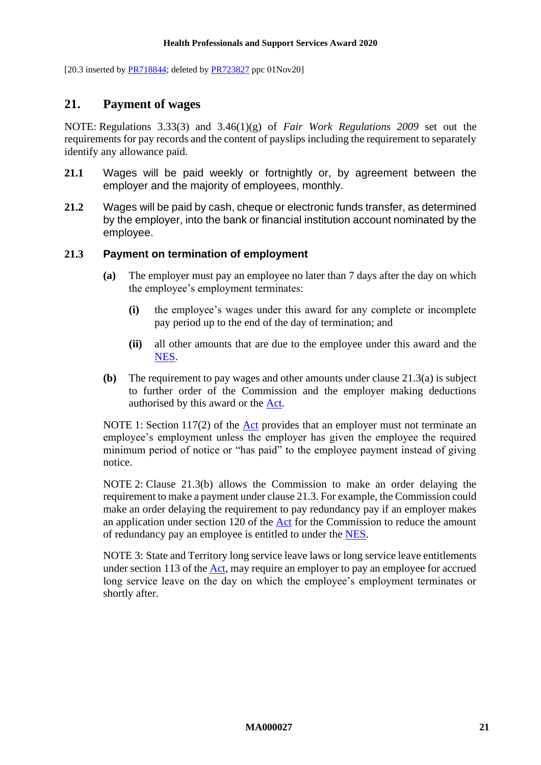[20.3 inserted by PR718844; deleted by PR723827 ppc 01Nov20]

## 21. Payment of wages

NOTE: Regulations 3.33(3) and 3.46(1)(g) of *Fair Work Regulations 2009* set out the requirements for pay records and the content of payslips including the requirement to separately identify any allowance paid.

**21.1** Wages will be paid weekly or fortnightly or, by agreement between the employer and the majority of employees, monthly.

**21.2** Wages will be paid by cash, cheque or electronic funds transfer, as determined by the employer, into the bank or financial institution account nominated by the employee.

### 21.3 Payment on termination of employment

**(a)** The employer must pay an employee no later than 7 days after the day on which the employee's employment terminates:

**(i)** the employee's wages under this award for any complete or incomplete pay period up to the end of the day of termination; and

**(ii)** all other amounts that are due to the employee under this award and the NES.

**(b)** The requirement to pay wages and other amounts under clause 21.3(a) is subject to further order of the Commission and the employer making deductions authorised by this award or the Act.

NOTE 1: Section 117(2) of the Act provides that an employer must not terminate an employee's employment unless the employer has given the employee the required minimum period of notice or "has paid" to the employee payment instead of giving notice.

NOTE 2: Clause 21.3(b) allows the Commission to make an order delaying the requirement to make a payment under clause 21.3. For example, the Commission could make an order delaying the requirement to pay redundancy pay if an employer makes an application under section 120 of the Act for the Commission to reduce the amount of redundancy pay an employee is entitled to under the NES.

NOTE 3: State and Territory long service leave laws or long service leave entitlements under section 113 of the Act, may require an employer to pay an employee for accrued long service leave on the day on which the employee's employment terminates or shortly after.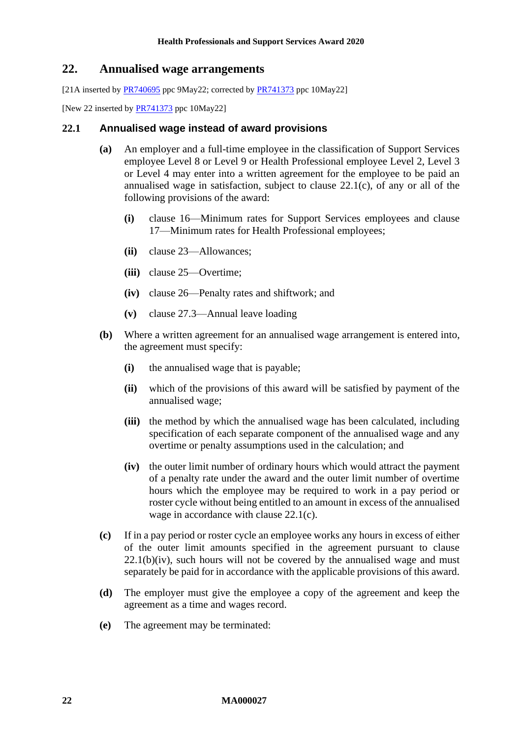## 22. Annualised wage arrangements

[21A inserted by PR740695 ppc 9May22; corrected by PR741373 ppc 10May22]

[New 22 inserted by PR741373 ppc 10May22]

### 22.1 Annualised wage instead of award provisions

**(a)** An employer and a full-time employee in the classification of Support Services employee Level 8 or Level 9 or Health Professional employee Level 2, Level 3 or Level 4 may enter into a written agreement for the employee to be paid an annualised wage in satisfaction, subject to clause 22.1(c), of any or all of the following provisions of the award:

- **(i)** clause 16—Minimum rates for Support Services employees and clause 17—Minimum rates for Health Professional employees;
- **(ii)** clause 23—Allowances;
- **(iii)** clause 25—Overtime;
- **(iv)** clause 26—Penalty rates and shiftwork; and
- **(v)** clause 27.3—Annual leave loading

**(b)** Where a written agreement for an annualised wage arrangement is entered into, the agreement must specify:

- **(i)** the annualised wage that is payable;
- **(ii)** which of the provisions of this award will be satisfied by payment of the annualised wage;
- **(iii)** the method by which the annualised wage has been calculated, including specification of each separate component of the annualised wage and any overtime or penalty assumptions used in the calculation; and
- **(iv)** the outer limit number of ordinary hours which would attract the payment of a penalty rate under the award and the outer limit number of overtime hours which the employee may be required to work in a pay period or roster cycle without being entitled to an amount in excess of the annualised wage in accordance with clause 22.1(c).

**(c)** If in a pay period or roster cycle an employee works any hours in excess of either of the outer limit amounts specified in the agreement pursuant to clause 22.1(b)(iv), such hours will not be covered by the annualised wage and must separately be paid for in accordance with the applicable provisions of this award.

**(d)** The employer must give the employee a copy of the agreement and keep the agreement as a time and wages record.

**(e)** The agreement may be terminated: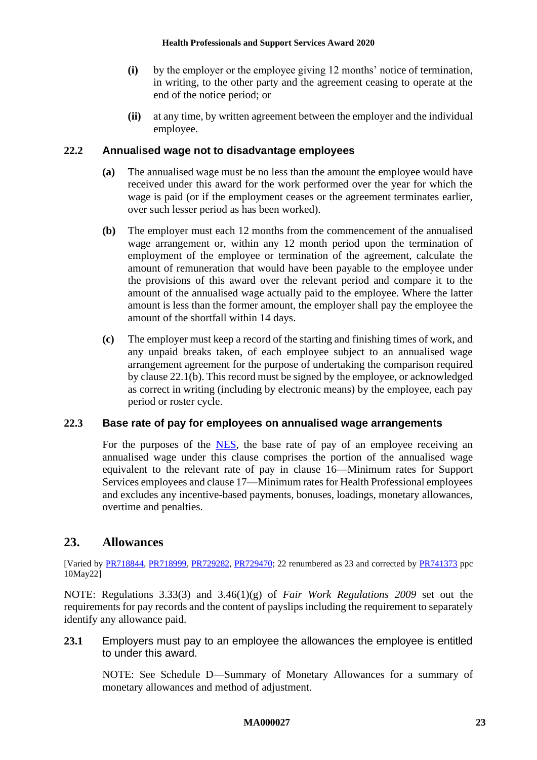**(i)** by the employer or the employee giving 12 months' notice of termination, in writing, to the other party and the agreement ceasing to operate at the end of the notice period; or

**(ii)** at any time, by written agreement between the employer and the individual employee.

### 22.2 Annualised wage not to disadvantage employees

**(a)** The annualised wage must be no less than the amount the employee would have received under this award for the work performed over the year for which the wage is paid (or if the employment ceases or the agreement terminates earlier, over such lesser period as has been worked).

**(b)** The employer must each 12 months from the commencement of the annualised wage arrangement or, within any 12 month period upon the termination of employment of the employee or termination of the agreement, calculate the amount of remuneration that would have been payable to the employee under the provisions of this award over the relevant period and compare it to the amount of the annualised wage actually paid to the employee. Where the latter amount is less than the former amount, the employer shall pay the employee the amount of the shortfall within 14 days.

**(c)** The employer must keep a record of the starting and finishing times of work, and any unpaid breaks taken, of each employee subject to an annualised wage arrangement agreement for the purpose of undertaking the comparison required by clause 22.1(b). This record must be signed by the employee, or acknowledged as correct in writing (including by electronic means) by the employee, each pay period or roster cycle.

### 22.3 Base rate of pay for employees on annualised wage arrangements

For the purposes of the NES, the base rate of pay of an employee receiving an annualised wage under this clause comprises the portion of the annualised wage equivalent to the relevant rate of pay in clause 16—Minimum rates for Support Services employees and clause 17—Minimum rates for Health Professional employees and excludes any incentive-based payments, bonuses, loadings, monetary allowances, overtime and penalties.

## 23. Allowances

[Varied by PR718844, PR718999, PR729282, PR729470; 22 renumbered as 23 and corrected by PR741373 ppc 10May22]

NOTE: Regulations 3.33(3) and 3.46(1)(g) of *Fair Work Regulations 2009* set out the requirements for pay records and the content of payslips including the requirement to separately identify any allowance paid.

**23.1** Employers must pay to an employee the allowances the employee is entitled to under this award.

NOTE: See Schedule D—Summary of Monetary Allowances for a summary of monetary allowances and method of adjustment.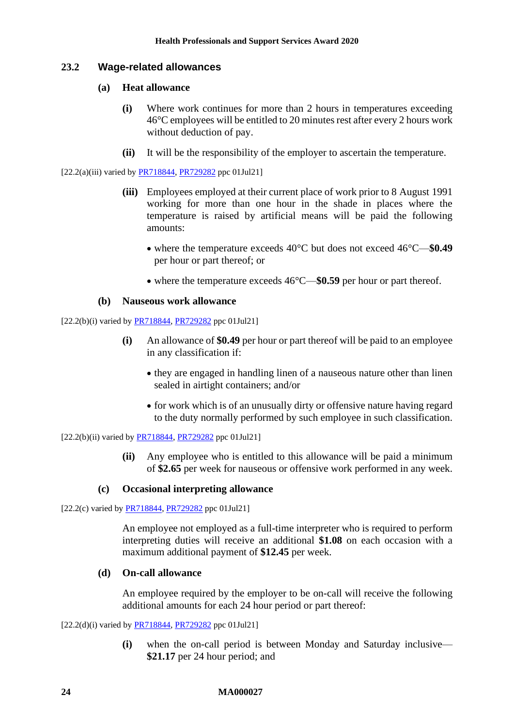### 23.2 Wage-related allowances

#### (a) Heat allowance

**(i)** Where work continues for more than 2 hours in temperatures exceeding 46°C employees will be entitled to 20 minutes rest after every 2 hours work without deduction of pay.

**(ii)** It will be the responsibility of the employer to ascertain the temperature.

[22.2(a)(iii) varied by PR718844, PR729282 ppc 01Jul21]

**(iii)** Employees employed at their current place of work prior to 8 August 1991 working for more than one hour in the shade in places where the temperature is raised by artificial means will be paid the following amounts:

- where the temperature exceeds 40°C but does not exceed 46°C—**$0.49** per hour or part thereof; or
- where the temperature exceeds 46°C—**$0.59** per hour or part thereof.

#### (b) Nauseous work allowance

[22.2(b)(i) varied by PR718844, PR729282 ppc 01Jul21]

**(i)** An allowance of **$0.49** per hour or part thereof will be paid to an employee in any classification if:

- they are engaged in handling linen of a nauseous nature other than linen sealed in airtight containers; and/or
- for work which is of an unusually dirty or offensive nature having regard to the duty normally performed by such employee in such classification.

[22.2(b)(ii) varied by PR718844, PR729282 ppc 01Jul21]

**(ii)** Any employee who is entitled to this allowance will be paid a minimum of **$2.65** per week for nauseous or offensive work performed in any week.

#### (c) Occasional interpreting allowance

[22.2(c) varied by PR718844, PR729282 ppc 01Jul21]

An employee not employed as a full-time interpreter who is required to perform interpreting duties will receive an additional **$1.08** on each occasion with a maximum additional payment of **$12.45** per week.

#### (d) On-call allowance

An employee required by the employer to be on-call will receive the following additional amounts for each 24 hour period or part thereof:

[22.2(d)(i) varied by PR718844, PR729282 ppc 01Jul21]

**(i)** when the on-call period is between Monday and Saturday inclusive—**$21.17** per 24 hour period; and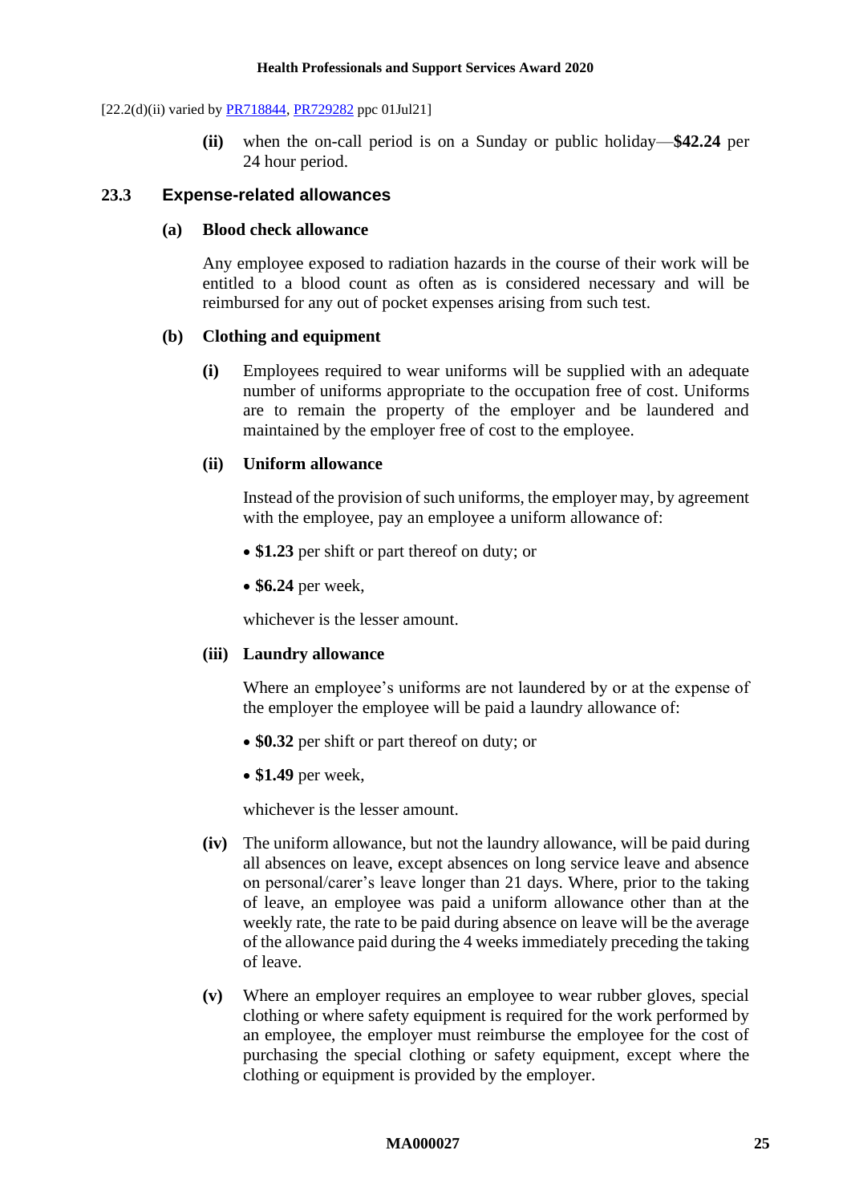[22.2(d)(ii) varied by PR718844, PR729282 ppc 01Jul21]

**(ii)** when the on-call period is on a Sunday or public holiday—**$42.24** per 24 hour period.

### 23.3 Expense-related allowances

**(a) Blood check allowance**

Any employee exposed to radiation hazards in the course of their work will be entitled to a blood count as often as is considered necessary and will be reimbursed for any out of pocket expenses arising from such test.

**(b) Clothing and equipment**

**(i)** Employees required to wear uniforms will be supplied with an adequate number of uniforms appropriate to the occupation free of cost. Uniforms are to remain the property of the employer and be laundered and maintained by the employer free of cost to the employee.

**(ii) Uniform allowance**

Instead of the provision of such uniforms, the employer may, by agreement with the employee, pay an employee a uniform allowance of:

- **$1.23** per shift or part thereof on duty; or
- **$6.24** per week,

whichever is the lesser amount.

**(iii) Laundry allowance**

Where an employee's uniforms are not laundered by or at the expense of the employer the employee will be paid a laundry allowance of:

- **$0.32** per shift or part thereof on duty; or
- **$1.49** per week,

whichever is the lesser amount.

**(iv)** The uniform allowance, but not the laundry allowance, will be paid during all absences on leave, except absences on long service leave and absence on personal/carer's leave longer than 21 days. Where, prior to the taking of leave, an employee was paid a uniform allowance other than at the weekly rate, the rate to be paid during absence on leave will be the average of the allowance paid during the 4 weeks immediately preceding the taking of leave.

**(v)** Where an employer requires an employee to wear rubber gloves, special clothing or where safety equipment is required for the work performed by an employee, the employer must reimburse the employee for the cost of purchasing the special clothing or safety equipment, except where the clothing or equipment is provided by the employer.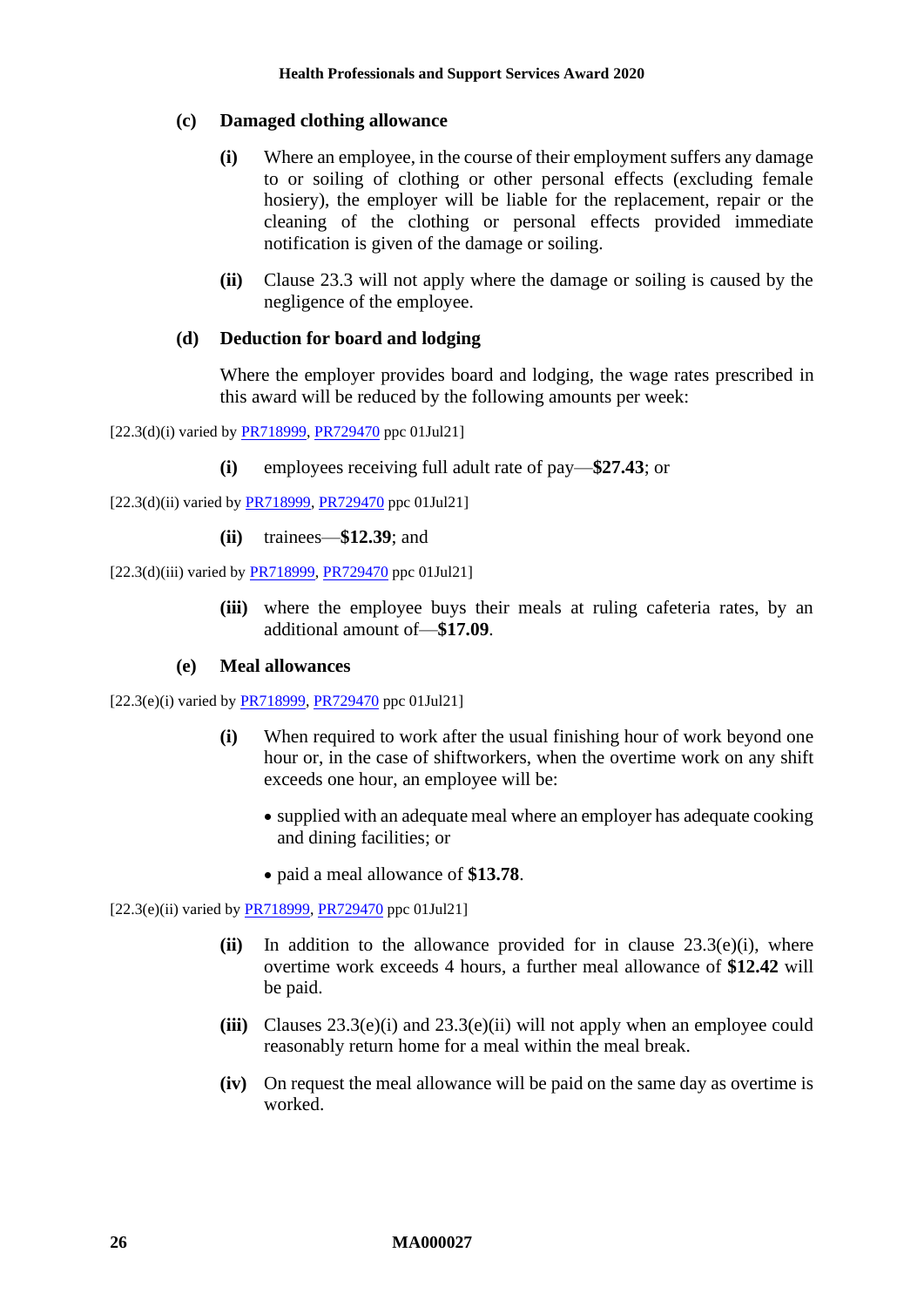**(c) Damaged clothing allowance**

**(i)** Where an employee, in the course of their employment suffers any damage to or soiling of clothing or other personal effects (excluding female hosiery), the employer will be liable for the replacement, repair or the cleaning of the clothing or personal effects provided immediate notification is given of the damage or soiling.

**(ii)** Clause 23.3 will not apply where the damage or soiling is caused by the negligence of the employee.

**(d) Deduction for board and lodging**

Where the employer provides board and lodging, the wage rates prescribed in this award will be reduced by the following amounts per week:

[22.3(d)(i) varied by PR718999, PR729470 ppc 01Jul21]

**(i)** employees receiving full adult rate of pay—**$27.43**; or

[22.3(d)(ii) varied by PR718999, PR729470 ppc 01Jul21]

**(ii)** trainees—**$12.39**; and

[22.3(d)(iii) varied by PR718999, PR729470 ppc 01Jul21]

**(iii)** where the employee buys their meals at ruling cafeteria rates, by an additional amount of—**$17.09**.

**(e) Meal allowances**

[22.3(e)(i) varied by PR718999, PR729470 ppc 01Jul21]

**(i)** When required to work after the usual finishing hour of work beyond one hour or, in the case of shiftworkers, when the overtime work on any shift exceeds one hour, an employee will be:

- supplied with an adequate meal where an employer has adequate cooking and dining facilities; or
- paid a meal allowance of **$13.78**.

[22.3(e)(ii) varied by PR718999, PR729470 ppc 01Jul21]

**(ii)** In addition to the allowance provided for in clause 23.3(e)(i), where overtime work exceeds 4 hours, a further meal allowance of **$12.42** will be paid.

**(iii)** Clauses 23.3(e)(i) and 23.3(e)(ii) will not apply when an employee could reasonably return home for a meal within the meal break.

**(iv)** On request the meal allowance will be paid on the same day as overtime is worked.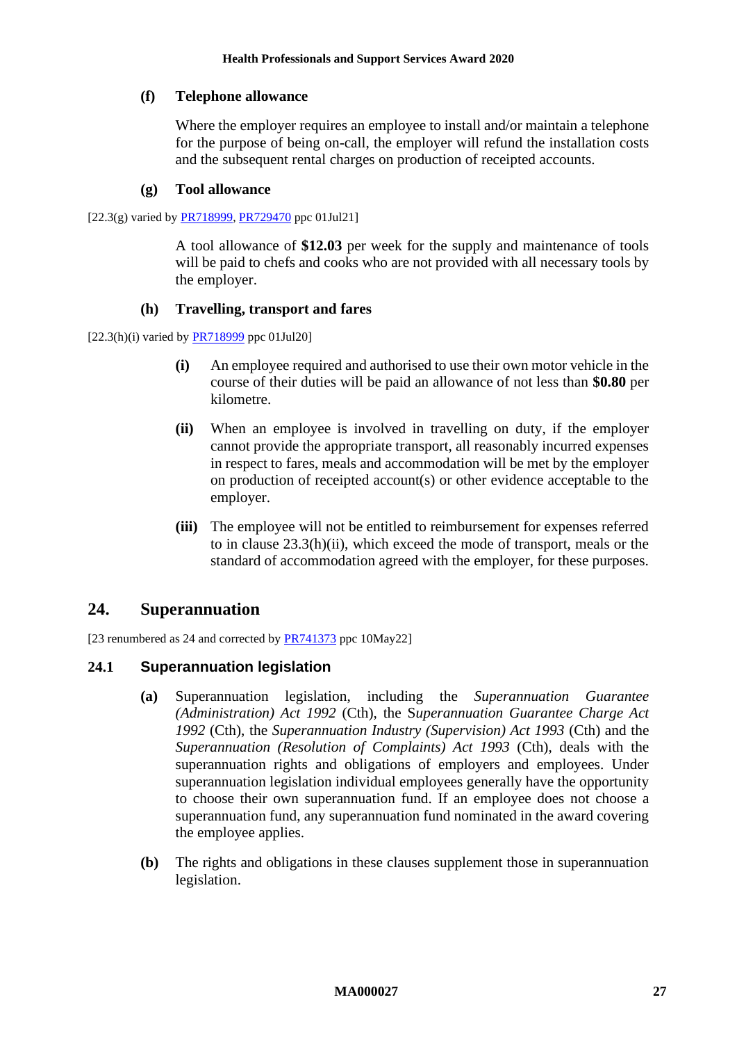**(f) Telephone allowance**

Where the employer requires an employee to install and/or maintain a telephone for the purpose of being on-call, the employer will refund the installation costs and the subsequent rental charges on production of receipted accounts.

**(g) Tool allowance**

[22.3(g) varied by PR718999, PR729470 ppc 01Jul21]

A tool allowance of **$12.03** per week for the supply and maintenance of tools will be paid to chefs and cooks who are not provided with all necessary tools by the employer.

**(h) Travelling, transport and fares**

[22.3(h)(i) varied by PR718999 ppc 01Jul20]

**(i)** An employee required and authorised to use their own motor vehicle in the course of their duties will be paid an allowance of not less than **$0.80** per kilometre.

**(ii)** When an employee is involved in travelling on duty, if the employer cannot provide the appropriate transport, all reasonably incurred expenses in respect to fares, meals and accommodation will be met by the employer on production of receipted account(s) or other evidence acceptable to the employer.

**(iii)** The employee will not be entitled to reimbursement for expenses referred to in clause 23.3(h)(ii), which exceed the mode of transport, meals or the standard of accommodation agreed with the employer, for these purposes.

## 24. Superannuation

[23 renumbered as 24 and corrected by PR741373 ppc 10May22]

### 24.1 Superannuation legislation

**(a)** Superannuation legislation, including the *Superannuation Guarantee (Administration) Act 1992* (Cth), the *Superannuation Guarantee Charge Act 1992* (Cth), the *Superannuation Industry (Supervision) Act 1993* (Cth) and the *Superannuation (Resolution of Complaints) Act 1993* (Cth), deals with the superannuation rights and obligations of employers and employees. Under superannuation legislation individual employees generally have the opportunity to choose their own superannuation fund. If an employee does not choose a superannuation fund, any superannuation fund nominated in the award covering the employee applies.

**(b)** The rights and obligations in these clauses supplement those in superannuation legislation.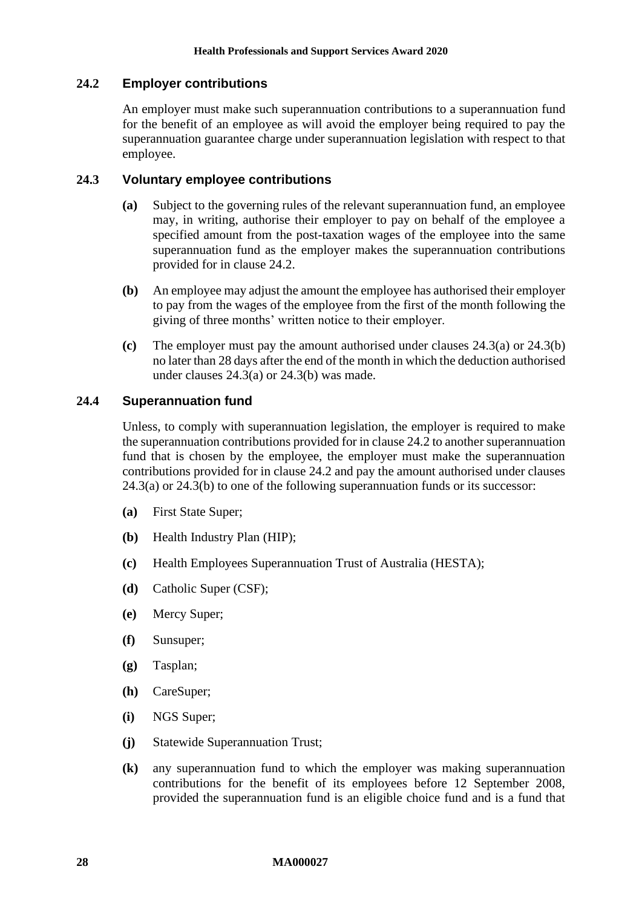### 24.2 Employer contributions

An employer must make such superannuation contributions to a superannuation fund for the benefit of an employee as will avoid the employer being required to pay the superannuation guarantee charge under superannuation legislation with respect to that employee.

### 24.3 Voluntary employee contributions

**(a)** Subject to the governing rules of the relevant superannuation fund, an employee may, in writing, authorise their employer to pay on behalf of the employee a specified amount from the post-taxation wages of the employee into the same superannuation fund as the employer makes the superannuation contributions provided for in clause 24.2.

**(b)** An employee may adjust the amount the employee has authorised their employer to pay from the wages of the employee from the first of the month following the giving of three months' written notice to their employer.

**(c)** The employer must pay the amount authorised under clauses 24.3(a) or 24.3(b) no later than 28 days after the end of the month in which the deduction authorised under clauses 24.3(a) or 24.3(b) was made.

### 24.4 Superannuation fund

Unless, to comply with superannuation legislation, the employer is required to make the superannuation contributions provided for in clause 24.2 to another superannuation fund that is chosen by the employee, the employer must make the superannuation contributions provided for in clause 24.2 and pay the amount authorised under clauses 24.3(a) or 24.3(b) to one of the following superannuation funds or its successor:

**(a)** First State Super;

**(b)** Health Industry Plan (HIP);

**(c)** Health Employees Superannuation Trust of Australia (HESTA);

**(d)** Catholic Super (CSF);

**(e)** Mercy Super;

**(f)** Sunsuper;

**(g)** Tasplan;

**(h)** CareSuper;

**(i)** NGS Super;

**(j)** Statewide Superannuation Trust;

**(k)** any superannuation fund to which the employer was making superannuation contributions for the benefit of its employees before 12 September 2008, provided the superannuation fund is an eligible choice fund and is a fund that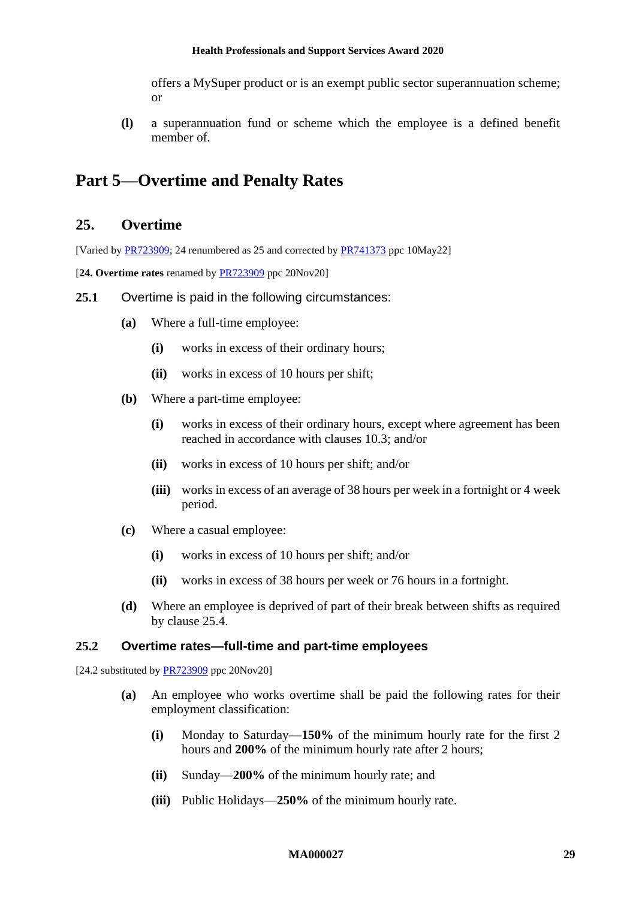offers a MySuper product or is an exempt public sector superannuation scheme; or

**(l)** a superannuation fund or scheme which the employee is a defined benefit member of.

# Part 5—Overtime and Penalty Rates

## 25. Overtime

[Varied by PR723909; 24 renumbered as 25 and corrected by PR741373 ppc 10May22]

[**24. Overtime rates** renamed by PR723909 ppc 20Nov20]

**25.1** Overtime is paid in the following circumstances:

**(a)** Where a full-time employee:

**(i)** works in excess of their ordinary hours;

**(ii)** works in excess of 10 hours per shift;

**(b)** Where a part-time employee:

**(i)** works in excess of their ordinary hours, except where agreement has been reached in accordance with clauses 10.3; and/or

**(ii)** works in excess of 10 hours per shift; and/or

**(iii)** works in excess of an average of 38 hours per week in a fortnight or 4 week period.

**(c)** Where a casual employee:

**(i)** works in excess of 10 hours per shift; and/or

**(ii)** works in excess of 38 hours per week or 76 hours in a fortnight.

**(d)** Where an employee is deprived of part of their break between shifts as required by clause 25.4.

### 25.2 Overtime rates—full-time and part-time employees

[24.2 substituted by PR723909 ppc 20Nov20]

**(a)** An employee who works overtime shall be paid the following rates for their employment classification:

**(i)** Monday to Saturday—**150%** of the minimum hourly rate for the first 2 hours and **200%** of the minimum hourly rate after 2 hours;

**(ii)** Sunday—**200%** of the minimum hourly rate; and

**(iii)** Public Holidays—**250%** of the minimum hourly rate.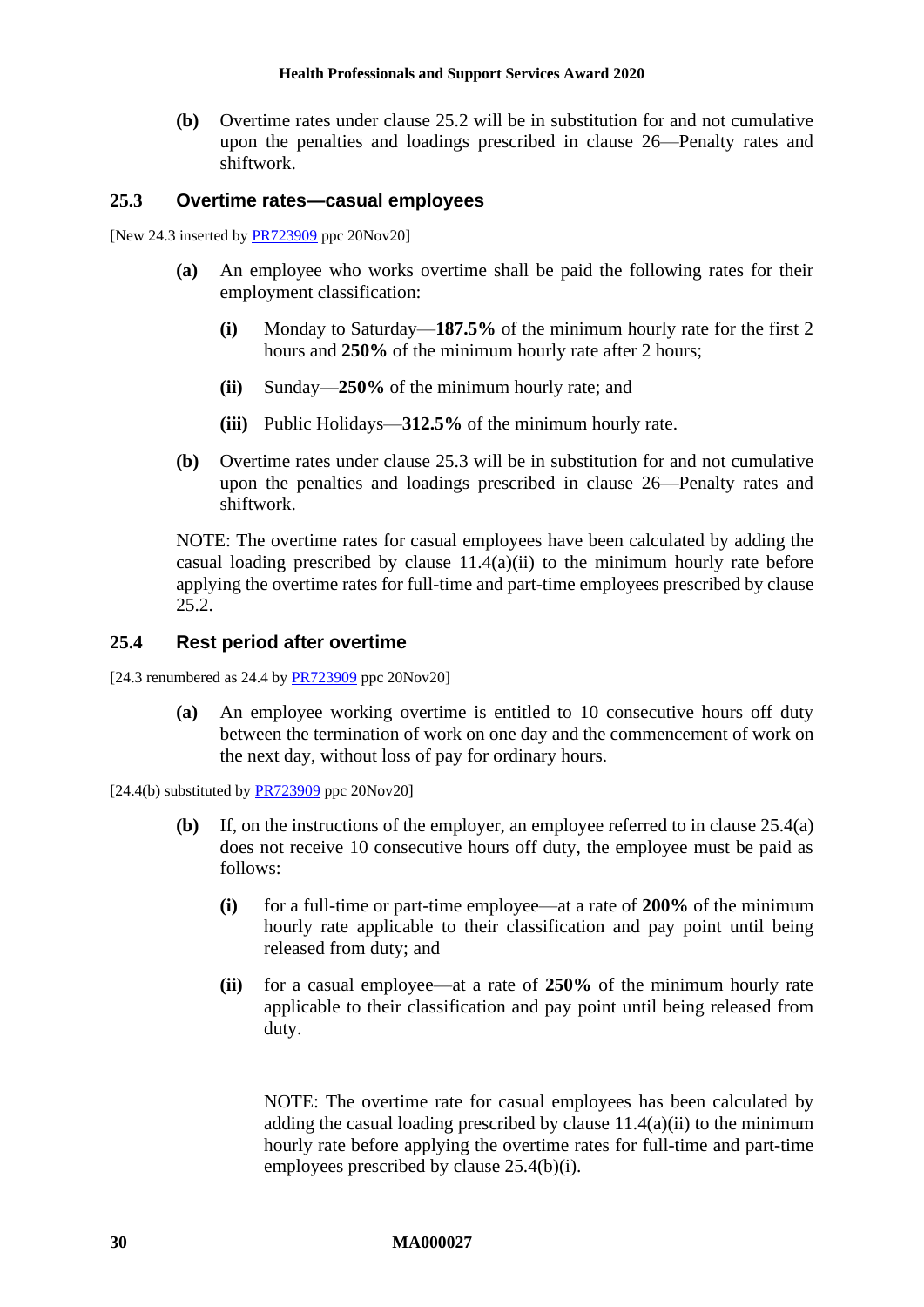**(b)** Overtime rates under clause 25.2 will be in substitution for and not cumulative upon the penalties and loadings prescribed in clause 26—Penalty rates and shiftwork.

### 25.3 Overtime rates—casual employees

[New 24.3 inserted by PR723909 ppc 20Nov20]

**(a)** An employee who works overtime shall be paid the following rates for their employment classification:

**(i)** Monday to Saturday—**187.5%** of the minimum hourly rate for the first 2 hours and **250%** of the minimum hourly rate after 2 hours;

**(ii)** Sunday—**250%** of the minimum hourly rate; and

**(iii)** Public Holidays—**312.5%** of the minimum hourly rate.

**(b)** Overtime rates under clause 25.3 will be in substitution for and not cumulative upon the penalties and loadings prescribed in clause 26—Penalty rates and shiftwork.

NOTE: The overtime rates for casual employees have been calculated by adding the casual loading prescribed by clause 11.4(a)(ii) to the minimum hourly rate before applying the overtime rates for full-time and part-time employees prescribed by clause 25.2.

### 25.4 Rest period after overtime

[24.3 renumbered as 24.4 by PR723909 ppc 20Nov20]

**(a)** An employee working overtime is entitled to 10 consecutive hours off duty between the termination of work on one day and the commencement of work on the next day, without loss of pay for ordinary hours.

[24.4(b) substituted by PR723909 ppc 20Nov20]

**(b)** If, on the instructions of the employer, an employee referred to in clause 25.4(a) does not receive 10 consecutive hours off duty, the employee must be paid as follows:

**(i)** for a full-time or part-time employee—at a rate of **200%** of the minimum hourly rate applicable to their classification and pay point until being released from duty; and

**(ii)** for a casual employee—at a rate of **250%** of the minimum hourly rate applicable to their classification and pay point until being released from duty.

NOTE: The overtime rate for casual employees has been calculated by adding the casual loading prescribed by clause 11.4(a)(ii) to the minimum hourly rate before applying the overtime rates for full-time and part-time employees prescribed by clause 25.4(b)(i).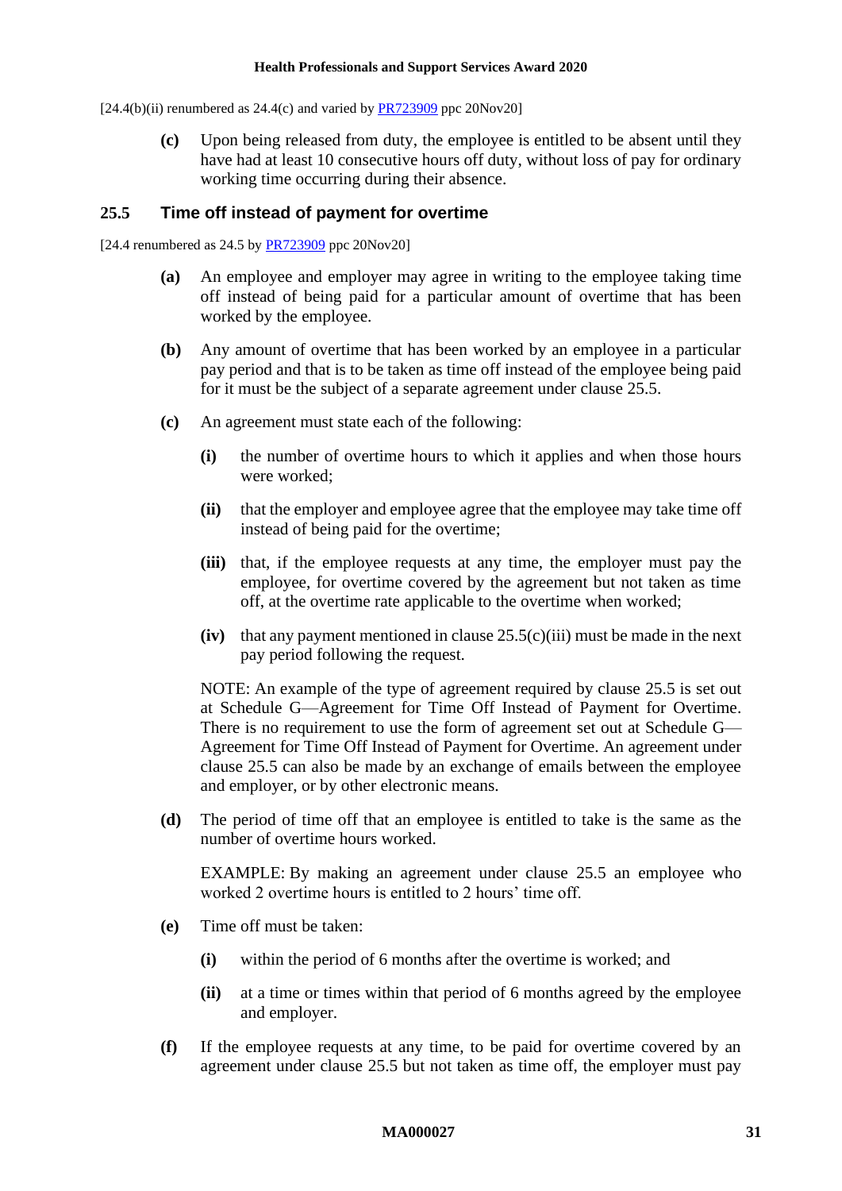[24.4(b)(ii) renumbered as 24.4(c) and varied by PR723909 ppc 20Nov20]

**(c)** Upon being released from duty, the employee is entitled to be absent until they have had at least 10 consecutive hours off duty, without loss of pay for ordinary working time occurring during their absence.

### 25.5 Time off instead of payment for overtime

[24.4 renumbered as 24.5 by PR723909 ppc 20Nov20]

**(a)** An employee and employer may agree in writing to the employee taking time off instead of being paid for a particular amount of overtime that has been worked by the employee.

**(b)** Any amount of overtime that has been worked by an employee in a particular pay period and that is to be taken as time off instead of the employee being paid for it must be the subject of a separate agreement under clause 25.5.

**(c)** An agreement must state each of the following:

**(i)** the number of overtime hours to which it applies and when those hours were worked;

**(ii)** that the employer and employee agree that the employee may take time off instead of being paid for the overtime;

**(iii)** that, if the employee requests at any time, the employer must pay the employee, for overtime covered by the agreement but not taken as time off, at the overtime rate applicable to the overtime when worked;

**(iv)** that any payment mentioned in clause 25.5(c)(iii) must be made in the next pay period following the request.

NOTE: An example of the type of agreement required by clause 25.5 is set out at Schedule G—Agreement for Time Off Instead of Payment for Overtime. There is no requirement to use the form of agreement set out at Schedule G—Agreement for Time Off Instead of Payment for Overtime. An agreement under clause 25.5 can also be made by an exchange of emails between the employee and employer, or by other electronic means.

**(d)** The period of time off that an employee is entitled to take is the same as the number of overtime hours worked.

EXAMPLE: By making an agreement under clause 25.5 an employee who worked 2 overtime hours is entitled to 2 hours' time off.

**(e)** Time off must be taken:

**(i)** within the period of 6 months after the overtime is worked; and

**(ii)** at a time or times within that period of 6 months agreed by the employee and employer.

**(f)** If the employee requests at any time, to be paid for overtime covered by an agreement under clause 25.5 but not taken as time off, the employer must pay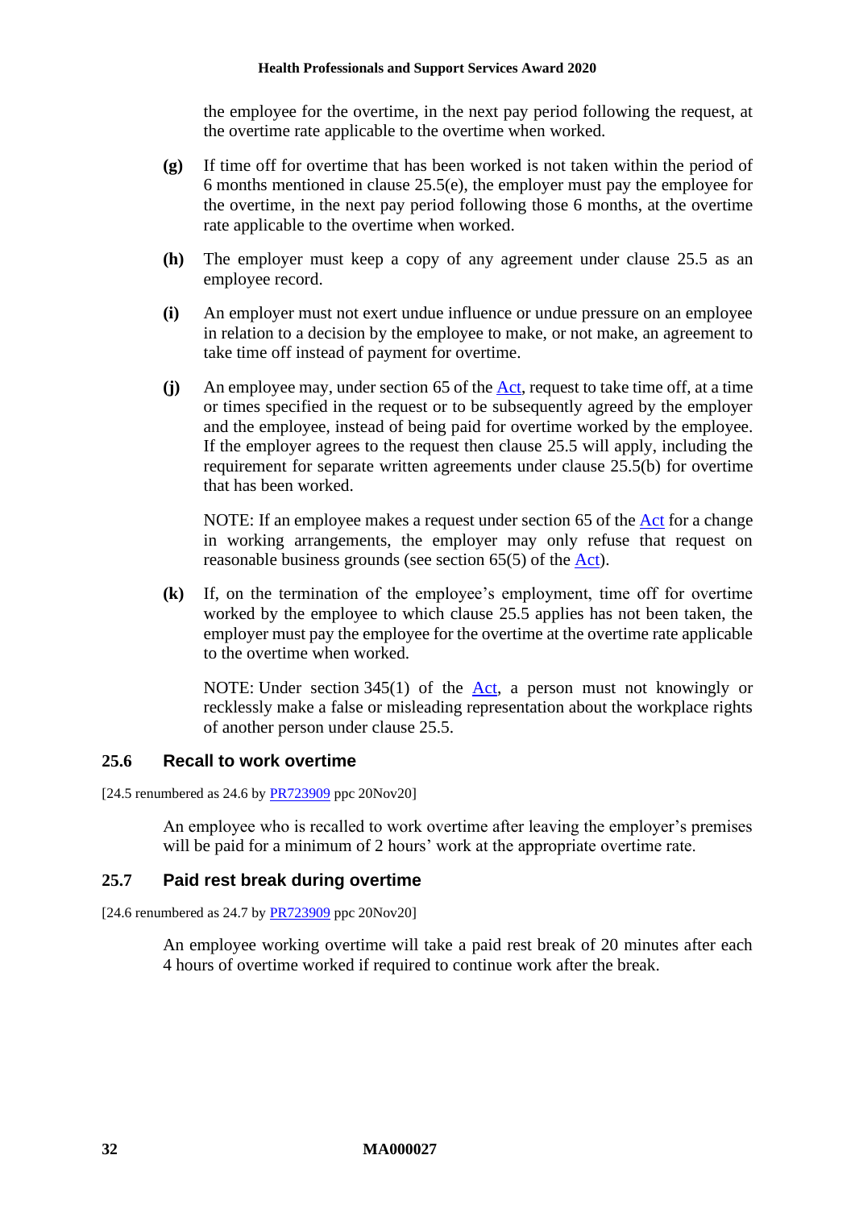the employee for the overtime, in the next pay period following the request, at the overtime rate applicable to the overtime when worked.

**(g)** If time off for overtime that has been worked is not taken within the period of 6 months mentioned in clause 25.5(e), the employer must pay the employee for the overtime, in the next pay period following those 6 months, at the overtime rate applicable to the overtime when worked.

**(h)** The employer must keep a copy of any agreement under clause 25.5 as an employee record.

**(i)** An employer must not exert undue influence or undue pressure on an employee in relation to a decision by the employee to make, or not make, an agreement to take time off instead of payment for overtime.

**(j)** An employee may, under section 65 of the Act, request to take time off, at a time or times specified in the request or to be subsequently agreed by the employer and the employee, instead of being paid for overtime worked by the employee. If the employer agrees to the request then clause 25.5 will apply, including the requirement for separate written agreements under clause 25.5(b) for overtime that has been worked.

NOTE: If an employee makes a request under section 65 of the Act for a change in working arrangements, the employer may only refuse that request on reasonable business grounds (see section 65(5) of the Act).

**(k)** If, on the termination of the employee's employment, time off for overtime worked by the employee to which clause 25.5 applies has not been taken, the employer must pay the employee for the overtime at the overtime rate applicable to the overtime when worked.

NOTE: Under section 345(1) of the Act, a person must not knowingly or recklessly make a false or misleading representation about the workplace rights of another person under clause 25.5.

### 25.6 Recall to work overtime

[24.5 renumbered as 24.6 by PR723909 ppc 20Nov20]

An employee who is recalled to work overtime after leaving the employer's premises will be paid for a minimum of 2 hours' work at the appropriate overtime rate.

### 25.7 Paid rest break during overtime

[24.6 renumbered as 24.7 by PR723909 ppc 20Nov20]

An employee working overtime will take a paid rest break of 20 minutes after each 4 hours of overtime worked if required to continue work after the break.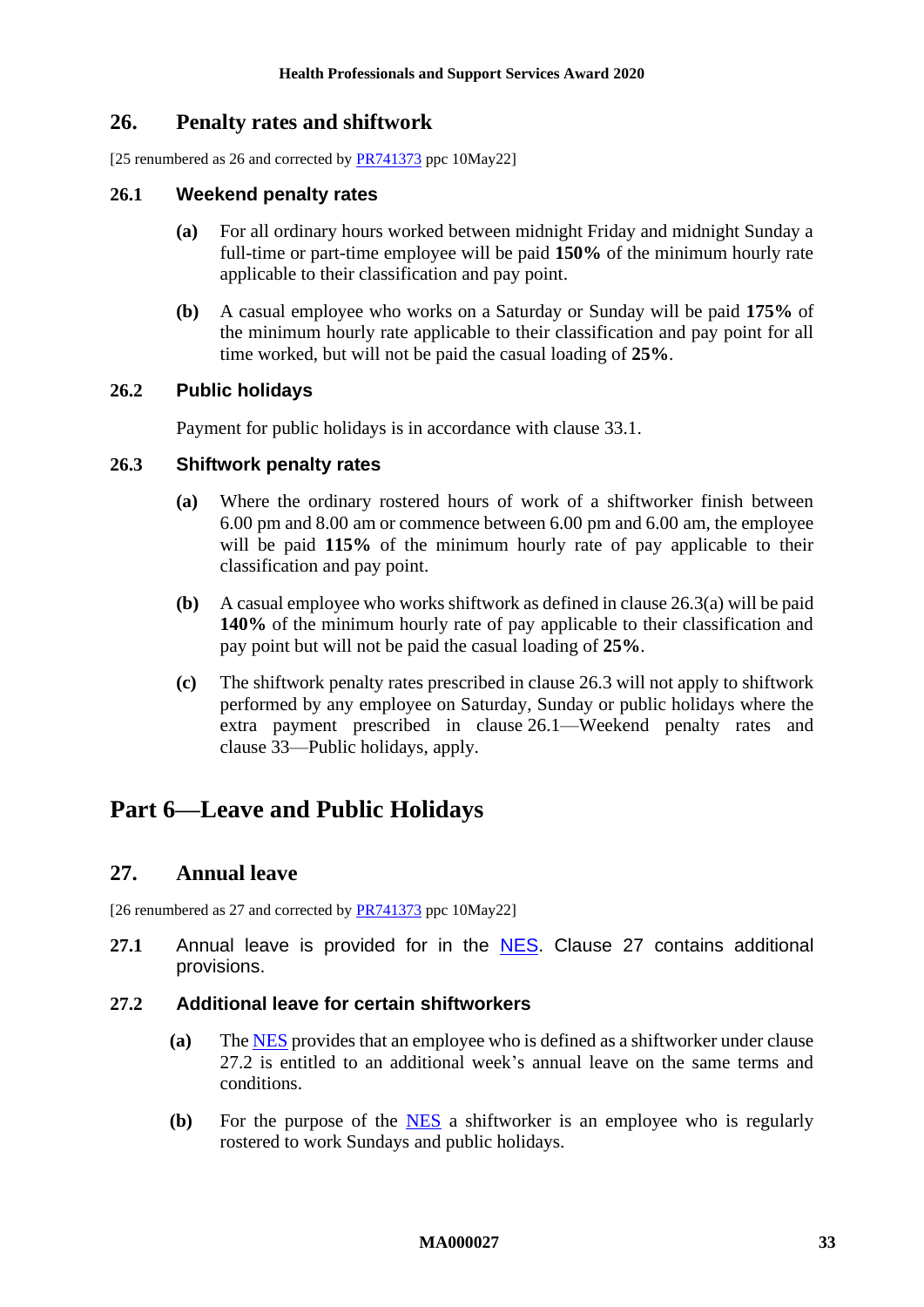## 26. Penalty rates and shiftwork

[25 renumbered as 26 and corrected by PR741373 ppc 10May22]

### 26.1 Weekend penalty rates

**(a)** For all ordinary hours worked between midnight Friday and midnight Sunday a full-time or part-time employee will be paid **150%** of the minimum hourly rate applicable to their classification and pay point.

**(b)** A casual employee who works on a Saturday or Sunday will be paid **175%** of the minimum hourly rate applicable to their classification and pay point for all time worked, but will not be paid the casual loading of **25%**.

### 26.2 Public holidays

Payment for public holidays is in accordance with clause 33.1.

### 26.3 Shiftwork penalty rates

**(a)** Where the ordinary rostered hours of work of a shiftworker finish between 6.00 pm and 8.00 am or commence between 6.00 pm and 6.00 am, the employee will be paid **115%** of the minimum hourly rate of pay applicable to their classification and pay point.

**(b)** A casual employee who works shiftwork as defined in clause 26.3(a) will be paid **140%** of the minimum hourly rate of pay applicable to their classification and pay point but will not be paid the casual loading of **25%**.

**(c)** The shiftwork penalty rates prescribed in clause 26.3 will not apply to shiftwork performed by any employee on Saturday, Sunday or public holidays where the extra payment prescribed in clause 26.1—Weekend penalty rates and clause 33—Public holidays, apply.

# Part 6—Leave and Public Holidays

## 27. Annual leave

[26 renumbered as 27 and corrected by PR741373 ppc 10May22]

**27.1** Annual leave is provided for in the NES. Clause 27 contains additional provisions.

### 27.2 Additional leave for certain shiftworkers

**(a)** The NES provides that an employee who is defined as a shiftworker under clause 27.2 is entitled to an additional week's annual leave on the same terms and conditions.

**(b)** For the purpose of the NES a shiftworker is an employee who is regularly rostered to work Sundays and public holidays.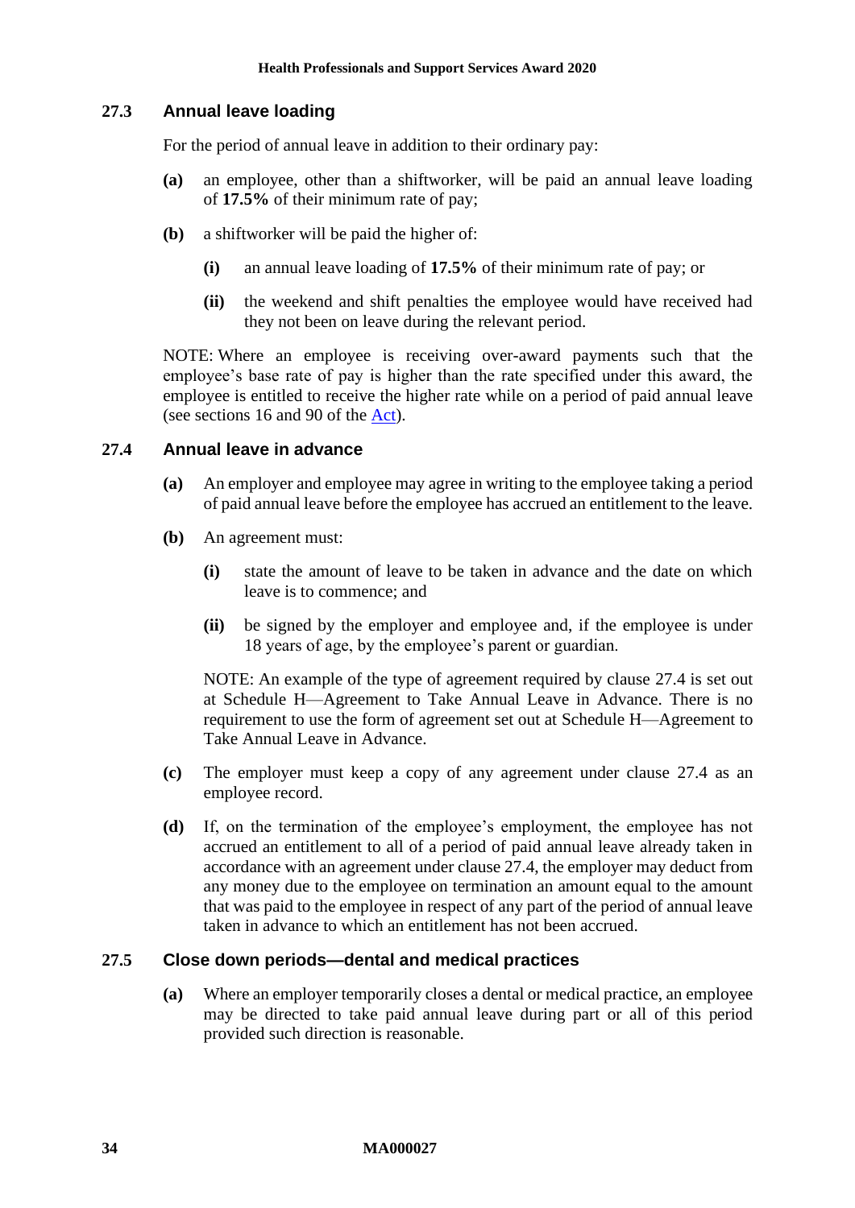### 27.3 Annual leave loading

For the period of annual leave in addition to their ordinary pay:

**(a)** an employee, other than a shiftworker, will be paid an annual leave loading of **17.5%** of their minimum rate of pay;

**(b)** a shiftworker will be paid the higher of:

  **(i)** an annual leave loading of **17.5%** of their minimum rate of pay; or

  **(ii)** the weekend and shift penalties the employee would have received had they not been on leave during the relevant period.

NOTE: Where an employee is receiving over-award payments such that the employee's base rate of pay is higher than the rate specified under this award, the employee is entitled to receive the higher rate while on a period of paid annual leave (see sections 16 and 90 of the Act).

### 27.4 Annual leave in advance

**(a)** An employer and employee may agree in writing to the employee taking a period of paid annual leave before the employee has accrued an entitlement to the leave.

**(b)** An agreement must:

  **(i)** state the amount of leave to be taken in advance and the date on which leave is to commence; and

  **(ii)** be signed by the employer and employee and, if the employee is under 18 years of age, by the employee's parent or guardian.

NOTE: An example of the type of agreement required by clause 27.4 is set out at Schedule H—Agreement to Take Annual Leave in Advance. There is no requirement to use the form of agreement set out at Schedule H—Agreement to Take Annual Leave in Advance.

**(c)** The employer must keep a copy of any agreement under clause 27.4 as an employee record.

**(d)** If, on the termination of the employee's employment, the employee has not accrued an entitlement to all of a period of paid annual leave already taken in accordance with an agreement under clause 27.4, the employer may deduct from any money due to the employee on termination an amount equal to the amount that was paid to the employee in respect of any part of the period of annual leave taken in advance to which an entitlement has not been accrued.

### 27.5 Close down periods—dental and medical practices

**(a)** Where an employer temporarily closes a dental or medical practice, an employee may be directed to take paid annual leave during part or all of this period provided such direction is reasonable.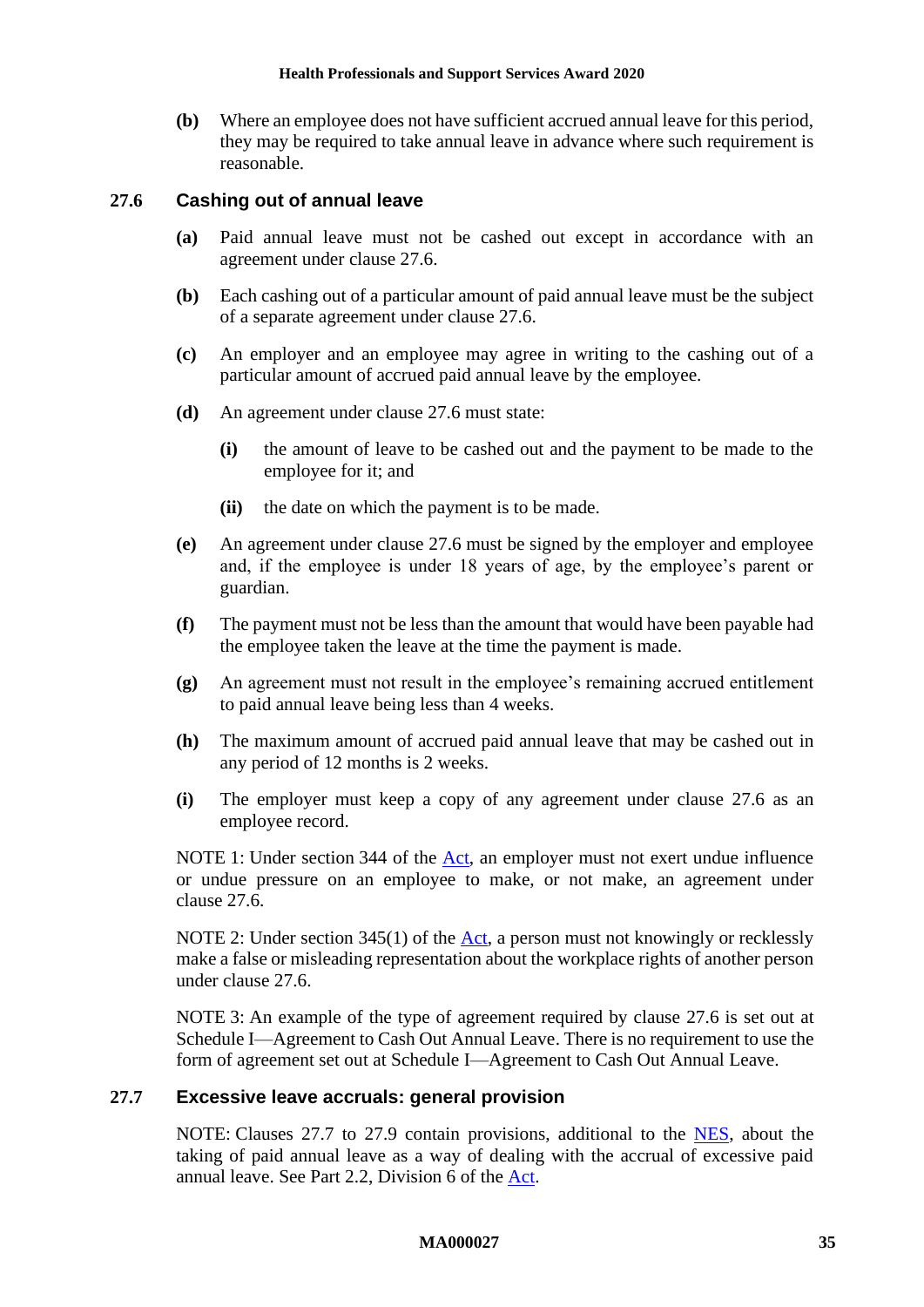**(b)** Where an employee does not have sufficient accrued annual leave for this period, they may be required to take annual leave in advance where such requirement is reasonable.

### 27.6 Cashing out of annual leave

**(a)** Paid annual leave must not be cashed out except in accordance with an agreement under clause 27.6.

**(b)** Each cashing out of a particular amount of paid annual leave must be the subject of a separate agreement under clause 27.6.

**(c)** An employer and an employee may agree in writing to the cashing out of a particular amount of accrued paid annual leave by the employee.

**(d)** An agreement under clause 27.6 must state:

- **(i)** the amount of leave to be cashed out and the payment to be made to the employee for it; and
- **(ii)** the date on which the payment is to be made.

**(e)** An agreement under clause 27.6 must be signed by the employer and employee and, if the employee is under 18 years of age, by the employee's parent or guardian.

**(f)** The payment must not be less than the amount that would have been payable had the employee taken the leave at the time the payment is made.

**(g)** An agreement must not result in the employee's remaining accrued entitlement to paid annual leave being less than 4 weeks.

**(h)** The maximum amount of accrued paid annual leave that may be cashed out in any period of 12 months is 2 weeks.

**(i)** The employer must keep a copy of any agreement under clause 27.6 as an employee record.

NOTE 1: Under section 344 of the Act, an employer must not exert undue influence or undue pressure on an employee to make, or not make, an agreement under clause 27.6.

NOTE 2: Under section 345(1) of the Act, a person must not knowingly or recklessly make a false or misleading representation about the workplace rights of another person under clause 27.6.

NOTE 3: An example of the type of agreement required by clause 27.6 is set out at Schedule I—Agreement to Cash Out Annual Leave. There is no requirement to use the form of agreement set out at Schedule I—Agreement to Cash Out Annual Leave.

### 27.7 Excessive leave accruals: general provision

NOTE: Clauses 27.7 to 27.9 contain provisions, additional to the NES, about the taking of paid annual leave as a way of dealing with the accrual of excessive paid annual leave. See Part 2.2, Division 6 of the Act.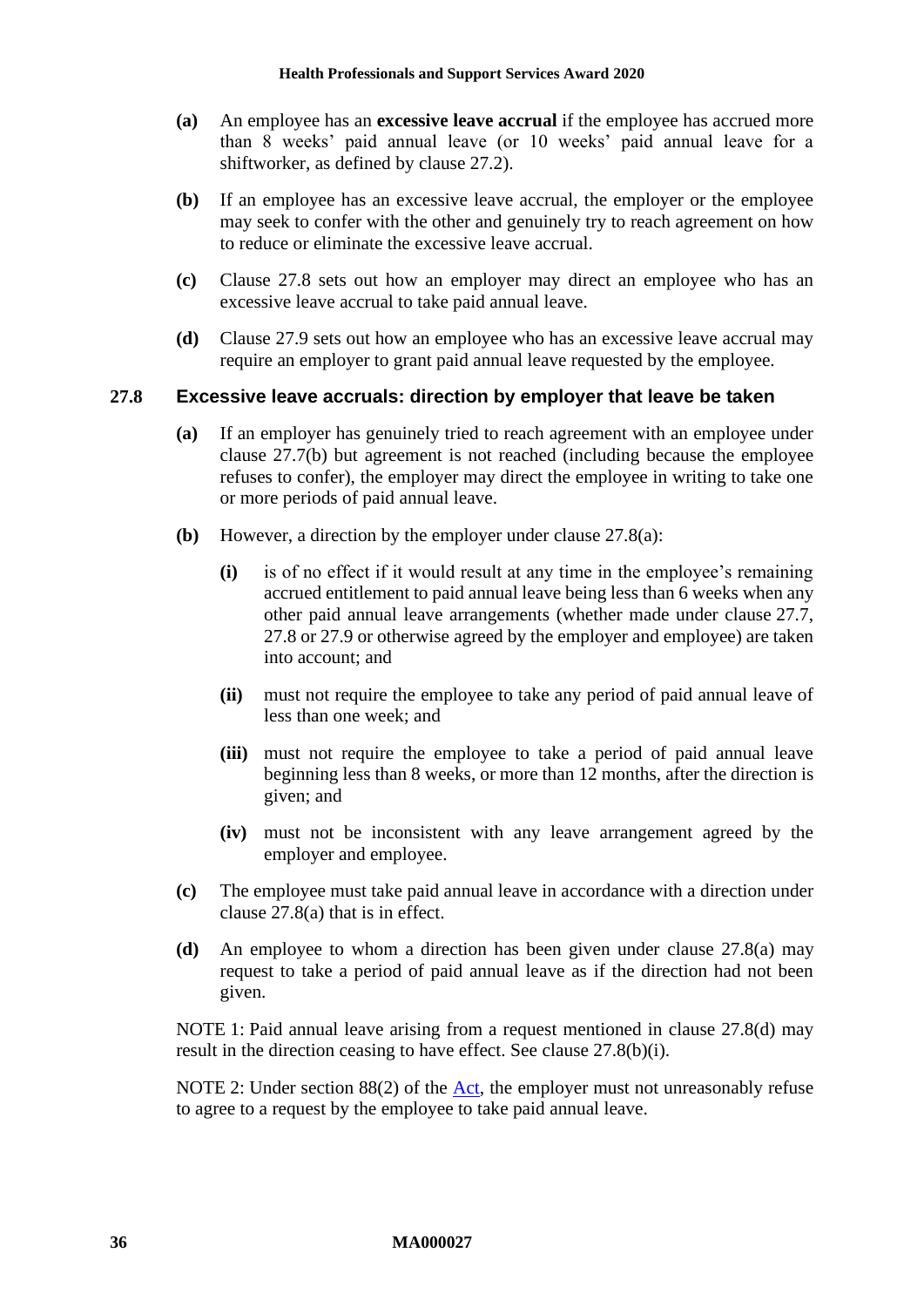**(a)** An employee has an **excessive leave accrual** if the employee has accrued more than 8 weeks' paid annual leave (or 10 weeks' paid annual leave for a shiftworker, as defined by clause 27.2).

**(b)** If an employee has an excessive leave accrual, the employer or the employee may seek to confer with the other and genuinely try to reach agreement on how to reduce or eliminate the excessive leave accrual.

**(c)** Clause 27.8 sets out how an employer may direct an employee who has an excessive leave accrual to take paid annual leave.

**(d)** Clause 27.9 sets out how an employee who has an excessive leave accrual may require an employer to grant paid annual leave requested by the employee.

### 27.8 Excessive leave accruals: direction by employer that leave be taken

**(a)** If an employer has genuinely tried to reach agreement with an employee under clause 27.7(b) but agreement is not reached (including because the employee refuses to confer), the employer may direct the employee in writing to take one or more periods of paid annual leave.

**(b)** However, a direction by the employer under clause 27.8(a):

**(i)** is of no effect if it would result at any time in the employee's remaining accrued entitlement to paid annual leave being less than 6 weeks when any other paid annual leave arrangements (whether made under clause 27.7, 27.8 or 27.9 or otherwise agreed by the employer and employee) are taken into account; and

**(ii)** must not require the employee to take any period of paid annual leave of less than one week; and

**(iii)** must not require the employee to take a period of paid annual leave beginning less than 8 weeks, or more than 12 months, after the direction is given; and

**(iv)** must not be inconsistent with any leave arrangement agreed by the employer and employee.

**(c)** The employee must take paid annual leave in accordance with a direction under clause 27.8(a) that is in effect.

**(d)** An employee to whom a direction has been given under clause 27.8(a) may request to take a period of paid annual leave as if the direction had not been given.

NOTE 1: Paid annual leave arising from a request mentioned in clause 27.8(d) may result in the direction ceasing to have effect. See clause 27.8(b)(i).

NOTE 2: Under section 88(2) of the Act, the employer must not unreasonably refuse to agree to a request by the employee to take paid annual leave.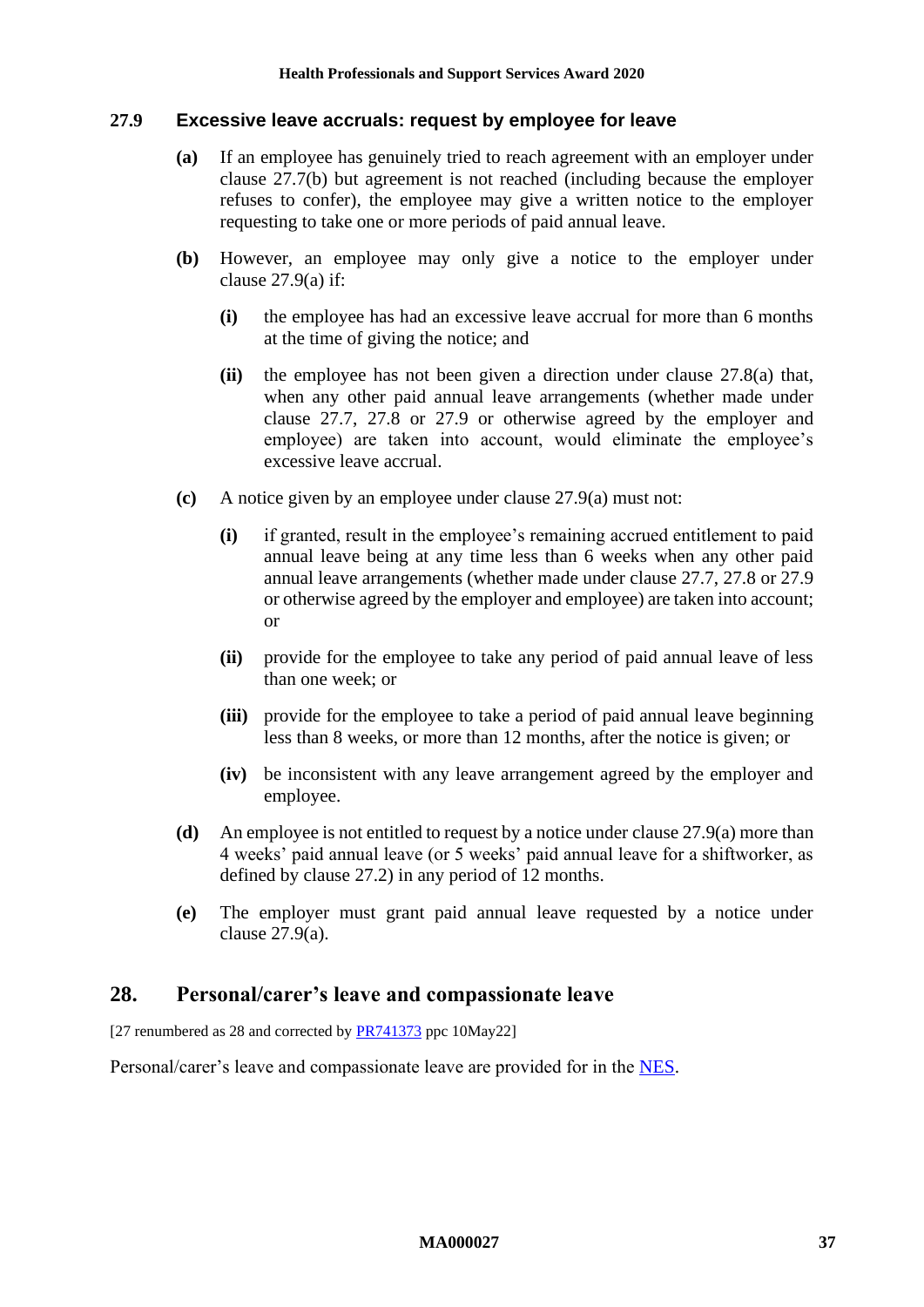### 27.9 Excessive leave accruals: request by employee for leave

**(a)** If an employee has genuinely tried to reach agreement with an employer under clause 27.7(b) but agreement is not reached (including because the employer refuses to confer), the employee may give a written notice to the employer requesting to take one or more periods of paid annual leave.

**(b)** However, an employee may only give a notice to the employer under clause 27.9(a) if:

- **(i)** the employee has had an excessive leave accrual for more than 6 months at the time of giving the notice; and
- **(ii)** the employee has not been given a direction under clause 27.8(a) that, when any other paid annual leave arrangements (whether made under clause 27.7, 27.8 or 27.9 or otherwise agreed by the employer and employee) are taken into account, would eliminate the employee's excessive leave accrual.

**(c)** A notice given by an employee under clause 27.9(a) must not:

- **(i)** if granted, result in the employee's remaining accrued entitlement to paid annual leave being at any time less than 6 weeks when any other paid annual leave arrangements (whether made under clause 27.7, 27.8 or 27.9 or otherwise agreed by the employer and employee) are taken into account; or
- **(ii)** provide for the employee to take any period of paid annual leave of less than one week; or
- **(iii)** provide for the employee to take a period of paid annual leave beginning less than 8 weeks, or more than 12 months, after the notice is given; or
- **(iv)** be inconsistent with any leave arrangement agreed by the employer and employee.

**(d)** An employee is not entitled to request by a notice under clause 27.9(a) more than 4 weeks' paid annual leave (or 5 weeks' paid annual leave for a shiftworker, as defined by clause 27.2) in any period of 12 months.

**(e)** The employer must grant paid annual leave requested by a notice under clause 27.9(a).

## 28. Personal/carer's leave and compassionate leave

[27 renumbered as 28 and corrected by PR741373 ppc 10May22]

Personal/carer's leave and compassionate leave are provided for in the NES.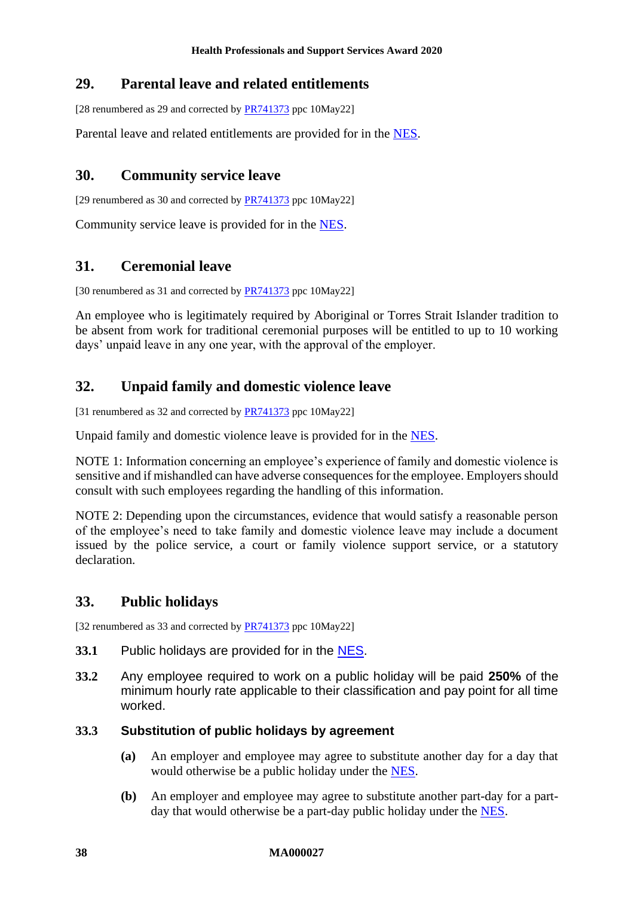## 29. Parental leave and related entitlements

[28 renumbered as 29 and corrected by PR741373 ppc 10May22]

Parental leave and related entitlements are provided for in the NES.

## 30. Community service leave

[29 renumbered as 30 and corrected by PR741373 ppc 10May22]

Community service leave is provided for in the NES.

## 31. Ceremonial leave

[30 renumbered as 31 and corrected by PR741373 ppc 10May22]

An employee who is legitimately required by Aboriginal or Torres Strait Islander tradition to be absent from work for traditional ceremonial purposes will be entitled to up to 10 working days' unpaid leave in any one year, with the approval of the employer.

## 32. Unpaid family and domestic violence leave

[31 renumbered as 32 and corrected by PR741373 ppc 10May22]

Unpaid family and domestic violence leave is provided for in the NES.

NOTE 1: Information concerning an employee's experience of family and domestic violence is sensitive and if mishandled can have adverse consequences for the employee. Employers should consult with such employees regarding the handling of this information.

NOTE 2: Depending upon the circumstances, evidence that would satisfy a reasonable person of the employee's need to take family and domestic violence leave may include a document issued by the police service, a court or family violence support service, or a statutory declaration.

## 33. Public holidays

[32 renumbered as 33 and corrected by PR741373 ppc 10May22]

**33.1** Public holidays are provided for in the NES.

**33.2** Any employee required to work on a public holiday will be paid **250%** of the minimum hourly rate applicable to their classification and pay point for all time worked.

**33.3 Substitution of public holidays by agreement**

- **(a)** An employer and employee may agree to substitute another day for a day that would otherwise be a public holiday under the NES.
- **(b)** An employer and employee may agree to substitute another part-day for a part-day that would otherwise be a part-day public holiday under the NES.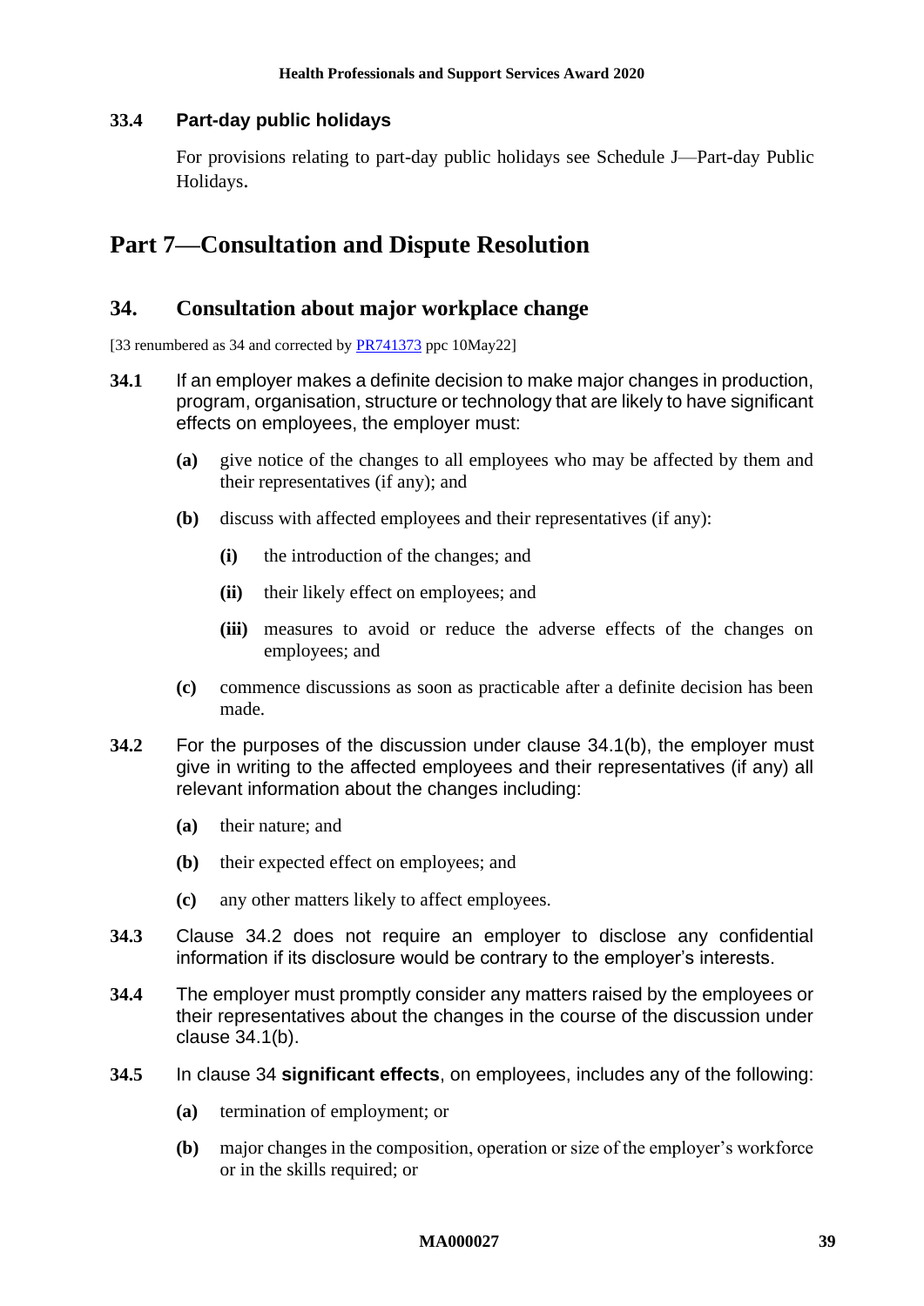### 33.4 Part-day public holidays

For provisions relating to part-day public holidays see Schedule J—Part-day Public Holidays.

# Part 7—Consultation and Dispute Resolution

## 34. Consultation about major workplace change

[33 renumbered as 34 and corrected by PR741373 ppc 10May22]

**34.1** If an employer makes a definite decision to make major changes in production, program, organisation, structure or technology that are likely to have significant effects on employees, the employer must:

- **(a)** give notice of the changes to all employees who may be affected by them and their representatives (if any); and
- **(b)** discuss with affected employees and their representatives (if any):
  - **(i)** the introduction of the changes; and
  - **(ii)** their likely effect on employees; and
  - **(iii)** measures to avoid or reduce the adverse effects of the changes on employees; and
- **(c)** commence discussions as soon as practicable after a definite decision has been made.

**34.2** For the purposes of the discussion under clause 34.1(b), the employer must give in writing to the affected employees and their representatives (if any) all relevant information about the changes including:

- **(a)** their nature; and
- **(b)** their expected effect on employees; and
- **(c)** any other matters likely to affect employees.

**34.3** Clause 34.2 does not require an employer to disclose any confidential information if its disclosure would be contrary to the employer's interests.

**34.4** The employer must promptly consider any matters raised by the employees or their representatives about the changes in the course of the discussion under clause 34.1(b).

**34.5** In clause 34 **significant effects**, on employees, includes any of the following:

- **(a)** termination of employment; or
- **(b)** major changes in the composition, operation or size of the employer's workforce or in the skills required; or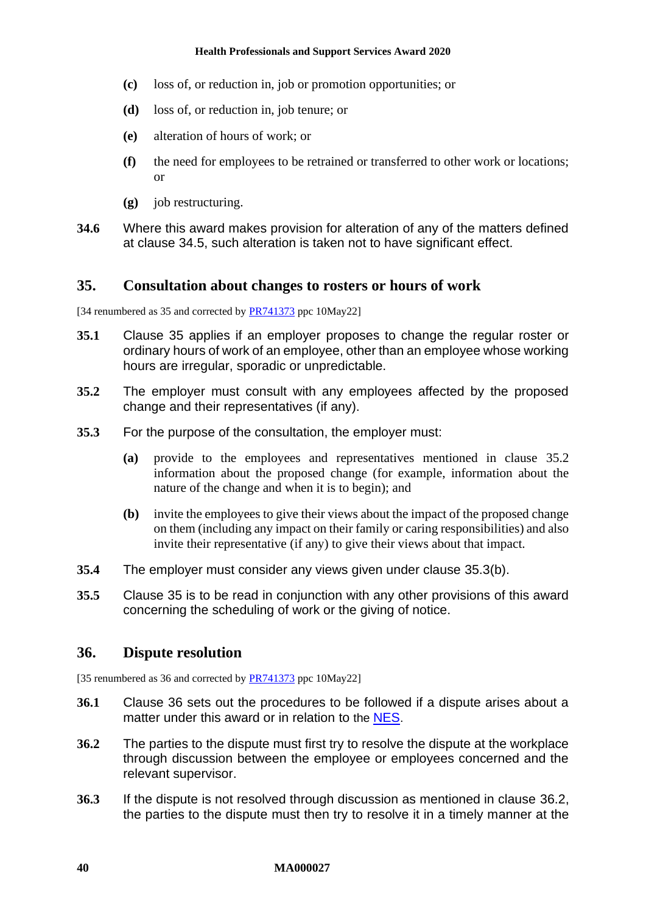**(c)** loss of, or reduction in, job or promotion opportunities; or

**(d)** loss of, or reduction in, job tenure; or

**(e)** alteration of hours of work; or

**(f)** the need for employees to be retrained or transferred to other work or locations; or

**(g)** job restructuring.

**34.6** Where this award makes provision for alteration of any of the matters defined at clause 34.5, such alteration is taken not to have significant effect.

## 35. Consultation about changes to rosters or hours of work

[34 renumbered as 35 and corrected by PR741373 ppc 10May22]

**35.1** Clause 35 applies if an employer proposes to change the regular roster or ordinary hours of work of an employee, other than an employee whose working hours are irregular, sporadic or unpredictable.

**35.2** The employer must consult with any employees affected by the proposed change and their representatives (if any).

**35.3** For the purpose of the consultation, the employer must:

**(a)** provide to the employees and representatives mentioned in clause 35.2 information about the proposed change (for example, information about the nature of the change and when it is to begin); and

**(b)** invite the employees to give their views about the impact of the proposed change on them (including any impact on their family or caring responsibilities) and also invite their representative (if any) to give their views about that impact.

**35.4** The employer must consider any views given under clause 35.3(b).

**35.5** Clause 35 is to be read in conjunction with any other provisions of this award concerning the scheduling of work or the giving of notice.

## 36. Dispute resolution

[35 renumbered as 36 and corrected by PR741373 ppc 10May22]

**36.1** Clause 36 sets out the procedures to be followed if a dispute arises about a matter under this award or in relation to the NES.

**36.2** The parties to the dispute must first try to resolve the dispute at the workplace through discussion between the employee or employees concerned and the relevant supervisor.

**36.3** If the dispute is not resolved through discussion as mentioned in clause 36.2, the parties to the dispute must then try to resolve it in a timely manner at the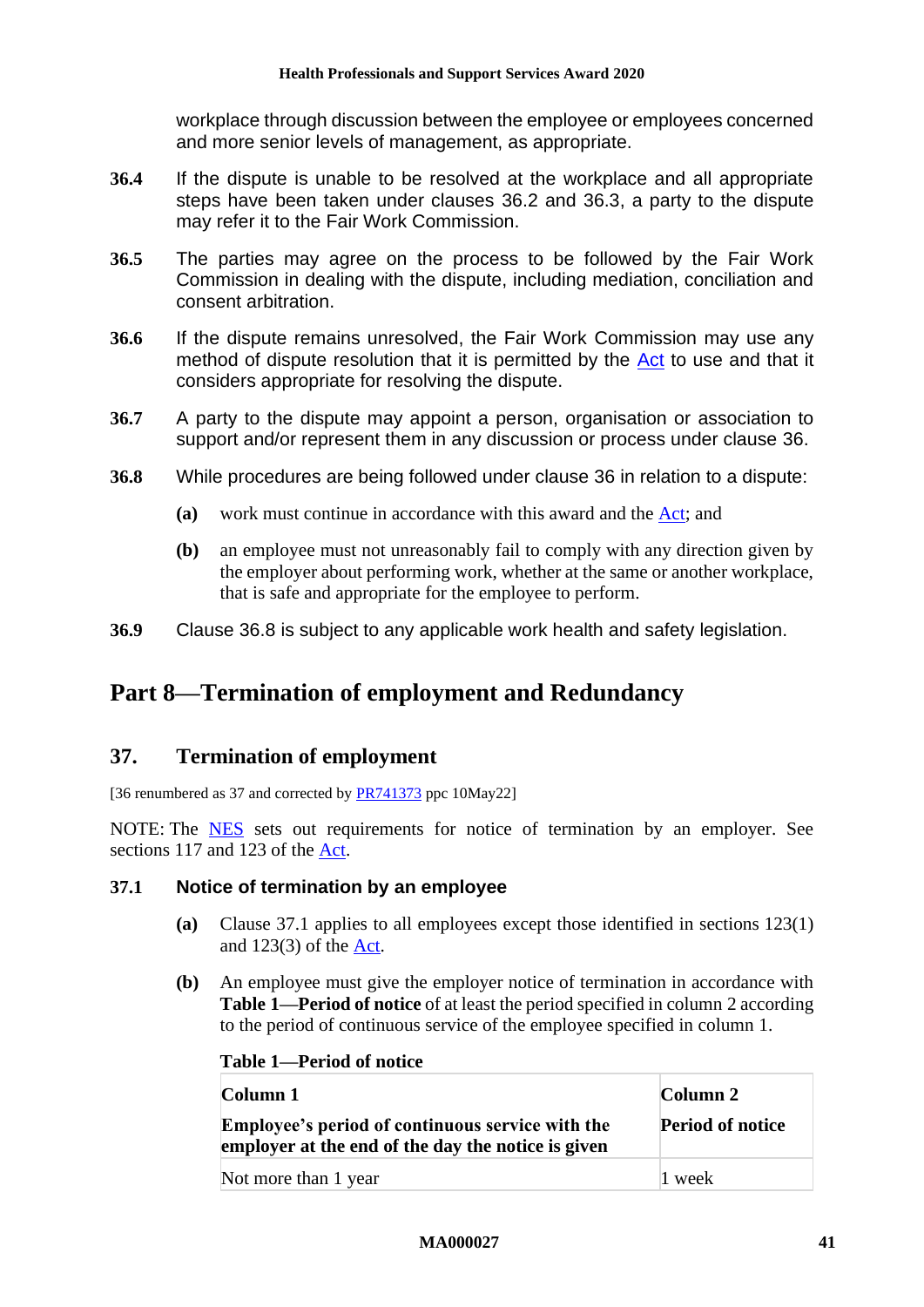workplace through discussion between the employee or employees concerned and more senior levels of management, as appropriate.

**36.4** If the dispute is unable to be resolved at the workplace and all appropriate steps have been taken under clauses 36.2 and 36.3, a party to the dispute may refer it to the Fair Work Commission.

**36.5** The parties may agree on the process to be followed by the Fair Work Commission in dealing with the dispute, including mediation, conciliation and consent arbitration.

**36.6** If the dispute remains unresolved, the Fair Work Commission may use any method of dispute resolution that it is permitted by the Act to use and that it considers appropriate for resolving the dispute.

**36.7** A party to the dispute may appoint a person, organisation or association to support and/or represent them in any discussion or process under clause 36.

**36.8** While procedures are being followed under clause 36 in relation to a dispute:

- **(a)** work must continue in accordance with this award and the Act; and
- **(b)** an employee must not unreasonably fail to comply with any direction given by the employer about performing work, whether at the same or another workplace, that is safe and appropriate for the employee to perform.

**36.9** Clause 36.8 is subject to any applicable work health and safety legislation.

# Part 8—Termination of employment and Redundancy

## 37. Termination of employment

[36 renumbered as 37 and corrected by PR741373 ppc 10May22]

NOTE: The NES sets out requirements for notice of termination by an employer. See sections 117 and 123 of the Act.

### 37.1 Notice of termination by an employee

- **(a)** Clause 37.1 applies to all employees except those identified in sections 123(1) and 123(3) of the Act.
- **(b)** An employee must give the employer notice of termination in accordance with **Table 1—Period of notice** of at least the period specified in column 2 according to the period of continuous service of the employee specified in column 1.

**Table 1—Period of notice**

| Column 1<br>Employee's period of continuous service with the employer at the end of the day the notice is given | Column 2<br>Period of notice |
|---|---|
| Not more than 1 year | 1 week |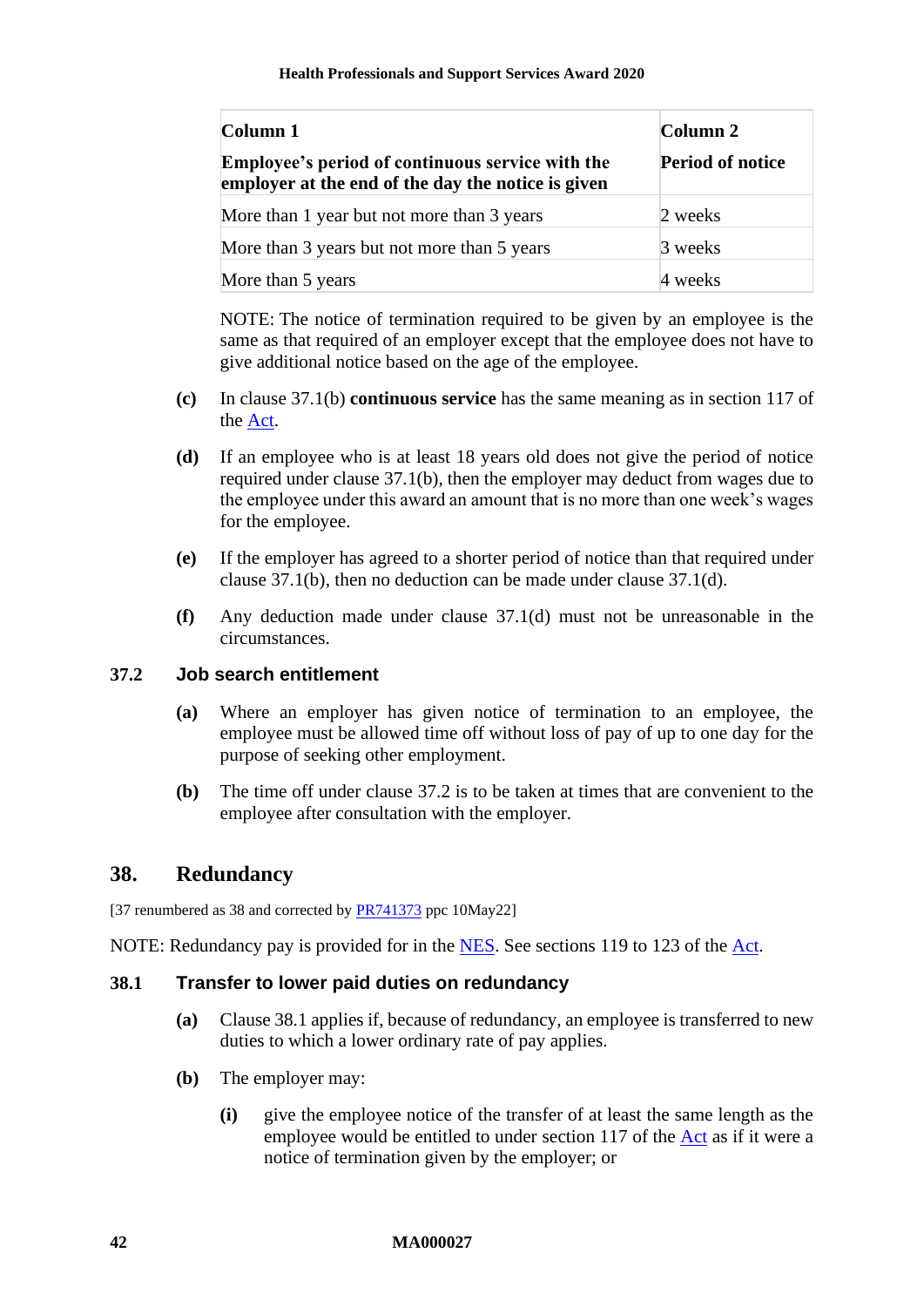| Column 1<br>**Employee's period of continuous service with the employer at the end of the day the notice is given** | Column 2<br>**Period of notice** |
| --- | --- |
| More than 1 year but not more than 3 years | 2 weeks |
| More than 3 years but not more than 5 years | 3 weeks |
| More than 5 years | 4 weeks |

NOTE: The notice of termination required to be given by an employee is the same as that required of an employer except that the employee does not have to give additional notice based on the age of the employee.

**(c)** In clause 37.1(b) **continuous service** has the same meaning as in section 117 of the Act.

**(d)** If an employee who is at least 18 years old does not give the period of notice required under clause 37.1(b), then the employer may deduct from wages due to the employee under this award an amount that is no more than one week's wages for the employee.

**(e)** If the employer has agreed to a shorter period of notice than that required under clause 37.1(b), then no deduction can be made under clause 37.1(d).

**(f)** Any deduction made under clause 37.1(d) must not be unreasonable in the circumstances.

### 37.2 Job search entitlement

**(a)** Where an employer has given notice of termination to an employee, the employee must be allowed time off without loss of pay of up to one day for the purpose of seeking other employment.

**(b)** The time off under clause 37.2 is to be taken at times that are convenient to the employee after consultation with the employer.

## 38. Redundancy

[37 renumbered as 38 and corrected by PR741373 ppc 10May22]

NOTE: Redundancy pay is provided for in the NES. See sections 119 to 123 of the Act.

### 38.1 Transfer to lower paid duties on redundancy

**(a)** Clause 38.1 applies if, because of redundancy, an employee is transferred to new duties to which a lower ordinary rate of pay applies.

**(b)** The employer may:

- **(i)** give the employee notice of the transfer of at least the same length as the employee would be entitled to under section 117 of the Act as if it were a notice of termination given by the employer; or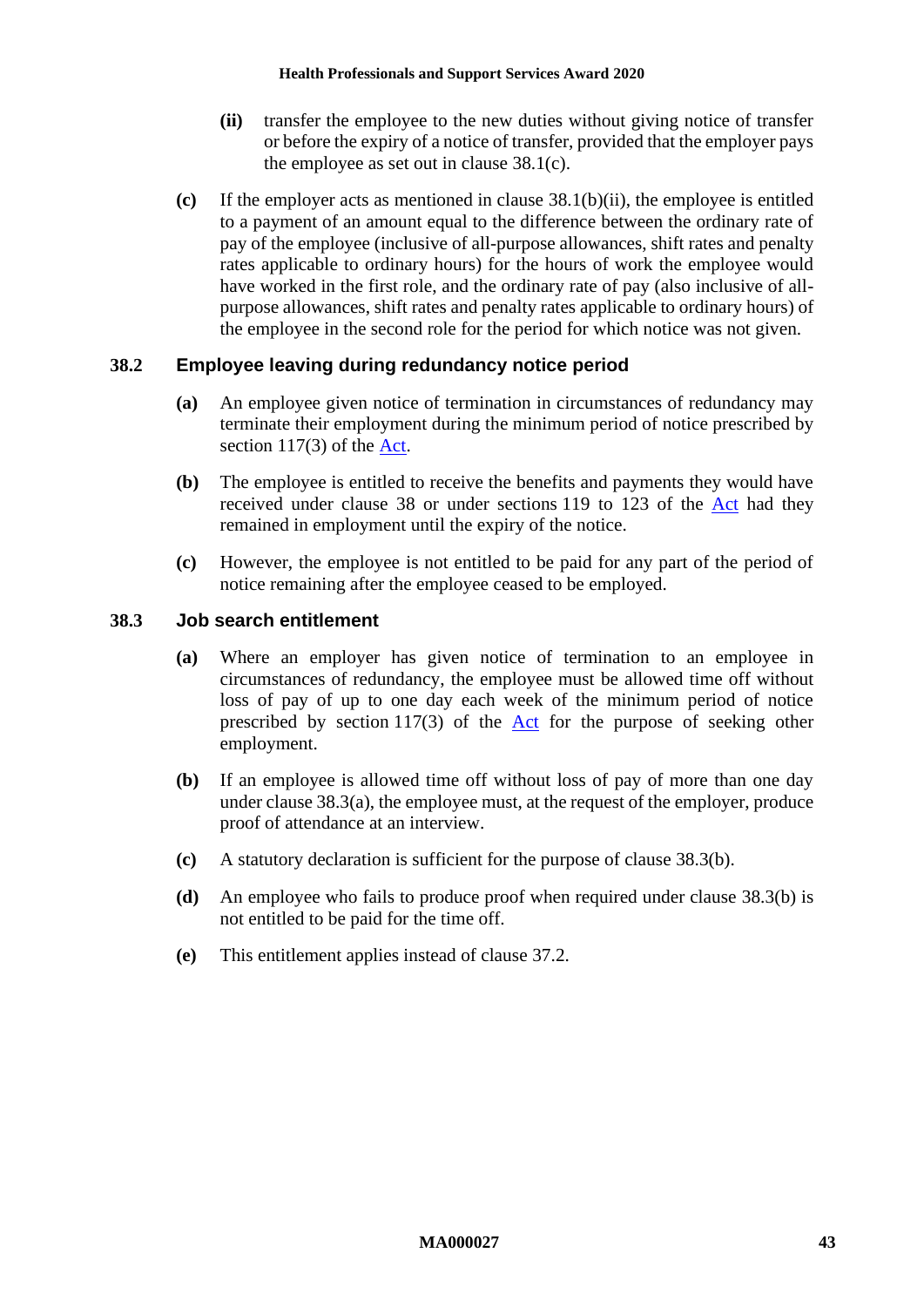**(ii)** transfer the employee to the new duties without giving notice of transfer or before the expiry of a notice of transfer, provided that the employer pays the employee as set out in clause 38.1(c).

**(c)** If the employer acts as mentioned in clause 38.1(b)(ii), the employee is entitled to a payment of an amount equal to the difference between the ordinary rate of pay of the employee (inclusive of all-purpose allowances, shift rates and penalty rates applicable to ordinary hours) for the hours of work the employee would have worked in the first role, and the ordinary rate of pay (also inclusive of all-purpose allowances, shift rates and penalty rates applicable to ordinary hours) of the employee in the second role for the period for which notice was not given.

### 38.2 Employee leaving during redundancy notice period

**(a)** An employee given notice of termination in circumstances of redundancy may terminate their employment during the minimum period of notice prescribed by section 117(3) of the Act.

**(b)** The employee is entitled to receive the benefits and payments they would have received under clause 38 or under sections 119 to 123 of the Act had they remained in employment until the expiry of the notice.

**(c)** However, the employee is not entitled to be paid for any part of the period of notice remaining after the employee ceased to be employed.

### 38.3 Job search entitlement

**(a)** Where an employer has given notice of termination to an employee in circumstances of redundancy, the employee must be allowed time off without loss of pay of up to one day each week of the minimum period of notice prescribed by section 117(3) of the Act for the purpose of seeking other employment.

**(b)** If an employee is allowed time off without loss of pay of more than one day under clause 38.3(a), the employee must, at the request of the employer, produce proof of attendance at an interview.

**(c)** A statutory declaration is sufficient for the purpose of clause 38.3(b).

**(d)** An employee who fails to produce proof when required under clause 38.3(b) is not entitled to be paid for the time off.

**(e)** This entitlement applies instead of clause 37.2.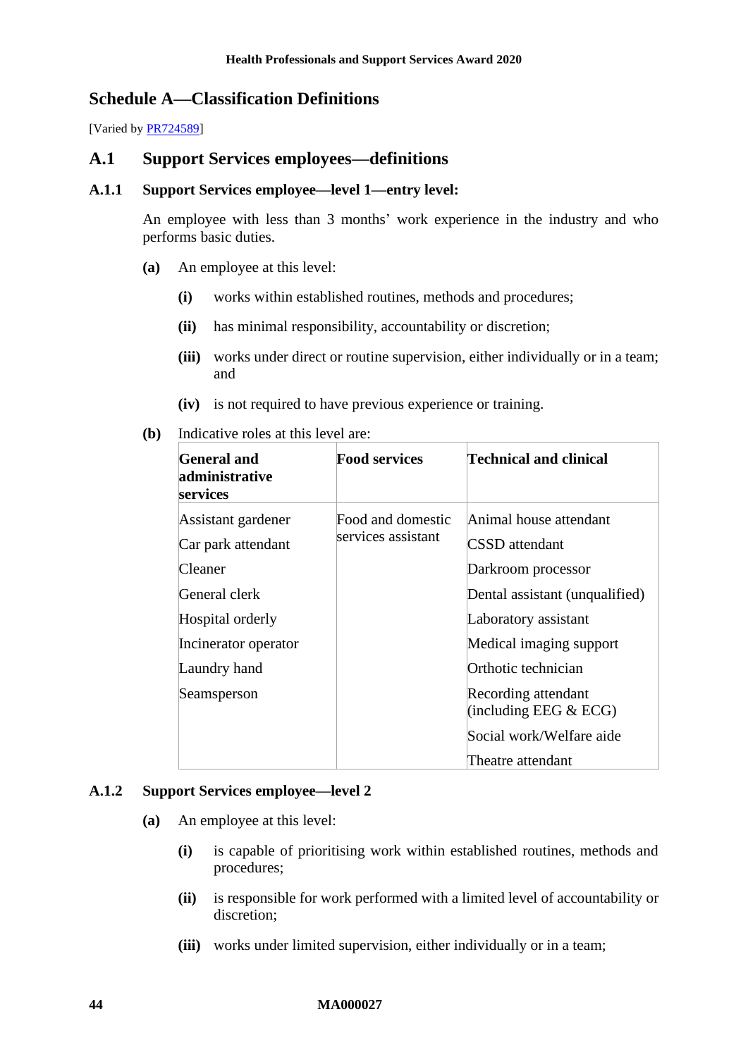# Schedule A—Classification Definitions

[Varied by PR724589]

## A.1 Support Services employees—definitions

### A.1.1 Support Services employee—level 1—entry level:

An employee with less than 3 months' work experience in the industry and who performs basic duties.

**(a)** An employee at this level:

- **(i)** works within established routines, methods and procedures;
- **(ii)** has minimal responsibility, accountability or discretion;
- **(iii)** works under direct or routine supervision, either individually or in a team; and
- **(iv)** is not required to have previous experience or training.

**(b)** Indicative roles at this level are:

| General and administrative services | Food services | Technical and clinical |
|---|---|---|
| Assistant gardener | Food and domestic services assistant | Animal house attendant |
| Car park attendant | | CSSD attendant |
| Cleaner | | Darkroom processor |
| General clerk | | Dental assistant (unqualified) |
| Hospital orderly | | Laboratory assistant |
| Incinerator operator | | Medical imaging support |
| Laundry hand | | Orthotic technician |
| Seamsperson | | Recording attendant (including EEG & ECG) |
| | | Social work/Welfare aide |
| | | Theatre attendant |

### A.1.2 Support Services employee—level 2

**(a)** An employee at this level:

- **(i)** is capable of prioritising work within established routines, methods and procedures;
- **(ii)** is responsible for work performed with a limited level of accountability or discretion;
- **(iii)** works under limited supervision, either individually or in a team;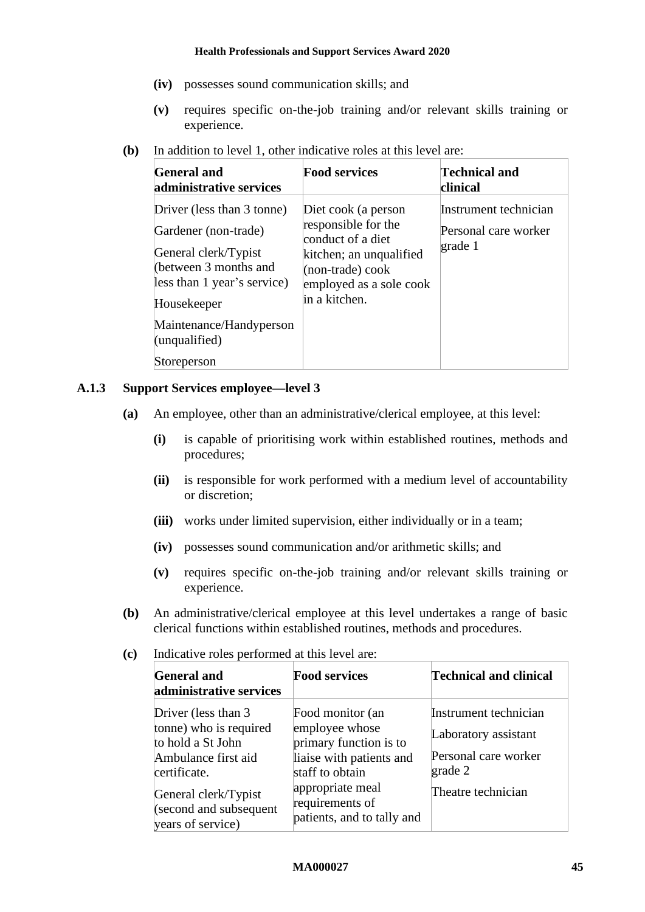**(iv)** possesses sound communication skills; and

**(v)** requires specific on-the-job training and/or relevant skills training or experience.

**(b)** In addition to level 1, other indicative roles at this level are:

| General and administrative services | Food services | Technical and clinical |
|---|---|---|
| Driver (less than 3 tonne)<br>Gardener (non-trade)<br>General clerk/Typist (between 3 months and less than 1 year's service)<br>Housekeeper<br>Maintenance/Handyperson (unqualified)<br>Storeperson | Diet cook (a person responsible for the conduct of a diet kitchen; an unqualified (non-trade) cook employed as a sole cook in a kitchen. | Instrument technician<br>Personal care worker grade 1 |

### A.1.3 Support Services employee—level 3

**(a)** An employee, other than an administrative/clerical employee, at this level:

**(i)** is capable of prioritising work within established routines, methods and procedures;

**(ii)** is responsible for work performed with a medium level of accountability or discretion;

**(iii)** works under limited supervision, either individually or in a team;

**(iv)** possesses sound communication and/or arithmetic skills; and

**(v)** requires specific on-the-job training and/or relevant skills training or experience.

**(b)** An administrative/clerical employee at this level undertakes a range of basic clerical functions within established routines, methods and procedures.

**(c)** Indicative roles performed at this level are:

| General and administrative services | Food services | Technical and clinical |
|---|---|---|
| Driver (less than 3 tonne) who is required to hold a St John Ambulance first aid certificate.<br>General clerk/Typist (second and subsequent years of service) | Food monitor (an employee whose primary function is to liaise with patients and staff to obtain appropriate meal requirements of patients, and to tally and | Instrument technician<br>Laboratory assistant<br>Personal care worker grade 2<br>Theatre technician |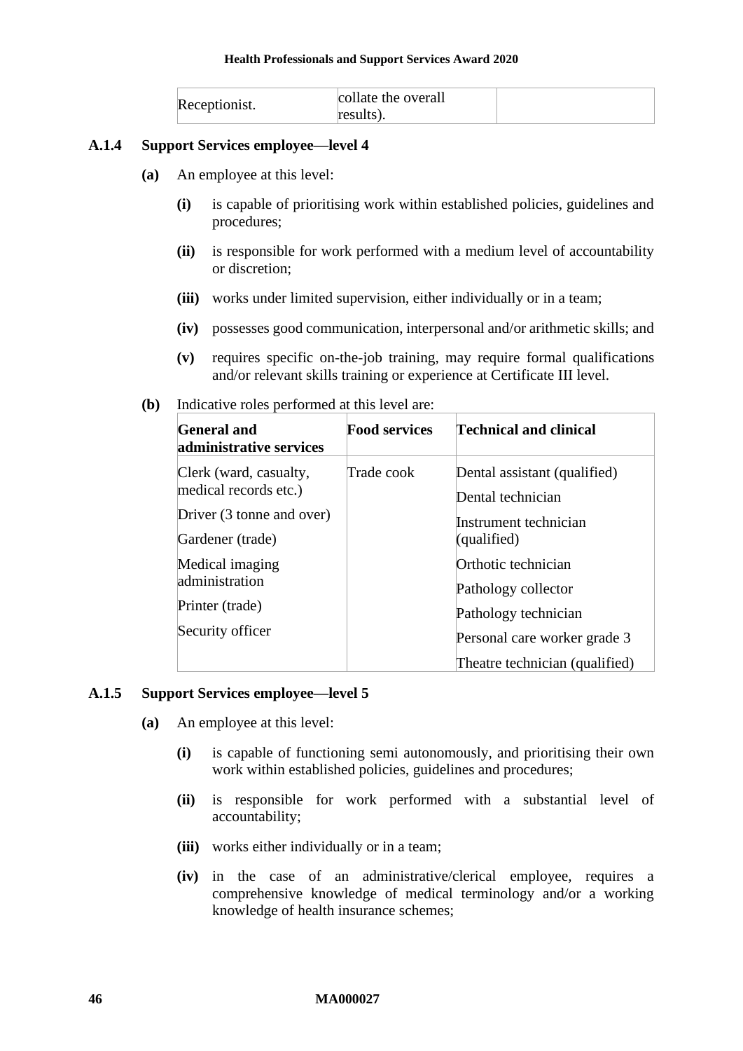| Receptionist. | collate the overall results). | |
|---|---|---|

### A.1.4 Support Services employee—level 4

**(a)** An employee at this level:

**(i)** is capable of prioritising work within established policies, guidelines and procedures;

**(ii)** is responsible for work performed with a medium level of accountability or discretion;

**(iii)** works under limited supervision, either individually or in a team;

**(iv)** possesses good communication, interpersonal and/or arithmetic skills; and

**(v)** requires specific on-the-job training, may require formal qualifications and/or relevant skills training or experience at Certificate III level.

**(b)** Indicative roles performed at this level are:

| General and administrative services | Food services | Technical and clinical |
|---|---|---|
| Clerk (ward, casualty, medical records etc.)<br>Driver (3 tonne and over)<br>Gardener (trade)<br>Medical imaging administration<br>Printer (trade)<br>Security officer | Trade cook | Dental assistant (qualified)<br>Dental technician<br>Instrument technician (qualified)<br>Orthotic technician<br>Pathology collector<br>Pathology technician<br>Personal care worker grade 3<br>Theatre technician (qualified) |

### A.1.5 Support Services employee—level 5

**(a)** An employee at this level:

**(i)** is capable of functioning semi autonomously, and prioritising their own work within established policies, guidelines and procedures;

**(ii)** is responsible for work performed with a substantial level of accountability;

**(iii)** works either individually or in a team;

**(iv)** in the case of an administrative/clerical employee, requires a comprehensive knowledge of medical terminology and/or a working knowledge of health insurance schemes;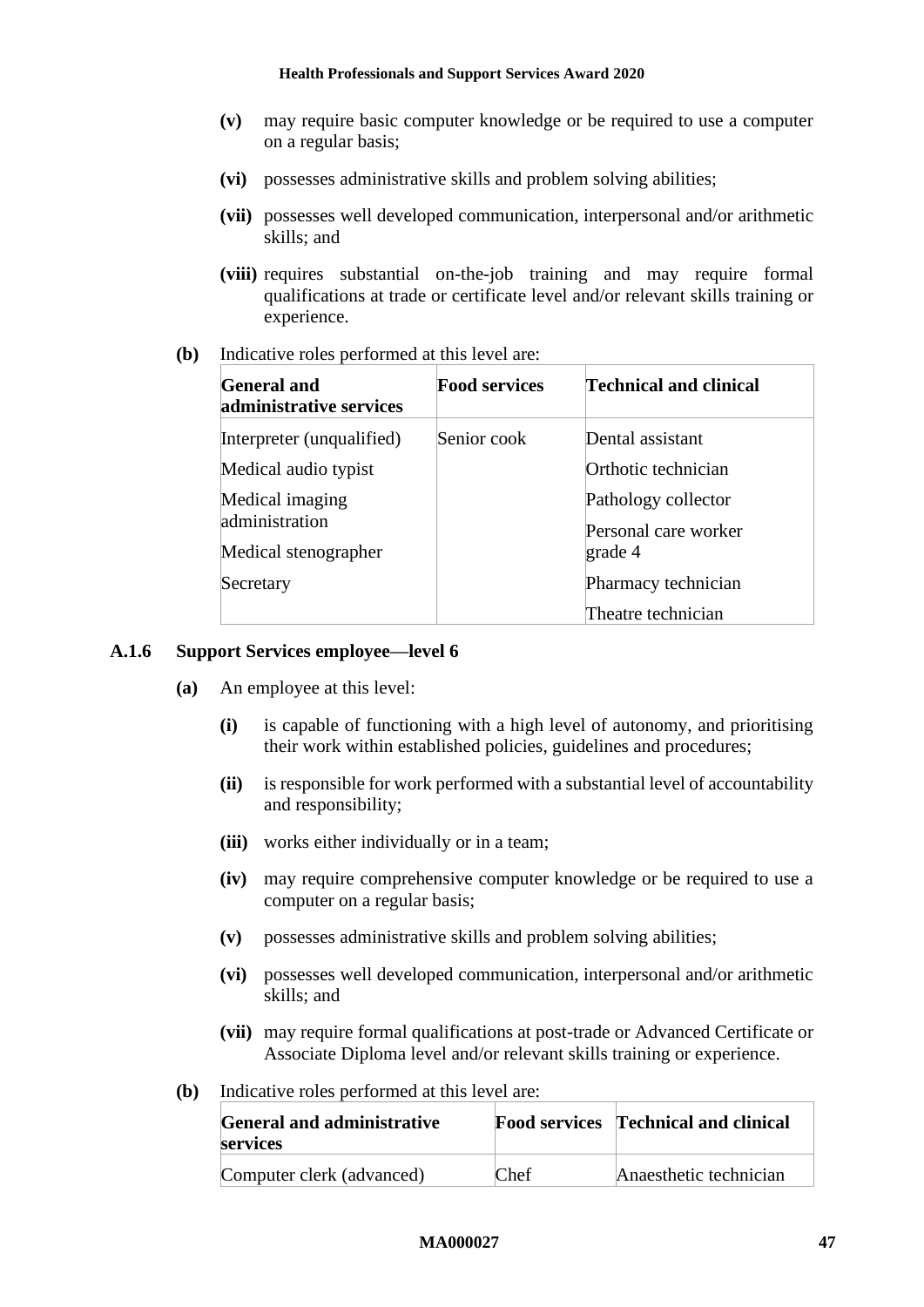- **(v)** may require basic computer knowledge or be required to use a computer on a regular basis;
- **(vi)** possesses administrative skills and problem solving abilities;
- **(vii)** possesses well developed communication, interpersonal and/or arithmetic skills; and
- **(viii)** requires substantial on-the-job training and may require formal qualifications at trade or certificate level and/or relevant skills training or experience.

**(b)** Indicative roles performed at this level are:

| General and administrative services | Food services | Technical and clinical |
|---|---|---|
| Interpreter (unqualified) | Senior cook | Dental assistant |
| Medical audio typist | | Orthotic technician |
| Medical imaging administration | | Pathology collector |
| Medical stenographer | | Personal care worker grade 4 |
| Secretary | | Pharmacy technician |
| | | Theatre technician |

### A.1.6 Support Services employee—level 6

**(a)** An employee at this level:

- **(i)** is capable of functioning with a high level of autonomy, and prioritising their work within established policies, guidelines and procedures;
- **(ii)** is responsible for work performed with a substantial level of accountability and responsibility;
- **(iii)** works either individually or in a team;
- **(iv)** may require comprehensive computer knowledge or be required to use a computer on a regular basis;
- **(v)** possesses administrative skills and problem solving abilities;
- **(vi)** possesses well developed communication, interpersonal and/or arithmetic skills; and
- **(vii)** may require formal qualifications at post-trade or Advanced Certificate or Associate Diploma level and/or relevant skills training or experience.

**(b)** Indicative roles performed at this level are:

| General and administrative services | Food services | Technical and clinical |
|---|---|---|
| Computer clerk (advanced) | Chef | Anaesthetic technician |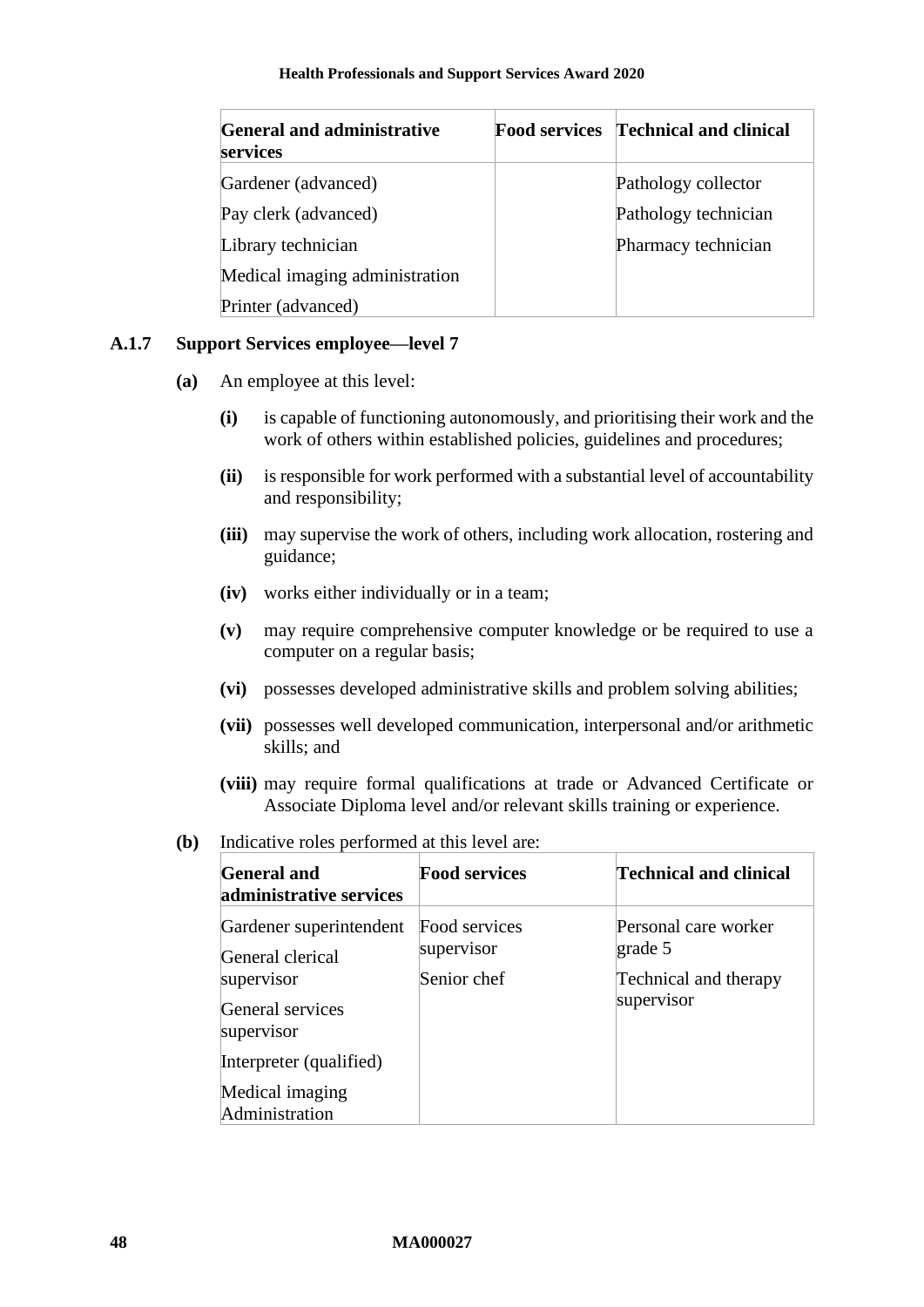| General and administrative services | Food services | Technical and clinical |
|---|---|---|
| Gardener (advanced) | | Pathology collector |
| Pay clerk (advanced) | | Pathology technician |
| Library technician | | Pharmacy technician |
| Medical imaging administration | | |
| Printer (advanced) | | |

### A.1.7 Support Services employee—level 7

**(a)** An employee at this level:

**(i)** is capable of functioning autonomously, and prioritising their work and the work of others within established policies, guidelines and procedures;

**(ii)** is responsible for work performed with a substantial level of accountability and responsibility;

**(iii)** may supervise the work of others, including work allocation, rostering and guidance;

**(iv)** works either individually or in a team;

**(v)** may require comprehensive computer knowledge or be required to use a computer on a regular basis;

**(vi)** possesses developed administrative skills and problem solving abilities;

**(vii)** possesses well developed communication, interpersonal and/or arithmetic skills; and

**(viii)** may require formal qualifications at trade or Advanced Certificate or Associate Diploma level and/or relevant skills training or experience.

**(b)** Indicative roles performed at this level are:

| General and administrative services | Food services | Technical and clinical |
|---|---|---|
| Gardener superintendent | Food services supervisor | Personal care worker grade 5 |
| General clerical supervisor | Senior chef | Technical and therapy supervisor |
| General services supervisor | | |
| Interpreter (qualified) | | |
| Medical imaging Administration | | |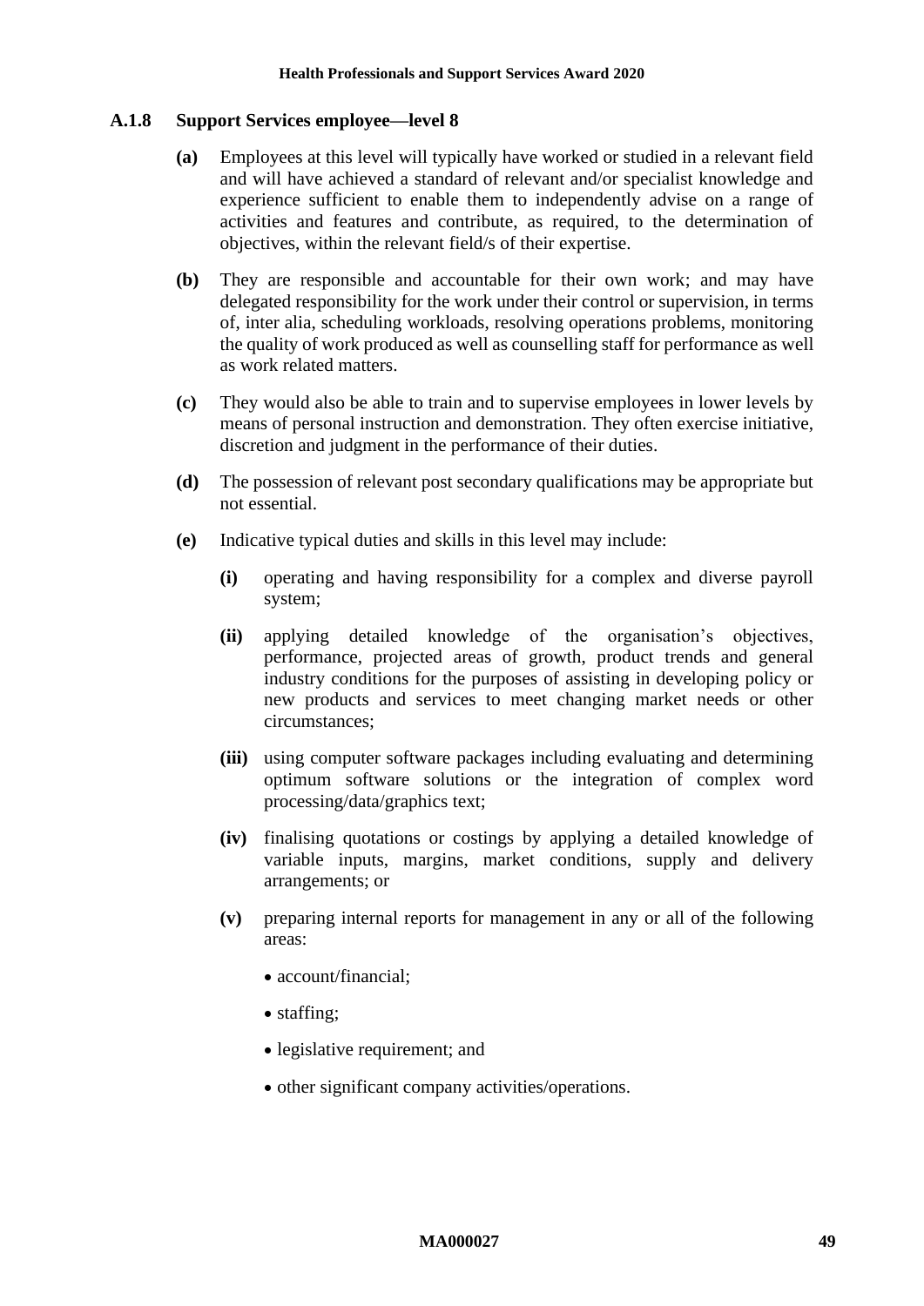### A.1.8 Support Services employee—level 8

**(a)** Employees at this level will typically have worked or studied in a relevant field and will have achieved a standard of relevant and/or specialist knowledge and experience sufficient to enable them to independently advise on a range of activities and features and contribute, as required, to the determination of objectives, within the relevant field/s of their expertise.

**(b)** They are responsible and accountable for their own work; and may have delegated responsibility for the work under their control or supervision, in terms of, inter alia, scheduling workloads, resolving operations problems, monitoring the quality of work produced as well as counselling staff for performance as well as work related matters.

**(c)** They would also be able to train and to supervise employees in lower levels by means of personal instruction and demonstration. They often exercise initiative, discretion and judgment in the performance of their duties.

**(d)** The possession of relevant post secondary qualifications may be appropriate but not essential.

**(e)** Indicative typical duties and skills in this level may include:

- **(i)** operating and having responsibility for a complex and diverse payroll system;
- **(ii)** applying detailed knowledge of the organisation's objectives, performance, projected areas of growth, product trends and general industry conditions for the purposes of assisting in developing policy or new products and services to meet changing market needs or other circumstances;
- **(iii)** using computer software packages including evaluating and determining optimum software solutions or the integration of complex word processing/data/graphics text;
- **(iv)** finalising quotations or costings by applying a detailed knowledge of variable inputs, margins, market conditions, supply and delivery arrangements; or
- **(v)** preparing internal reports for management in any or all of the following areas:
  - account/financial;
  - staffing;
  - legislative requirement; and
  - other significant company activities/operations.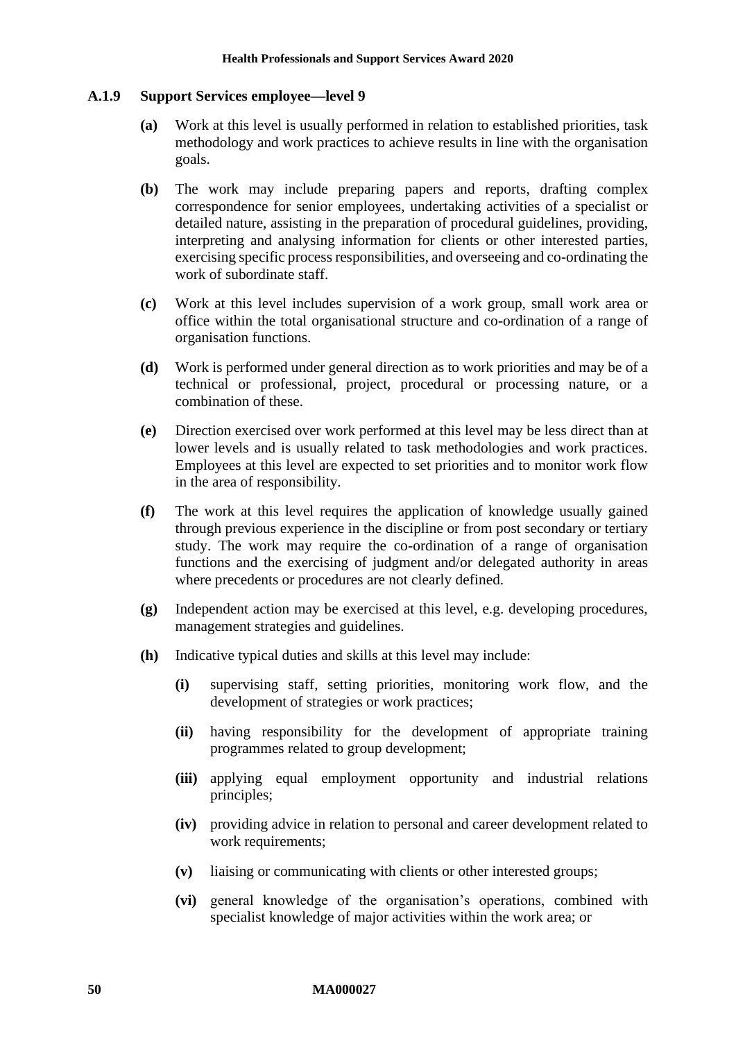### A.1.9 Support Services employee—level 9

**(a)** Work at this level is usually performed in relation to established priorities, task methodology and work practices to achieve results in line with the organisation goals.

**(b)** The work may include preparing papers and reports, drafting complex correspondence for senior employees, undertaking activities of a specialist or detailed nature, assisting in the preparation of procedural guidelines, providing, interpreting and analysing information for clients or other interested parties, exercising specific process responsibilities, and overseeing and co-ordinating the work of subordinate staff.

**(c)** Work at this level includes supervision of a work group, small work area or office within the total organisational structure and co-ordination of a range of organisation functions.

**(d)** Work is performed under general direction as to work priorities and may be of a technical or professional, project, procedural or processing nature, or a combination of these.

**(e)** Direction exercised over work performed at this level may be less direct than at lower levels and is usually related to task methodologies and work practices. Employees at this level are expected to set priorities and to monitor work flow in the area of responsibility.

**(f)** The work at this level requires the application of knowledge usually gained through previous experience in the discipline or from post secondary or tertiary study. The work may require the co-ordination of a range of organisation functions and the exercising of judgment and/or delegated authority in areas where precedents or procedures are not clearly defined.

**(g)** Independent action may be exercised at this level, e.g. developing procedures, management strategies and guidelines.

**(h)** Indicative typical duties and skills at this level may include:

- **(i)** supervising staff, setting priorities, monitoring work flow, and the development of strategies or work practices;
- **(ii)** having responsibility for the development of appropriate training programmes related to group development;
- **(iii)** applying equal employment opportunity and industrial relations principles;
- **(iv)** providing advice in relation to personal and career development related to work requirements;
- **(v)** liaising or communicating with clients or other interested groups;
- **(vi)** general knowledge of the organisation's operations, combined with specialist knowledge of major activities within the work area; or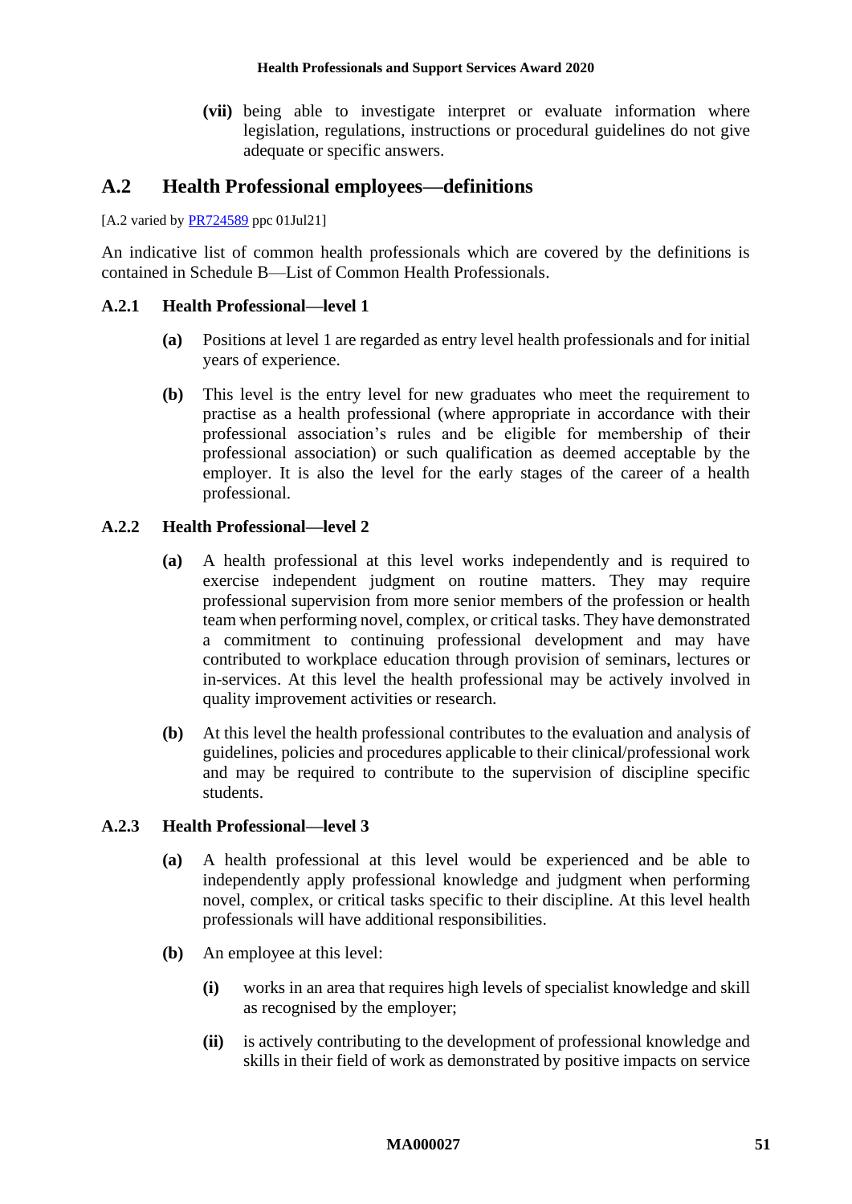**(vii)** being able to investigate interpret or evaluate information where legislation, regulations, instructions or procedural guidelines do not give adequate or specific answers.

## A.2 Health Professional employees—definitions

[A.2 varied by PR724589 ppc 01Jul21]

An indicative list of common health professionals which are covered by the definitions is contained in Schedule B—List of Common Health Professionals.

### A.2.1 Health Professional—level 1

**(a)** Positions at level 1 are regarded as entry level health professionals and for initial years of experience.

**(b)** This level is the entry level for new graduates who meet the requirement to practise as a health professional (where appropriate in accordance with their professional association's rules and be eligible for membership of their professional association) or such qualification as deemed acceptable by the employer. It is also the level for the early stages of the career of a health professional.

### A.2.2 Health Professional—level 2

**(a)** A health professional at this level works independently and is required to exercise independent judgment on routine matters. They may require professional supervision from more senior members of the profession or health team when performing novel, complex, or critical tasks. They have demonstrated a commitment to continuing professional development and may have contributed to workplace education through provision of seminars, lectures or in-services. At this level the health professional may be actively involved in quality improvement activities or research.

**(b)** At this level the health professional contributes to the evaluation and analysis of guidelines, policies and procedures applicable to their clinical/professional work and may be required to contribute to the supervision of discipline specific students.

### A.2.3 Health Professional—level 3

**(a)** A health professional at this level would be experienced and be able to independently apply professional knowledge and judgment when performing novel, complex, or critical tasks specific to their discipline. At this level health professionals will have additional responsibilities.

**(b)** An employee at this level:

**(i)** works in an area that requires high levels of specialist knowledge and skill as recognised by the employer;

**(ii)** is actively contributing to the development of professional knowledge and skills in their field of work as demonstrated by positive impacts on service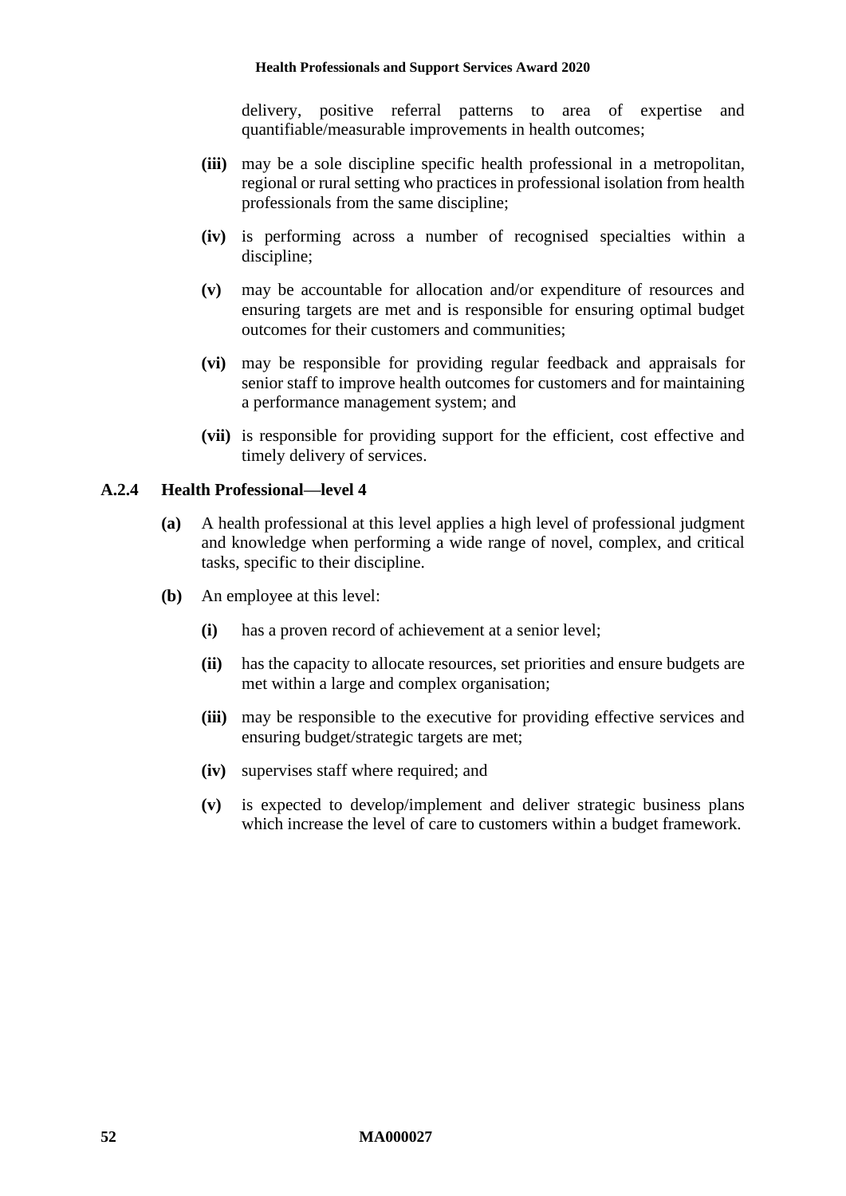delivery, positive referral patterns to area of expertise and quantifiable/measurable improvements in health outcomes;

- **(iii)** may be a sole discipline specific health professional in a metropolitan, regional or rural setting who practices in professional isolation from health professionals from the same discipline;
- **(iv)** is performing across a number of recognised specialties within a discipline;
- **(v)** may be accountable for allocation and/or expenditure of resources and ensuring targets are met and is responsible for ensuring optimal budget outcomes for their customers and communities;
- **(vi)** may be responsible for providing regular feedback and appraisals for senior staff to improve health outcomes for customers and for maintaining a performance management system; and
- **(vii)** is responsible for providing support for the efficient, cost effective and timely delivery of services.

### A.2.4 Health Professional—level 4

**(a)** A health professional at this level applies a high level of professional judgment and knowledge when performing a wide range of novel, complex, and critical tasks, specific to their discipline.

**(b)** An employee at this level:

- **(i)** has a proven record of achievement at a senior level;
- **(ii)** has the capacity to allocate resources, set priorities and ensure budgets are met within a large and complex organisation;
- **(iii)** may be responsible to the executive for providing effective services and ensuring budget/strategic targets are met;
- **(iv)** supervises staff where required; and
- **(v)** is expected to develop/implement and deliver strategic business plans which increase the level of care to customers within a budget framework.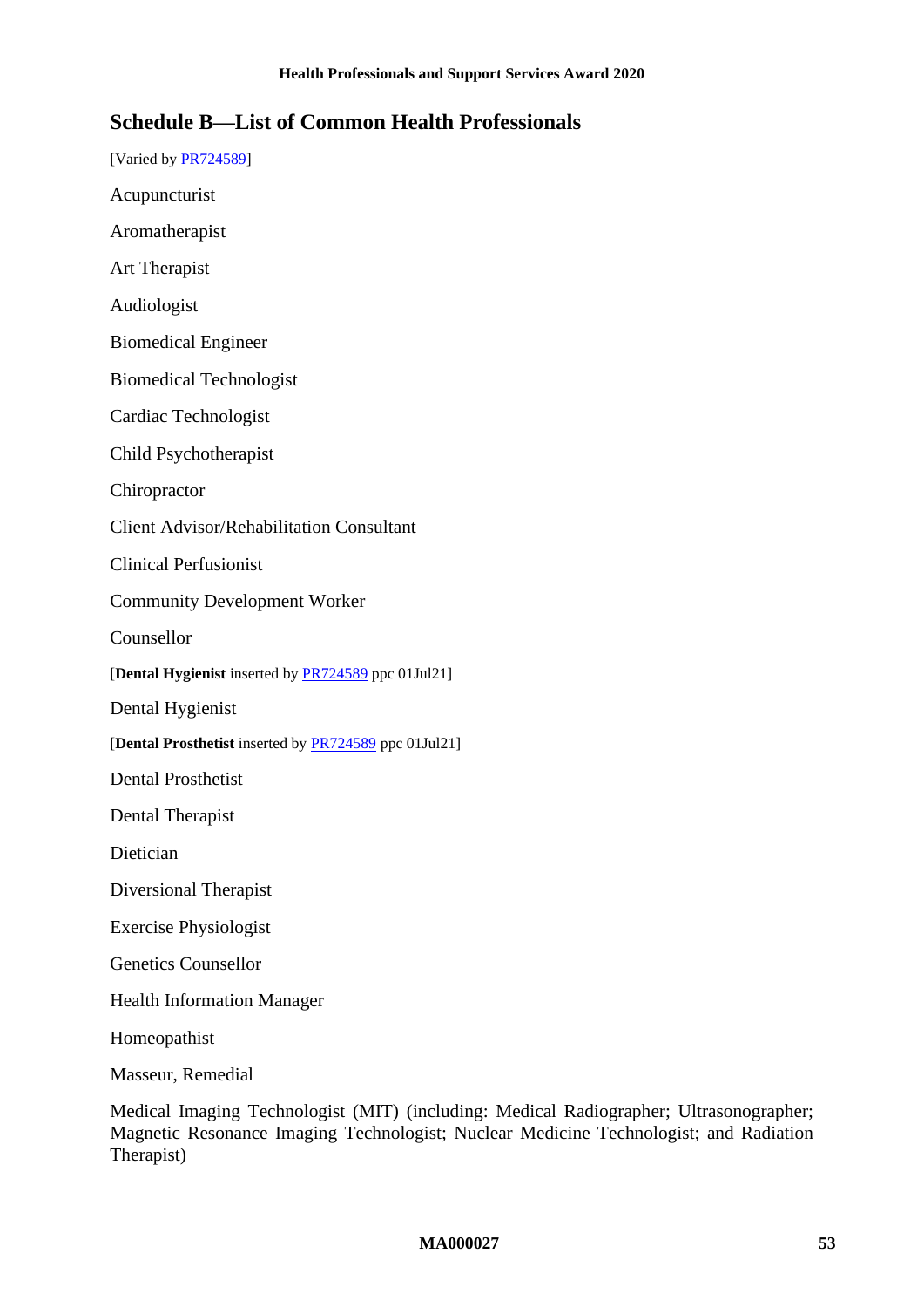## Schedule B—List of Common Health Professionals

[Varied by PR724589]

Acupuncturist

Aromatherapist

Art Therapist

Audiologist

Biomedical Engineer

Biomedical Technologist

Cardiac Technologist

Child Psychotherapist

Chiropractor

Client Advisor/Rehabilitation Consultant

Clinical Perfusionist

Community Development Worker

Counsellor

[**Dental Hygienist** inserted by PR724589 ppc 01Jul21]

Dental Hygienist

[**Dental Prosthetist** inserted by PR724589 ppc 01Jul21]

Dental Prosthetist

Dental Therapist

Dietician

Diversional Therapist

Exercise Physiologist

Genetics Counsellor

Health Information Manager

Homeopathist

Masseur, Remedial

Medical Imaging Technologist (MIT) (including: Medical Radiographer; Ultrasonographer; Magnetic Resonance Imaging Technologist; Nuclear Medicine Technologist; and Radiation Therapist)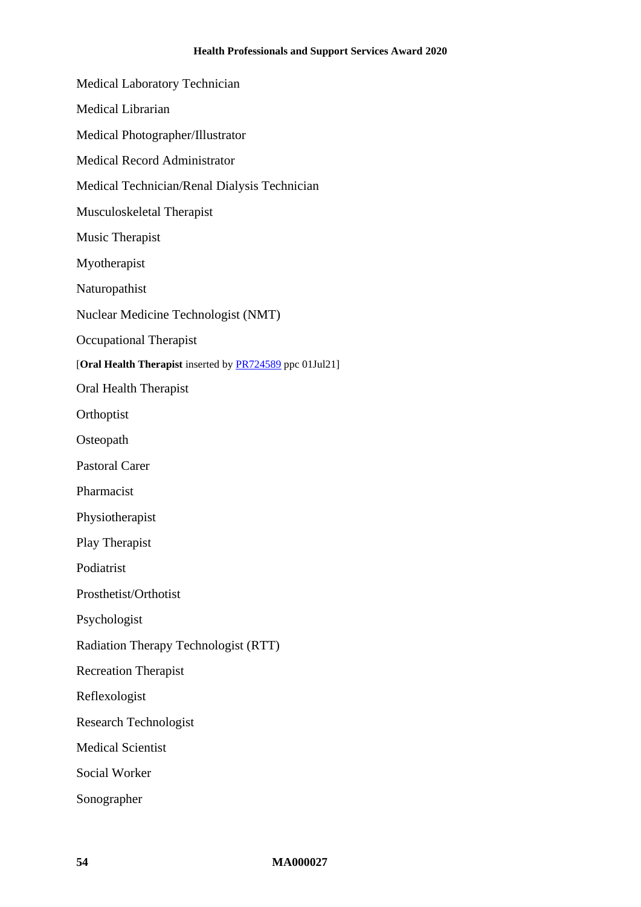Medical Laboratory Technician

Medical Librarian

Medical Photographer/Illustrator

Medical Record Administrator

Medical Technician/Renal Dialysis Technician

Musculoskeletal Therapist

Music Therapist

Myotherapist

Naturopathist

Nuclear Medicine Technologist (NMT)

Occupational Therapist

[**Oral Health Therapist** inserted by PR724589 ppc 01Jul21]

Oral Health Therapist

Orthoptist

Osteopath

Pastoral Carer

Pharmacist

Physiotherapist

Play Therapist

Podiatrist

Prosthetist/Orthotist

Psychologist

Radiation Therapy Technologist (RTT)

Recreation Therapist

Reflexologist

Research Technologist

Medical Scientist

Social Worker

Sonographer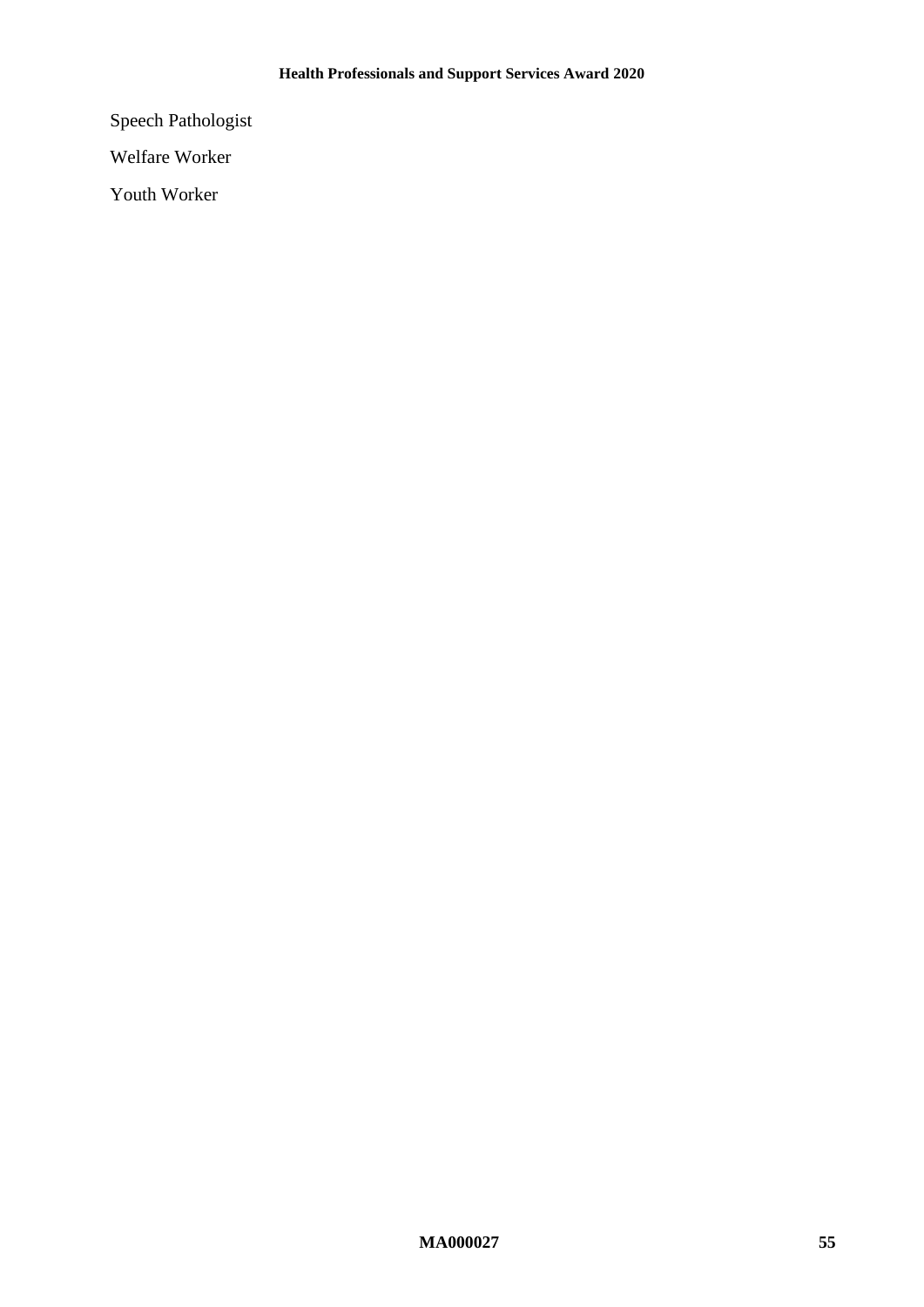Speech Pathologist

Welfare Worker

Youth Worker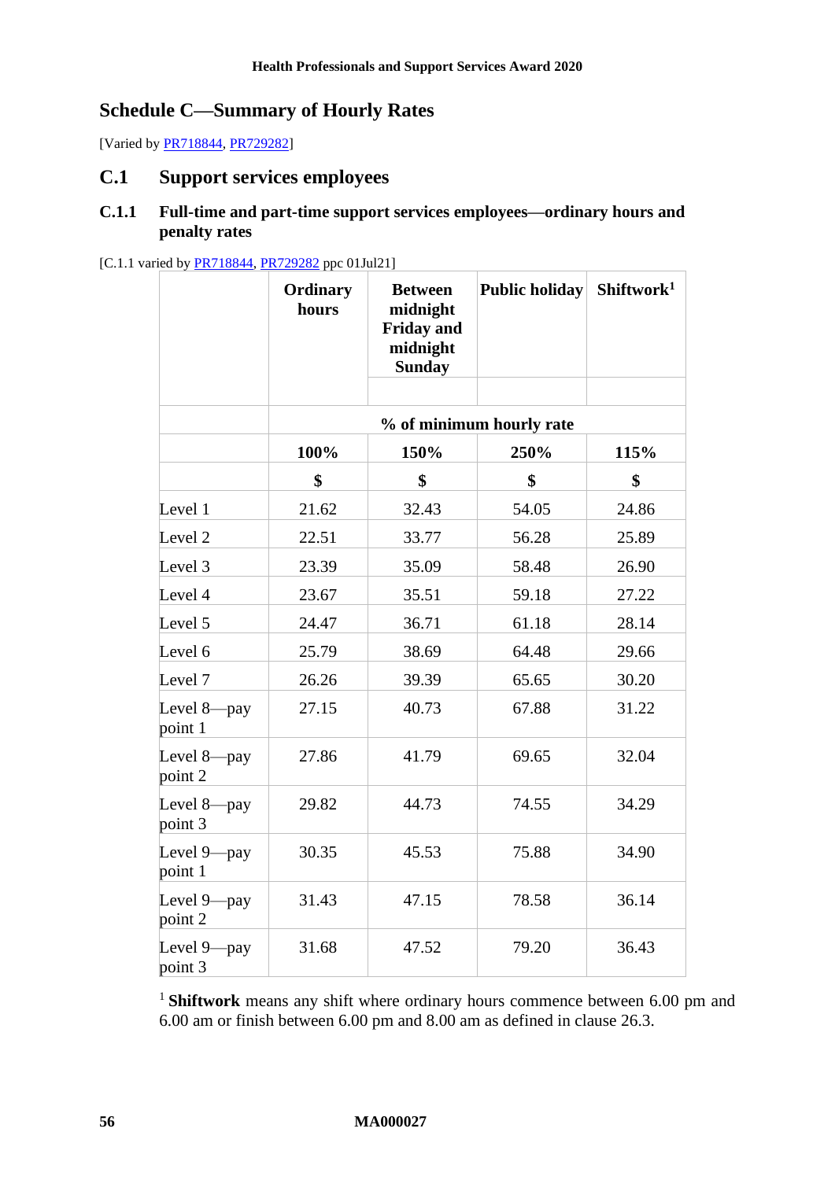## Schedule C—Summary of Hourly Rates

[Varied by PR718844, PR729282]

### C.1 Support services employees

#### C.1.1 Full-time and part-time support services employees—ordinary hours and penalty rates

[C.1.1 varied by PR718844, PR729282 ppc 01Jul21]

| | Ordinary hours | Between midnight Friday and midnight Sunday | Public holiday | Shiftwork[1] |
|---|---|---|---|---|
| | % of minimum hourly rate | | | |
| | 100% | 150% | 250% | 115% |
| | $ | $ | $ | $ |
| Level 1 | 21.62 | 32.43 | 54.05 | 24.86 |
| Level 2 | 22.51 | 33.77 | 56.28 | 25.89 |
| Level 3 | 23.39 | 35.09 | 58.48 | 26.90 |
| Level 4 | 23.67 | 35.51 | 59.18 | 27.22 |
| Level 5 | 24.47 | 36.71 | 61.18 | 28.14 |
| Level 6 | 25.79 | 38.69 | 64.48 | 29.66 |
| Level 7 | 26.26 | 39.39 | 65.65 | 30.20 |
| Level 8—pay point 1 | 27.15 | 40.73 | 67.88 | 31.22 |
| Level 8—pay point 2 | 27.86 | 41.79 | 69.65 | 32.04 |
| Level 8—pay point 3 | 29.82 | 44.73 | 74.55 | 34.29 |
| Level 9—pay point 1 | 30.35 | 45.53 | 75.88 | 34.90 |
| Level 9—pay point 2 | 31.43 | 47.15 | 78.58 | 36.14 |
| Level 9—pay point 3 | 31.68 | 47.52 | 79.20 | 36.43 |

[1] **Shiftwork** means any shift where ordinary hours commence between 6.00 pm and 6.00 am or finish between 6.00 pm and 8.00 am as defined in clause 26.3.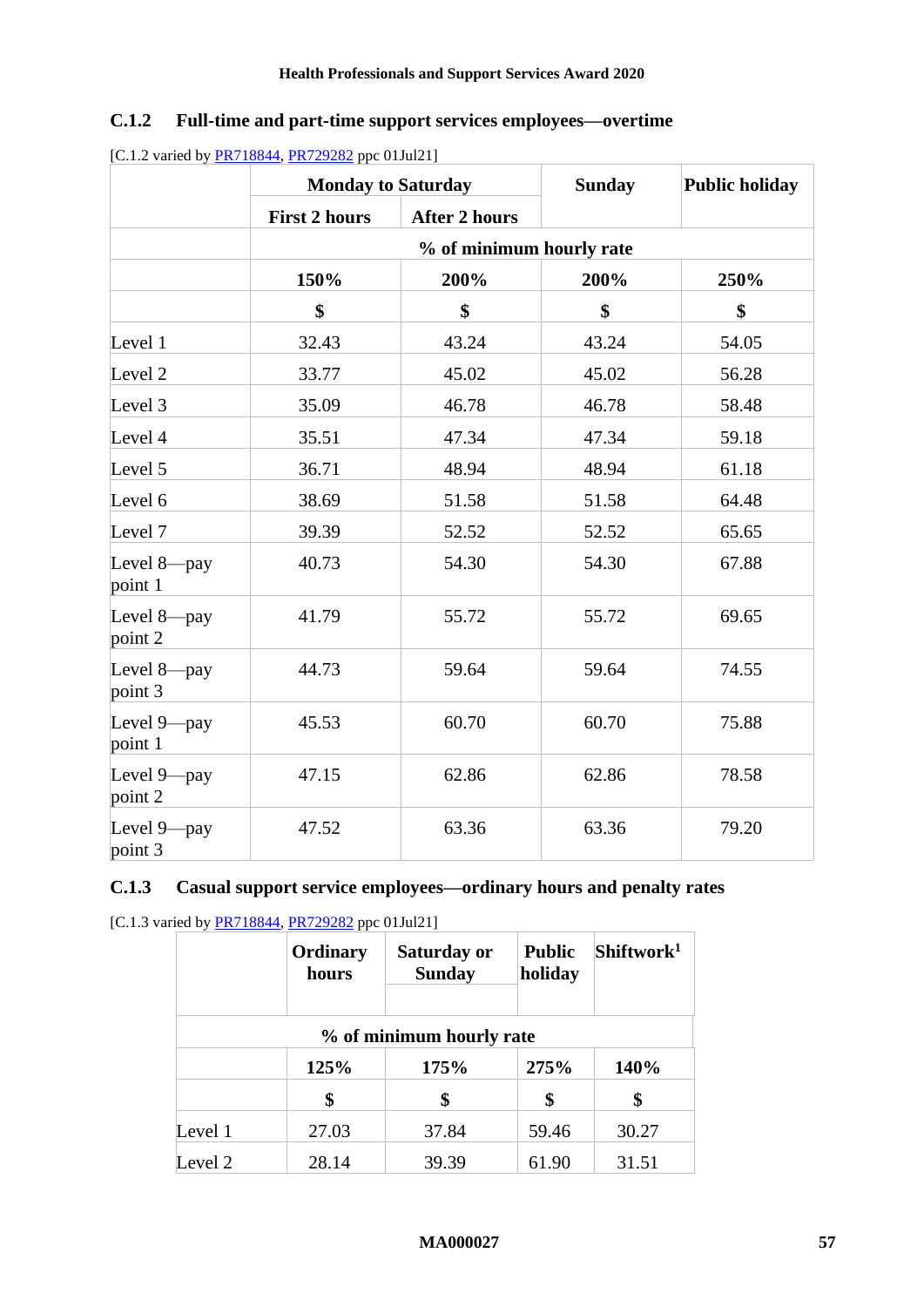### C.1.2 Full-time and part-time support services employees—overtime

[C.1.2 varied by PR718844, PR729282 ppc 01Jul21]

| | Monday to Saturday | | Sunday | Public holiday |
|---|---|---|---|---|
| | First 2 hours | After 2 hours | | |
| | % of minimum hourly rate | | | |
| | 150% | 200% | 200% | 250% |
| | $ | $ | $ | $ |
| Level 1 | 32.43 | 43.24 | 43.24 | 54.05 |
| Level 2 | 33.77 | 45.02 | 45.02 | 56.28 |
| Level 3 | 35.09 | 46.78 | 46.78 | 58.48 |
| Level 4 | 35.51 | 47.34 | 47.34 | 59.18 |
| Level 5 | 36.71 | 48.94 | 48.94 | 61.18 |
| Level 6 | 38.69 | 51.58 | 51.58 | 64.48 |
| Level 7 | 39.39 | 52.52 | 52.52 | 65.65 |
| Level 8—pay point 1 | 40.73 | 54.30 | 54.30 | 67.88 |
| Level 8—pay point 2 | 41.79 | 55.72 | 55.72 | 69.65 |
| Level 8—pay point 3 | 44.73 | 59.64 | 59.64 | 74.55 |
| Level 9—pay point 1 | 45.53 | 60.70 | 60.70 | 75.88 |
| Level 9—pay point 2 | 47.15 | 62.86 | 62.86 | 78.58 |
| Level 9—pay point 3 | 47.52 | 63.36 | 63.36 | 79.20 |

### C.1.3 Casual support service employees—ordinary hours and penalty rates

[C.1.3 varied by PR718844, PR729282 ppc 01Jul21]

| | Ordinary hours | Saturday or Sunday | Public holiday | Shiftwork[1] |
|---|---|---|---|---|
| | % of minimum hourly rate | | | |
| | 125% | 175% | 275% | 140% |
| | $ | $ | $ | $ |
| Level 1 | 27.03 | 37.84 | 59.46 | 30.27 |
| Level 2 | 28.14 | 39.39 | 61.90 | 31.51 |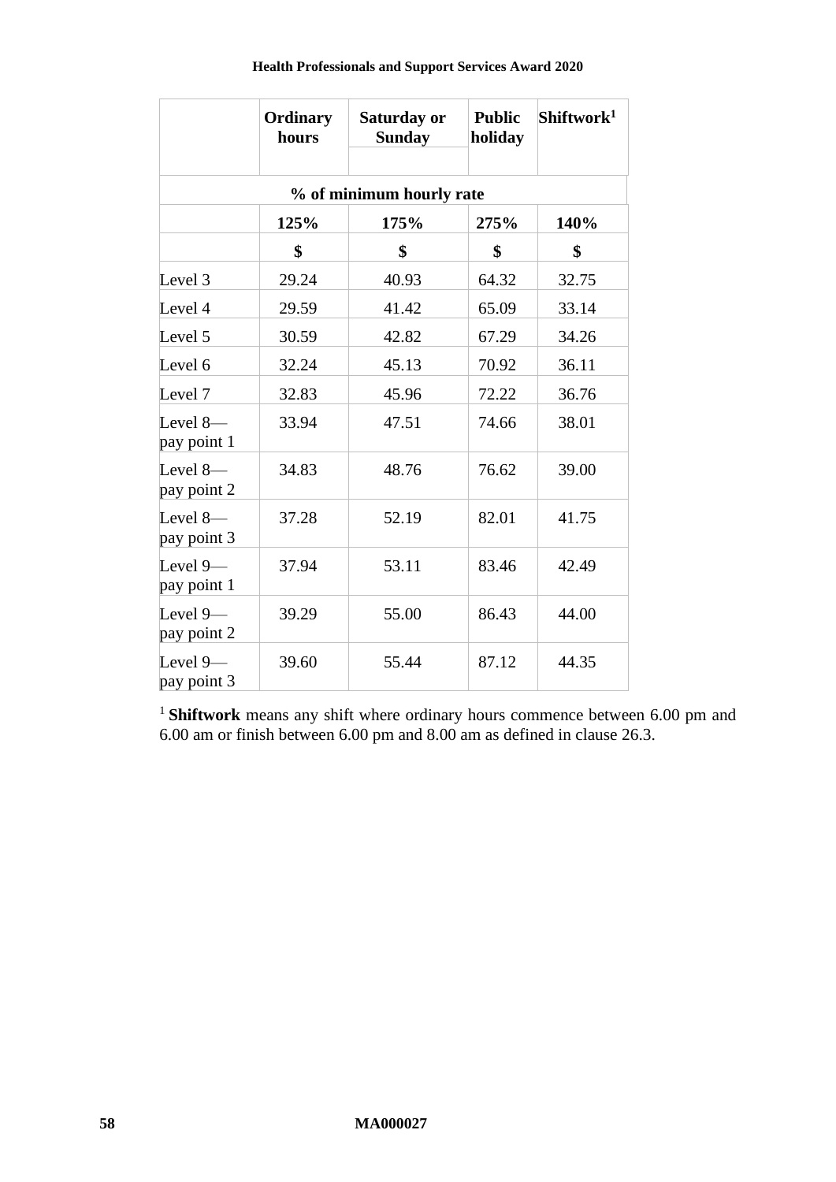| | Ordinary hours | Saturday or Sunday | Public holiday | Shiftwork[1] |
|---|---|---|---|---|
| | **% of minimum hourly rate** | | | |
| | **125%** | **175%** | **275%** | **140%** |
| | **$** | **$** | **$** | **$** |
| Level 3 | 29.24 | 40.93 | 64.32 | 32.75 |
| Level 4 | 29.59 | 41.42 | 65.09 | 33.14 |
| Level 5 | 30.59 | 42.82 | 67.29 | 34.26 |
| Level 6 | 32.24 | 45.13 | 70.92 | 36.11 |
| Level 7 | 32.83 | 45.96 | 72.22 | 36.76 |
| Level 8—pay point 1 | 33.94 | 47.51 | 74.66 | 38.01 |
| Level 8—pay point 2 | 34.83 | 48.76 | 76.62 | 39.00 |
| Level 8—pay point 3 | 37.28 | 52.19 | 82.01 | 41.75 |
| Level 9—pay point 1 | 37.94 | 53.11 | 83.46 | 42.49 |
| Level 9—pay point 2 | 39.29 | 55.00 | 86.43 | 44.00 |
| Level 9—pay point 3 | 39.60 | 55.44 | 87.12 | 44.35 |

[1] **Shiftwork** means any shift where ordinary hours commence between 6.00 pm and 6.00 am or finish between 6.00 pm and 8.00 am as defined in clause 26.3.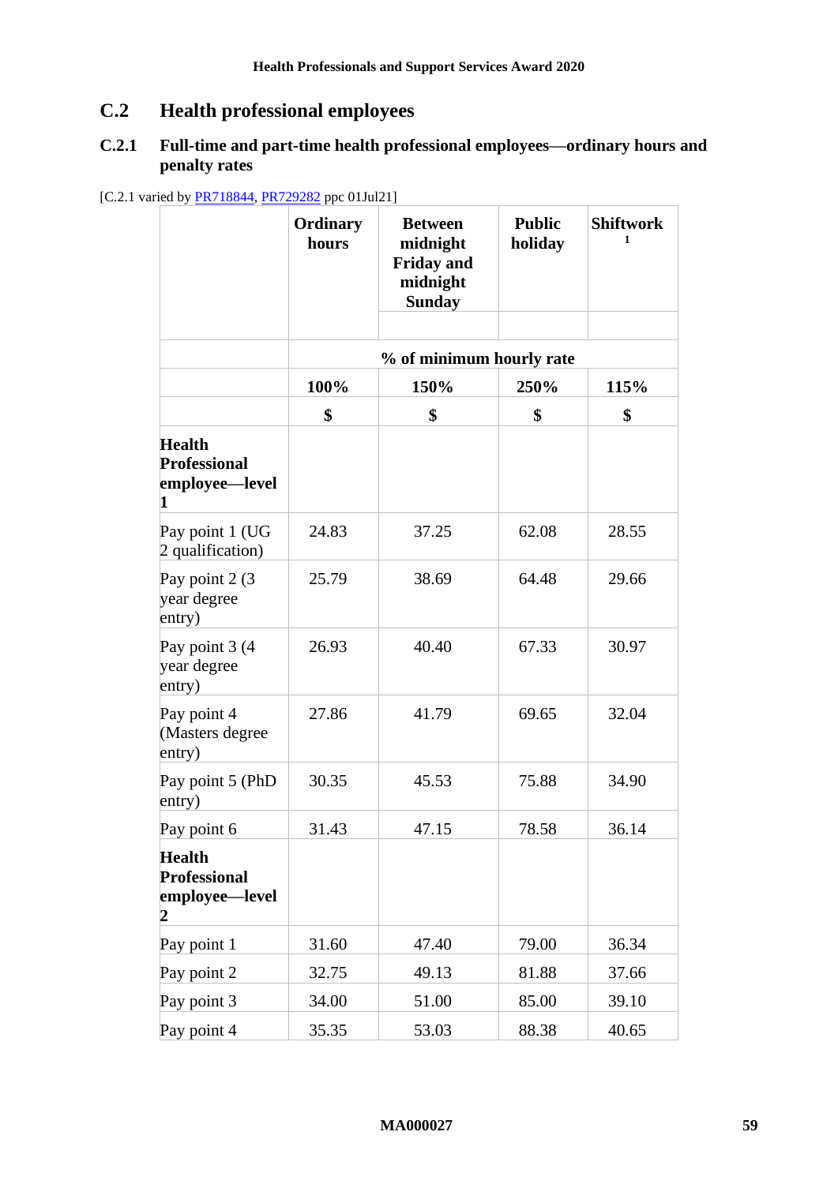## C.2 Health professional employees

### C.2.1 Full-time and part-time health professional employees—ordinary hours and penalty rates

[C.2.1 varied by PR718844, PR729282 ppc 01Jul21]

| | Ordinary hours | Between midnight Friday and midnight Sunday | Public holiday | Shiftwork [1] |
|---|---|---|---|---|
| | % of minimum hourly rate | | | |
| | 100% | 150% | 250% | 115% |
| | $ | $ | $ | $ |
| **Health Professional employee—level 1** | | | | |
| Pay point 1 (UG 2 qualification) | 24.83 | 37.25 | 62.08 | 28.55 |
| Pay point 2 (3 year degree entry) | 25.79 | 38.69 | 64.48 | 29.66 |
| Pay point 3 (4 year degree entry) | 26.93 | 40.40 | 67.33 | 30.97 |
| Pay point 4 (Masters degree entry) | 27.86 | 41.79 | 69.65 | 32.04 |
| Pay point 5 (PhD entry) | 30.35 | 45.53 | 75.88 | 34.90 |
| Pay point 6 | 31.43 | 47.15 | 78.58 | 36.14 |
| **Health Professional employee—level 2** | | | | |
| Pay point 1 | 31.60 | 47.40 | 79.00 | 36.34 |
| Pay point 2 | 32.75 | 49.13 | 81.88 | 37.66 |
| Pay point 3 | 34.00 | 51.00 | 85.00 | 39.10 |
| Pay point 4 | 35.35 | 53.03 | 88.38 | 40.65 |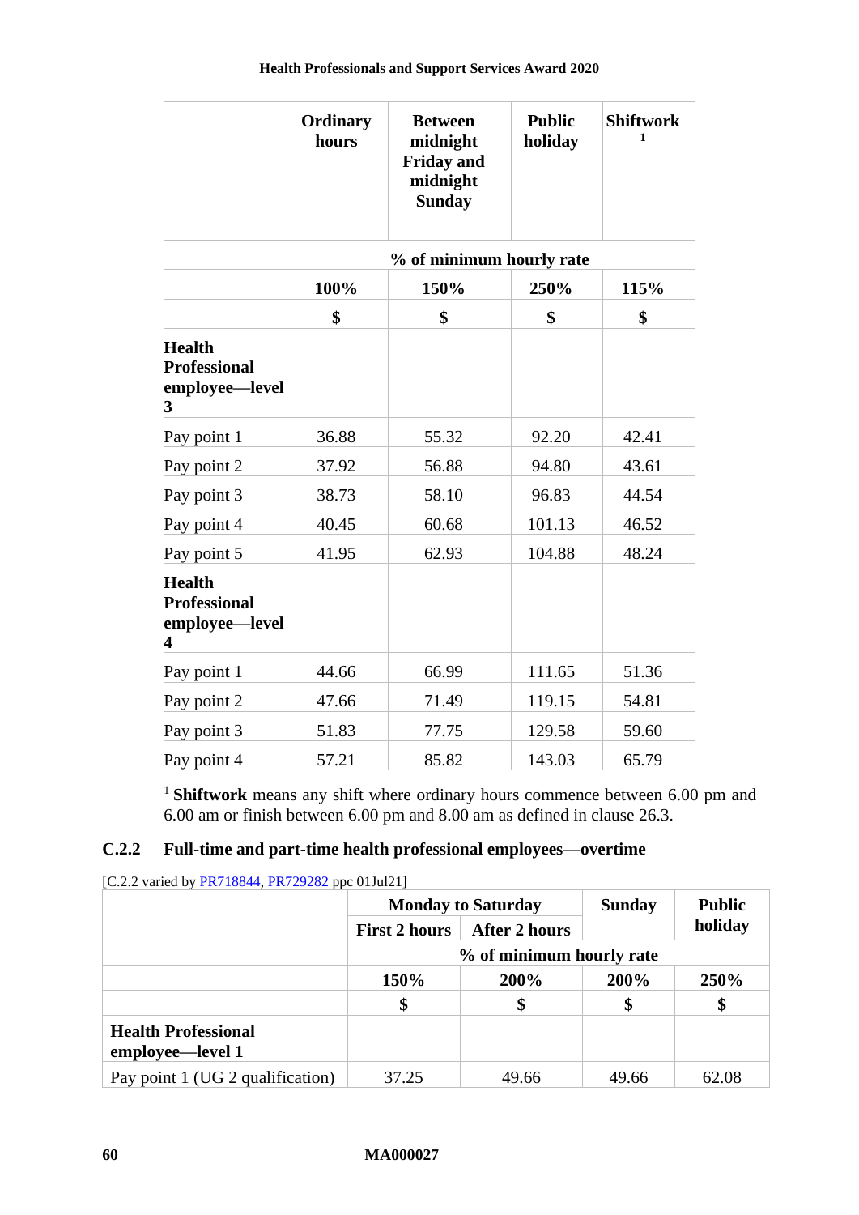| | Ordinary hours | Between midnight Friday and midnight Sunday | Public holiday | Shiftwork [1] |
|---|---|---|---|---|
| | % of minimum hourly rate | | | |
| | 100% | 150% | 250% | 115% |
| | $ | $ | $ | $ |
| **Health Professional employee—level 3** | | | | |
| Pay point 1 | 36.88 | 55.32 | 92.20 | 42.41 |
| Pay point 2 | 37.92 | 56.88 | 94.80 | 43.61 |
| Pay point 3 | 38.73 | 58.10 | 96.83 | 44.54 |
| Pay point 4 | 40.45 | 60.68 | 101.13 | 46.52 |
| Pay point 5 | 41.95 | 62.93 | 104.88 | 48.24 |
| **Health Professional employee—level 4** | | | | |
| Pay point 1 | 44.66 | 66.99 | 111.65 | 51.36 |
| Pay point 2 | 47.66 | 71.49 | 119.15 | 54.81 |
| Pay point 3 | 51.83 | 77.75 | 129.58 | 59.60 |
| Pay point 4 | 57.21 | 85.82 | 143.03 | 65.79 |

[1] **Shiftwork** means any shift where ordinary hours commence between 6.00 pm and 6.00 am or finish between 6.00 pm and 8.00 am as defined in clause 26.3.

### C.2.2 Full-time and part-time health professional employees—overtime

[C.2.2 varied by PR718844, PR729282 ppc 01Jul21]

| | Monday to Saturday | | Sunday | Public holiday |
|---|---|---|---|---|
| | First 2 hours | After 2 hours | | |
| | % of minimum hourly rate | | | |
| | 150% | 200% | 200% | 250% |
| | $ | $ | $ | $ |
| **Health Professional employee—level 1** | | | | |
| Pay point 1 (UG 2 qualification) | 37.25 | 49.66 | 49.66 | 62.08 |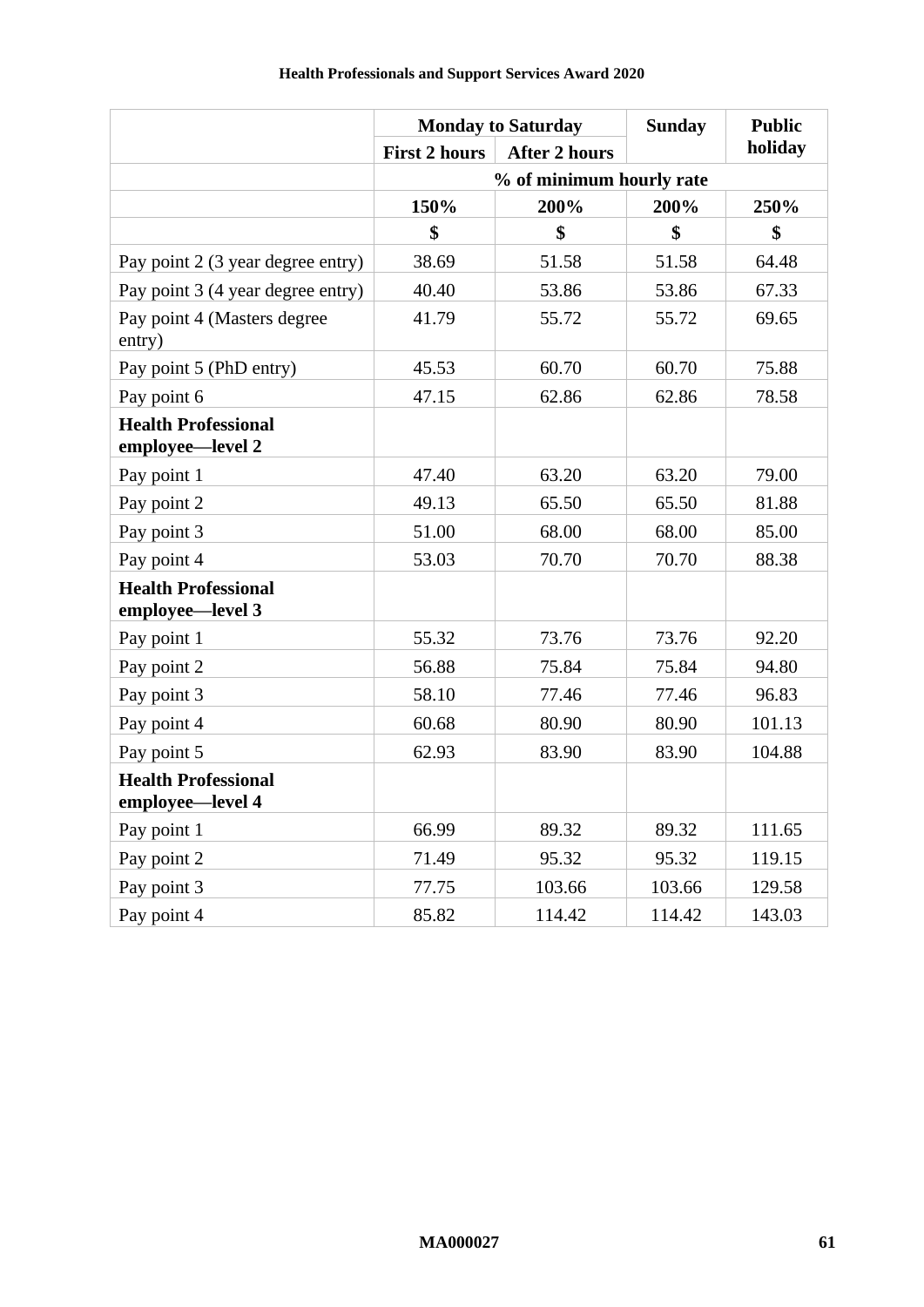| | Monday to Saturday | | Sunday | Public holiday |
|---|---|---|---|---|
| | First 2 hours | After 2 hours | | |
| | % of minimum hourly rate | | | |
| | 150% | 200% | 200% | 250% |
| | $ | $ | $ | $ |
| Pay point 2 (3 year degree entry) | 38.69 | 51.58 | 51.58 | 64.48 |
| Pay point 3 (4 year degree entry) | 40.40 | 53.86 | 53.86 | 67.33 |
| Pay point 4 (Masters degree entry) | 41.79 | 55.72 | 55.72 | 69.65 |
| Pay point 5 (PhD entry) | 45.53 | 60.70 | 60.70 | 75.88 |
| Pay point 6 | 47.15 | 62.86 | 62.86 | 78.58 |
| **Health Professional employee—level 2** | | | | |
| Pay point 1 | 47.40 | 63.20 | 63.20 | 79.00 |
| Pay point 2 | 49.13 | 65.50 | 65.50 | 81.88 |
| Pay point 3 | 51.00 | 68.00 | 68.00 | 85.00 |
| Pay point 4 | 53.03 | 70.70 | 70.70 | 88.38 |
| **Health Professional employee—level 3** | | | | |
| Pay point 1 | 55.32 | 73.76 | 73.76 | 92.20 |
| Pay point 2 | 56.88 | 75.84 | 75.84 | 94.80 |
| Pay point 3 | 58.10 | 77.46 | 77.46 | 96.83 |
| Pay point 4 | 60.68 | 80.90 | 80.90 | 101.13 |
| Pay point 5 | 62.93 | 83.90 | 83.90 | 104.88 |
| **Health Professional employee—level 4** | | | | |
| Pay point 1 | 66.99 | 89.32 | 89.32 | 111.65 |
| Pay point 2 | 71.49 | 95.32 | 95.32 | 119.15 |
| Pay point 3 | 77.75 | 103.66 | 103.66 | 129.58 |
| Pay point 4 | 85.82 | 114.42 | 114.42 | 143.03 |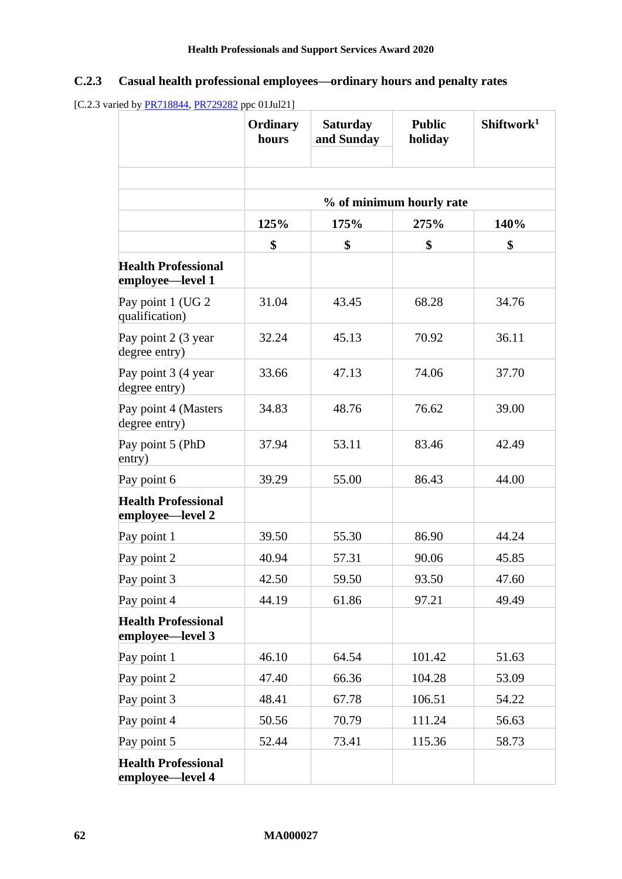### C.2.3 Casual health professional employees—ordinary hours and penalty rates

[C.2.3 varied by PR718844, PR729282 ppc 01Jul21]

| | Ordinary hours | Saturday and Sunday | Public holiday | Shiftwork[1] |
|---|---|---|---|---|
| | % of minimum hourly rate | | | |
| | 125% | 175% | 275% | 140% |
| | $ | $ | $ | $ |
| **Health Professional employee—level 1** | | | | |
| Pay point 1 (UG 2 qualification) | 31.04 | 43.45 | 68.28 | 34.76 |
| Pay point 2 (3 year degree entry) | 32.24 | 45.13 | 70.92 | 36.11 |
| Pay point 3 (4 year degree entry) | 33.66 | 47.13 | 74.06 | 37.70 |
| Pay point 4 (Masters degree entry) | 34.83 | 48.76 | 76.62 | 39.00 |
| Pay point 5 (PhD entry) | 37.94 | 53.11 | 83.46 | 42.49 |
| Pay point 6 | 39.29 | 55.00 | 86.43 | 44.00 |
| **Health Professional employee—level 2** | | | | |
| Pay point 1 | 39.50 | 55.30 | 86.90 | 44.24 |
| Pay point 2 | 40.94 | 57.31 | 90.06 | 45.85 |
| Pay point 3 | 42.50 | 59.50 | 93.50 | 47.60 |
| Pay point 4 | 44.19 | 61.86 | 97.21 | 49.49 |
| **Health Professional employee—level 3** | | | | |
| Pay point 1 | 46.10 | 64.54 | 101.42 | 51.63 |
| Pay point 2 | 47.40 | 66.36 | 104.28 | 53.09 |
| Pay point 3 | 48.41 | 67.78 | 106.51 | 54.22 |
| Pay point 4 | 50.56 | 70.79 | 111.24 | 56.63 |
| Pay point 5 | 52.44 | 73.41 | 115.36 | 58.73 |
| **Health Professional employee—level 4** | | | | |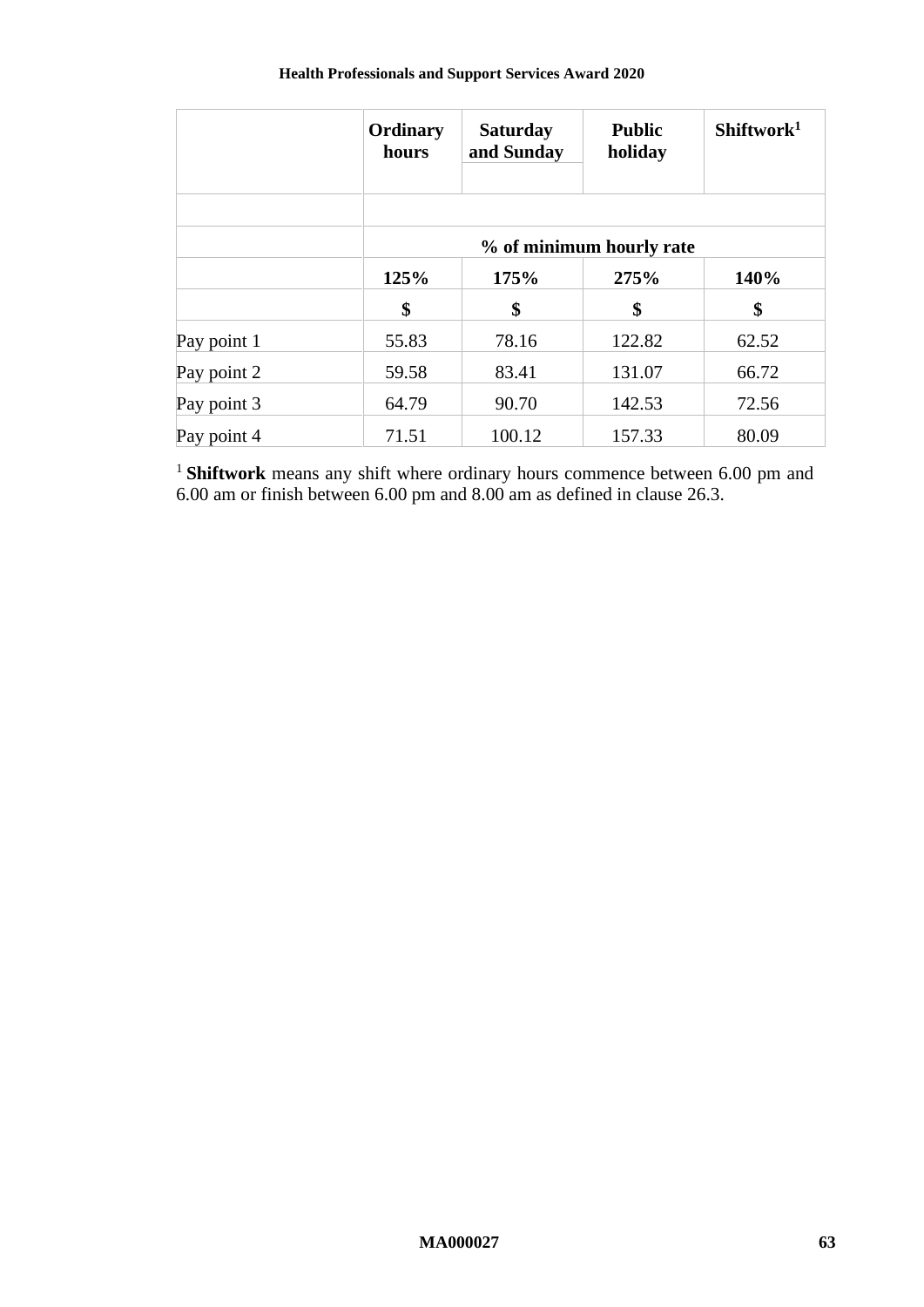| | Ordinary hours | Saturday and Sunday | Public holiday | Shiftwork[1] |
|---|---|---|---|---|
| | | | | |
| | % of minimum hourly rate | | | |
| | 125% | 175% | 275% | 140% |
| | $ | $ | $ | $ |
| Pay point 1 | 55.83 | 78.16 | 122.82 | 62.52 |
| Pay point 2 | 59.58 | 83.41 | 131.07 | 66.72 |
| Pay point 3 | 64.79 | 90.70 | 142.53 | 72.56 |
| Pay point 4 | 71.51 | 100.12 | 157.33 | 80.09 |

[1] **Shiftwork** means any shift where ordinary hours commence between 6.00 pm and 6.00 am or finish between 6.00 pm and 8.00 am as defined in clause 26.3.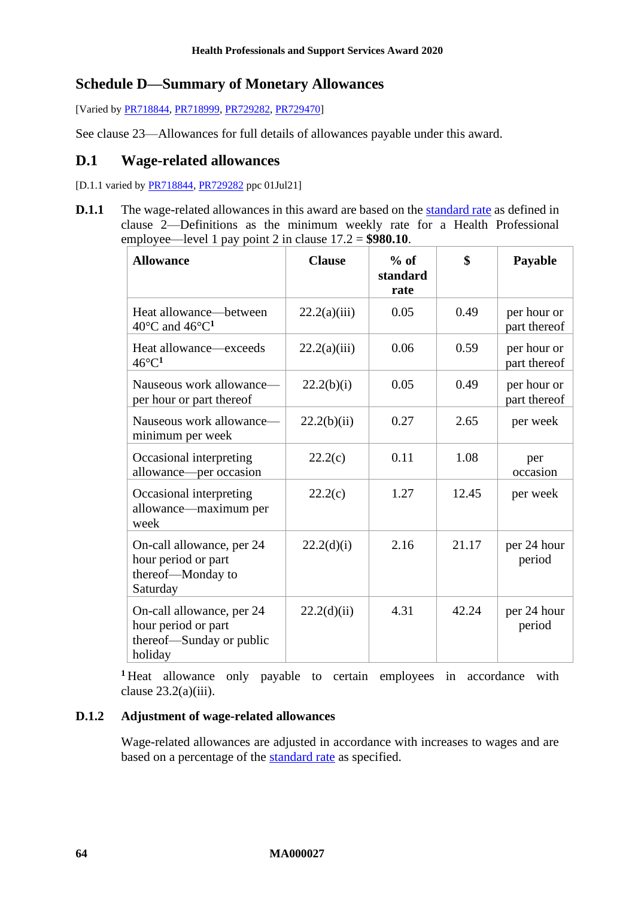## Schedule D—Summary of Monetary Allowances

[Varied by PR718844, PR718999, PR729282, PR729470]

See clause 23—Allowances for full details of allowances payable under this award.

### D.1 Wage-related allowances

[D.1.1 varied by PR718844, PR729282 ppc 01Jul21]

**D.1.1** The wage-related allowances in this award are based on the standard rate as defined in clause 2—Definitions as the minimum weekly rate for a Health Professional employee—level 1 pay point 2 in clause 17.2 = **$980.10**.

| Allowance | Clause | % of standard rate | $ | Payable |
|---|---|---|---|---|
| Heat allowance—between 40°C and 46°C[1] | 22.2(a)(iii) | 0.05 | 0.49 | per hour or part thereof |
| Heat allowance—exceeds 46°C[1] | 22.2(a)(iii) | 0.06 | 0.59 | per hour or part thereof |
| Nauseous work allowance—per hour or part thereof | 22.2(b)(i) | 0.05 | 0.49 | per hour or part thereof |
| Nauseous work allowance—minimum per week | 22.2(b)(ii) | 0.27 | 2.65 | per week |
| Occasional interpreting allowance—per occasion | 22.2(c) | 0.11 | 1.08 | per occasion |
| Occasional interpreting allowance—maximum per week | 22.2(c) | 1.27 | 12.45 | per week |
| On-call allowance, per 24 hour period or part thereof—Monday to Saturday | 22.2(d)(i) | 2.16 | 21.17 | per 24 hour period |
| On-call allowance, per 24 hour period or part thereof—Sunday or public holiday | 22.2(d)(ii) | 4.31 | 42.24 | per 24 hour period |

[1] Heat allowance only payable to certain employees in accordance with clause 23.2(a)(iii).

**D.1.2 Adjustment of wage-related allowances**

Wage-related allowances are adjusted in accordance with increases to wages and are based on a percentage of the standard rate as specified.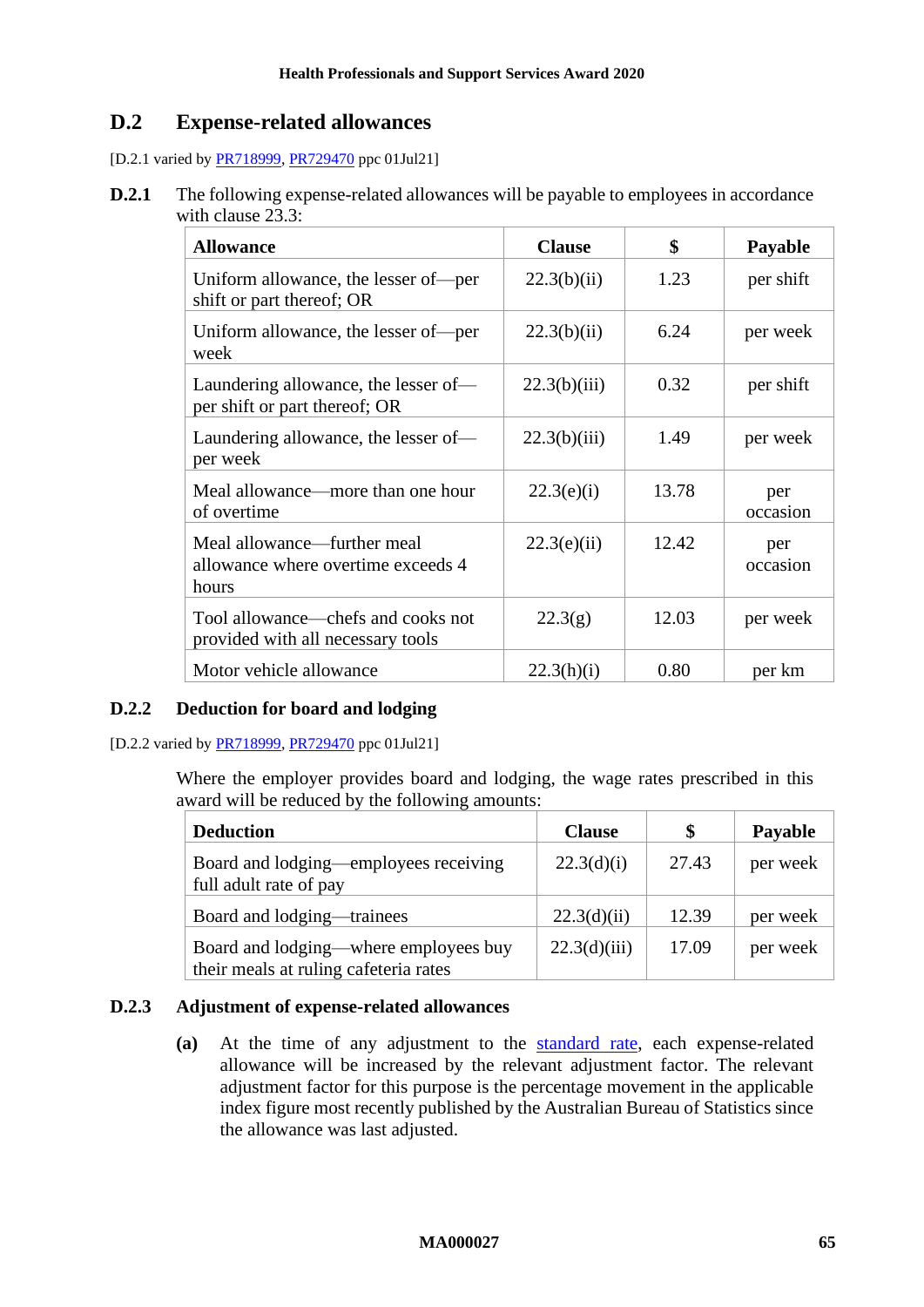## D.2 Expense-related allowances

[D.2.1 varied by PR718999, PR729470 ppc 01Jul21]

**D.2.1** The following expense-related allowances will be payable to employees in accordance with clause 23.3:

| Allowance | Clause | $ | Payable |
|---|---|---|---|
| Uniform allowance, the lesser of—per shift or part thereof; OR | 22.3(b)(ii) | 1.23 | per shift |
| Uniform allowance, the lesser of—per week | 22.3(b)(ii) | 6.24 | per week |
| Laundering allowance, the lesser of—per shift or part thereof; OR | 22.3(b)(iii) | 0.32 | per shift |
| Laundering allowance, the lesser of—per week | 22.3(b)(iii) | 1.49 | per week |
| Meal allowance—more than one hour of overtime | 22.3(e)(i) | 13.78 | per occasion |
| Meal allowance—further meal allowance where overtime exceeds 4 hours | 22.3(e)(ii) | 12.42 | per occasion |
| Tool allowance—chefs and cooks not provided with all necessary tools | 22.3(g) | 12.03 | per week |
| Motor vehicle allowance | 22.3(h)(i) | 0.80 | per km |

### D.2.2 Deduction for board and lodging

[D.2.2 varied by PR718999, PR729470 ppc 01Jul21]

Where the employer provides board and lodging, the wage rates prescribed in this award will be reduced by the following amounts:

| Deduction | Clause | $ | Payable |
|---|---|---|---|
| Board and lodging—employees receiving full adult rate of pay | 22.3(d)(i) | 27.43 | per week |
| Board and lodging—trainees | 22.3(d)(ii) | 12.39 | per week |
| Board and lodging—where employees buy their meals at ruling cafeteria rates | 22.3(d)(iii) | 17.09 | per week |

### D.2.3 Adjustment of expense-related allowances

**(a)** At the time of any adjustment to the standard rate, each expense-related allowance will be increased by the relevant adjustment factor. The relevant adjustment factor for this purpose is the percentage movement in the applicable index figure most recently published by the Australian Bureau of Statistics since the allowance was last adjusted.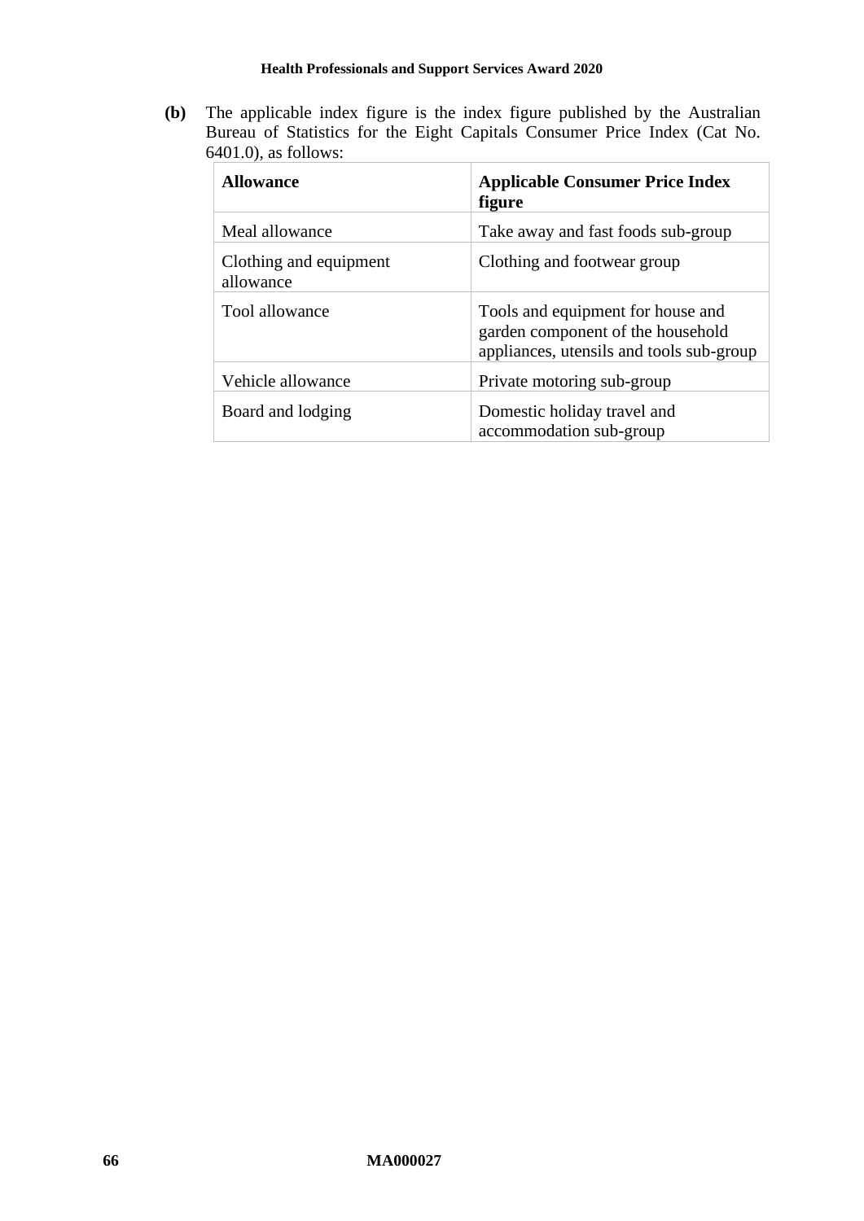**(b)** The applicable index figure is the index figure published by the Australian Bureau of Statistics for the Eight Capitals Consumer Price Index (Cat No. 6401.0), as follows:

| **Allowance** | **Applicable Consumer Price Index figure** |
|---|---|
| Meal allowance | Take away and fast foods sub-group |
| Clothing and equipment allowance | Clothing and footwear group |
| Tool allowance | Tools and equipment for house and garden component of the household appliances, utensils and tools sub-group |
| Vehicle allowance | Private motoring sub-group |
| Board and lodging | Domestic holiday travel and accommodation sub-group |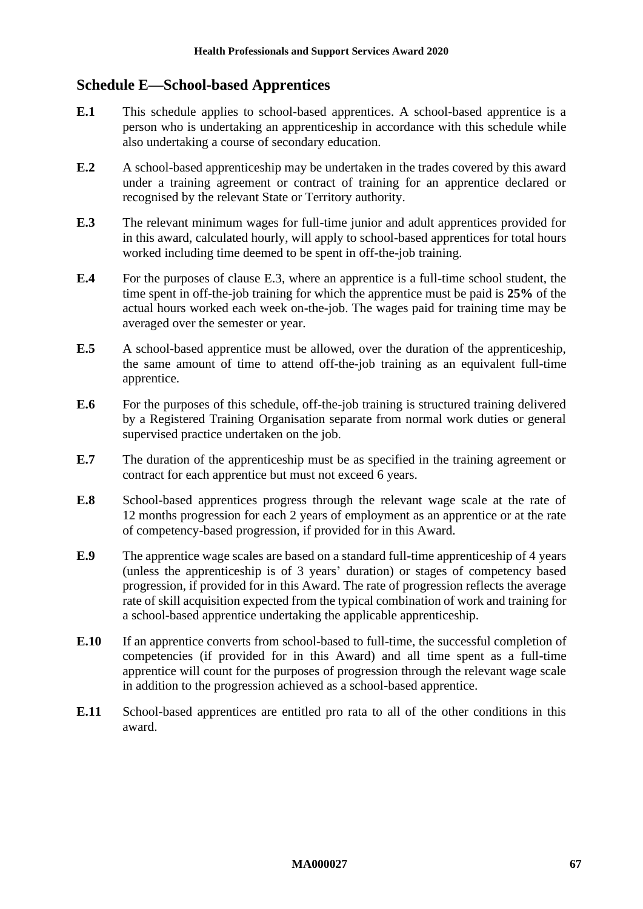## Schedule E—School-based Apprentices

**E.1** This schedule applies to school-based apprentices. A school-based apprentice is a person who is undertaking an apprenticeship in accordance with this schedule while also undertaking a course of secondary education.

**E.2** A school-based apprenticeship may be undertaken in the trades covered by this award under a training agreement or contract of training for an apprentice declared or recognised by the relevant State or Territory authority.

**E.3** The relevant minimum wages for full-time junior and adult apprentices provided for in this award, calculated hourly, will apply to school-based apprentices for total hours worked including time deemed to be spent in off-the-job training.

**E.4** For the purposes of clause E.3, where an apprentice is a full-time school student, the time spent in off-the-job training for which the apprentice must be paid is **25%** of the actual hours worked each week on-the-job. The wages paid for training time may be averaged over the semester or year.

**E.5** A school-based apprentice must be allowed, over the duration of the apprenticeship, the same amount of time to attend off-the-job training as an equivalent full-time apprentice.

**E.6** For the purposes of this schedule, off-the-job training is structured training delivered by a Registered Training Organisation separate from normal work duties or general supervised practice undertaken on the job.

**E.7** The duration of the apprenticeship must be as specified in the training agreement or contract for each apprentice but must not exceed 6 years.

**E.8** School-based apprentices progress through the relevant wage scale at the rate of 12 months progression for each 2 years of employment as an apprentice or at the rate of competency-based progression, if provided for in this Award.

**E.9** The apprentice wage scales are based on a standard full-time apprenticeship of 4 years (unless the apprenticeship is of 3 years' duration) or stages of competency based progression, if provided for in this Award. The rate of progression reflects the average rate of skill acquisition expected from the typical combination of work and training for a school-based apprentice undertaking the applicable apprenticeship.

**E.10** If an apprentice converts from school-based to full-time, the successful completion of competencies (if provided for in this Award) and all time spent as a full-time apprentice will count for the purposes of progression through the relevant wage scale in addition to the progression achieved as a school-based apprentice.

**E.11** School-based apprentices are entitled pro rata to all of the other conditions in this award.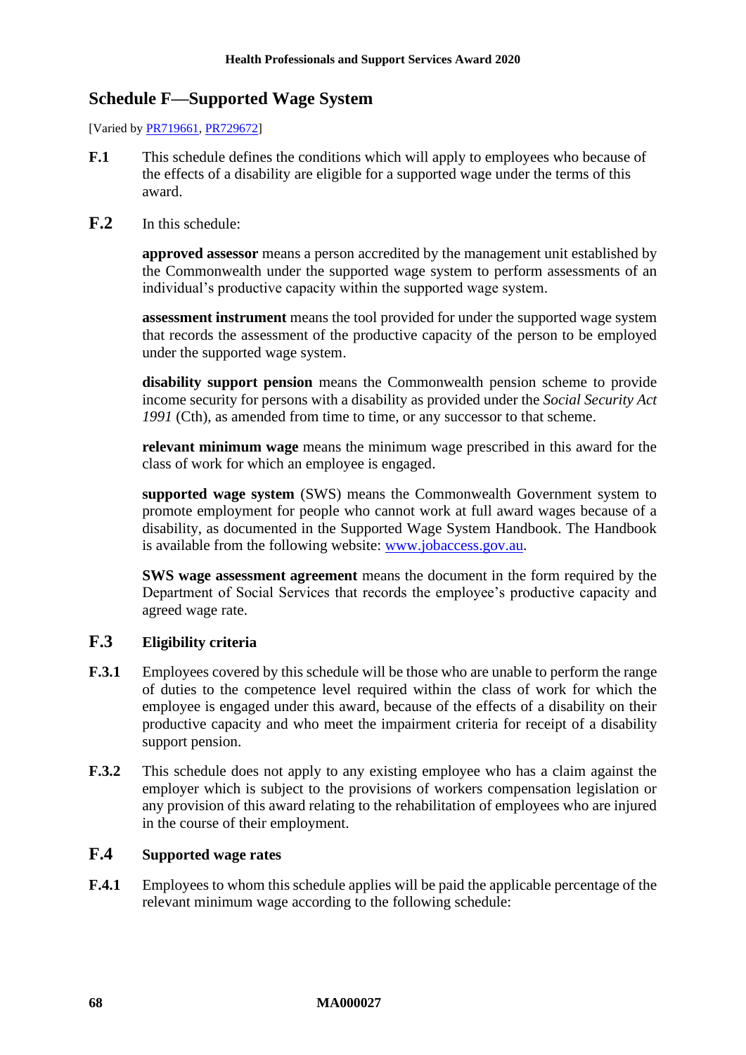## Schedule F—Supported Wage System

[Varied by [PR719661](#), [PR729672](#)]

**F.1** This schedule defines the conditions which will apply to employees who because of the effects of a disability are eligible for a supported wage under the terms of this award.

**F.2** In this schedule:

**approved assessor** means a person accredited by the management unit established by the Commonwealth under the supported wage system to perform assessments of an individual's productive capacity within the supported wage system.

**assessment instrument** means the tool provided for under the supported wage system that records the assessment of the productive capacity of the person to be employed under the supported wage system.

**disability support pension** means the Commonwealth pension scheme to provide income security for persons with a disability as provided under the *Social Security Act 1991* (Cth), as amended from time to time, or any successor to that scheme.

**relevant minimum wage** means the minimum wage prescribed in this award for the class of work for which an employee is engaged.

**supported wage system** (SWS) means the Commonwealth Government system to promote employment for people who cannot work at full award wages because of a disability, as documented in the Supported Wage System Handbook. The Handbook is available from the following website: [www.jobaccess.gov.au](http://www.jobaccess.gov.au).

**SWS wage assessment agreement** means the document in the form required by the Department of Social Services that records the employee's productive capacity and agreed wage rate.

### F.3 Eligibility criteria

**F.3.1** Employees covered by this schedule will be those who are unable to perform the range of duties to the competence level required within the class of work for which the employee is engaged under this award, because of the effects of a disability on their productive capacity and who meet the impairment criteria for receipt of a disability support pension.

**F.3.2** This schedule does not apply to any existing employee who has a claim against the employer which is subject to the provisions of workers compensation legislation or any provision of this award relating to the rehabilitation of employees who are injured in the course of their employment.

### F.4 Supported wage rates

**F.4.1** Employees to whom this schedule applies will be paid the applicable percentage of the relevant minimum wage according to the following schedule: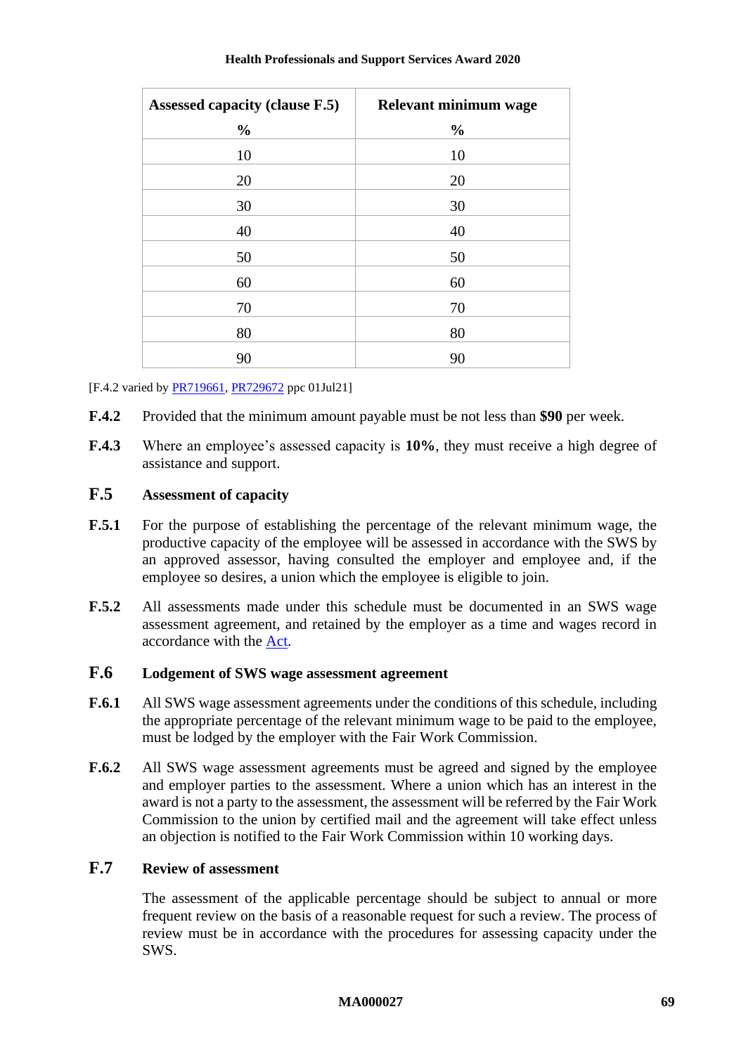| Assessed capacity (clause F.5) % | Relevant minimum wage % |
|---|---|
| 10 | 10 |
| 20 | 20 |
| 30 | 30 |
| 40 | 40 |
| 50 | 50 |
| 60 | 60 |
| 70 | 70 |
| 80 | 80 |
| 90 | 90 |

[F.4.2 varied by PR719661, PR729672 ppc 01Jul21]

**F.4.2** Provided that the minimum amount payable must be not less than **$90** per week.

**F.4.3** Where an employee's assessed capacity is **10%**, they must receive a high degree of assistance and support.

### F.5 Assessment of capacity

**F.5.1** For the purpose of establishing the percentage of the relevant minimum wage, the productive capacity of the employee will be assessed in accordance with the SWS by an approved assessor, having consulted the employer and employee and, if the employee so desires, a union which the employee is eligible to join.

**F.5.2** All assessments made under this schedule must be documented in an SWS wage assessment agreement, and retained by the employer as a time and wages record in accordance with the Act.

### F.6 Lodgement of SWS wage assessment agreement

**F.6.1** All SWS wage assessment agreements under the conditions of this schedule, including the appropriate percentage of the relevant minimum wage to be paid to the employee, must be lodged by the employer with the Fair Work Commission.

**F.6.2** All SWS wage assessment agreements must be agreed and signed by the employee and employer parties to the assessment. Where a union which has an interest in the award is not a party to the assessment, the assessment will be referred by the Fair Work Commission to the union by certified mail and the agreement will take effect unless an objection is notified to the Fair Work Commission within 10 working days.

### F.7 Review of assessment

The assessment of the applicable percentage should be subject to annual or more frequent review on the basis of a reasonable request for such a review. The process of review must be in accordance with the procedures for assessing capacity under the SWS.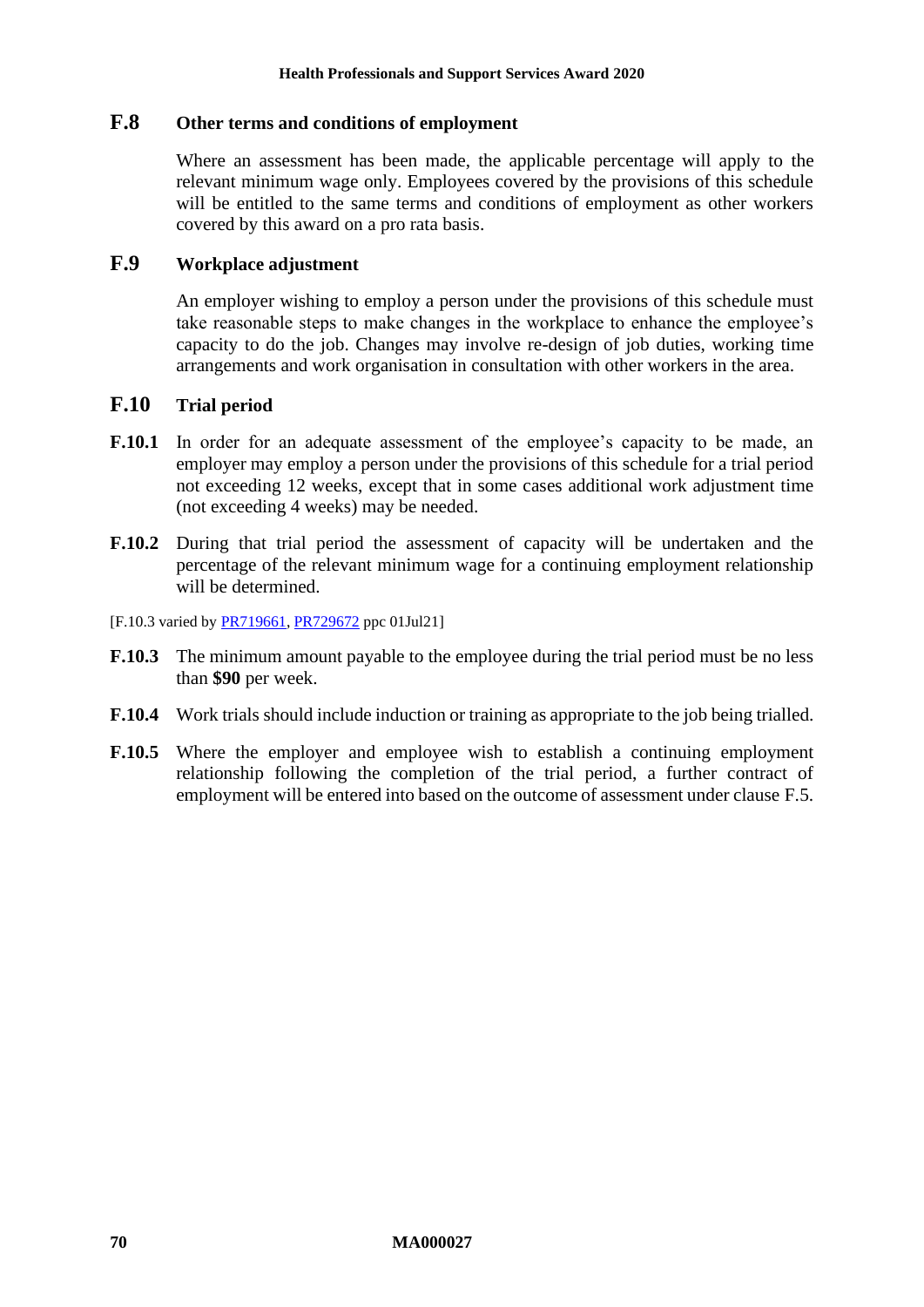## F.8 Other terms and conditions of employment

Where an assessment has been made, the applicable percentage will apply to the relevant minimum wage only. Employees covered by the provisions of this schedule will be entitled to the same terms and conditions of employment as other workers covered by this award on a pro rata basis.

## F.9 Workplace adjustment

An employer wishing to employ a person under the provisions of this schedule must take reasonable steps to make changes in the workplace to enhance the employee's capacity to do the job. Changes may involve re-design of job duties, working time arrangements and work organisation in consultation with other workers in the area.

## F.10 Trial period

**F.10.1** In order for an adequate assessment of the employee's capacity to be made, an employer may employ a person under the provisions of this schedule for a trial period not exceeding 12 weeks, except that in some cases additional work adjustment time (not exceeding 4 weeks) may be needed.

**F.10.2** During that trial period the assessment of capacity will be undertaken and the percentage of the relevant minimum wage for a continuing employment relationship will be determined.

[F.10.3 varied by PR719661, PR729672 ppc 01Jul21]

**F.10.3** The minimum amount payable to the employee during the trial period must be no less than **$90** per week.

**F.10.4** Work trials should include induction or training as appropriate to the job being trialled.

**F.10.5** Where the employer and employee wish to establish a continuing employment relationship following the completion of the trial period, a further contract of employment will be entered into based on the outcome of assessment under clause F.5.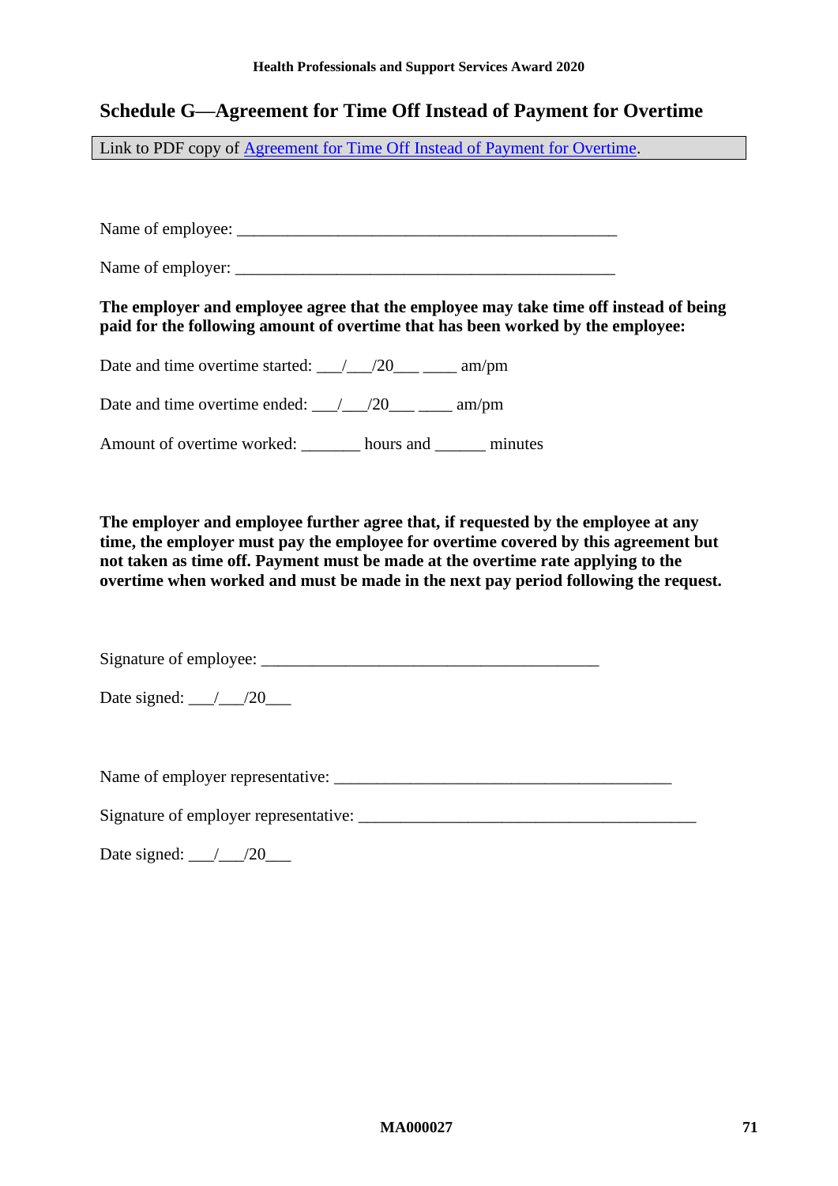## Schedule G—Agreement for Time Off Instead of Payment for Overtime

Link to PDF copy of Agreement for Time Off Instead of Payment for Overtime.

Name of employee: _______________________________________________

Name of employer: _______________________________________________

**The employer and employee agree that the employee may take time off instead of being paid for the following amount of overtime that has been worked by the employee:**

Date and time overtime started: ___/___/20___ ____ am/pm

Date and time overtime ended: ___/___/20___ ____ am/pm

Amount of overtime worked: _______ hours and ______ minutes

**The employer and employee further agree that, if requested by the employee at any time, the employer must pay the employee for overtime covered by this agreement but not taken as time off. Payment must be made at the overtime rate applying to the overtime when worked and must be made in the next pay period following the request.**

Signature of employee: ___________________________________________

Date signed: ___/___/20___

Name of employer representative: __________________________________________

Signature of employer representative: __________________________________________

Date signed: ___/___/20___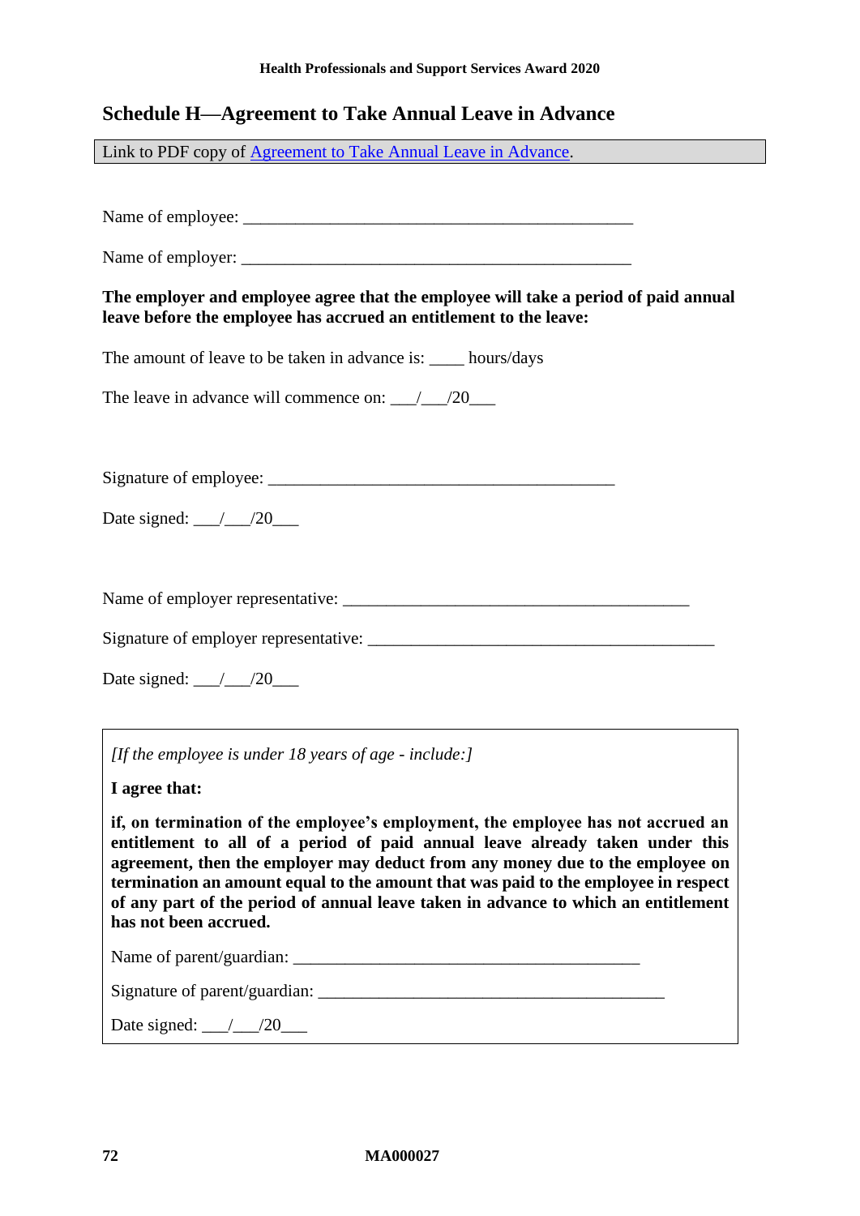## Schedule H—Agreement to Take Annual Leave in Advance

Link to PDF copy of [Agreement to Take Annual Leave in Advance](#).

Name of employee: _______________________________________________

Name of employer: _______________________________________________

**The employer and employee agree that the employee will take a period of paid annual leave before the employee has accrued an entitlement to the leave:**

The amount of leave to be taken in advance is: ____ hours/days

The leave in advance will commence on: ___/___/20___

Signature of employee: _________________________________________

Date signed: ___/___/20___

Name of employer representative: _________________________________________

Signature of employer representative: _________________________________________

Date signed: ___/___/20___

*[If the employee is under 18 years of age - include:]*

**I agree that:**

**if, on termination of the employee's employment, the employee has not accrued an entitlement to all of a period of paid annual leave already taken under this agreement, then the employer may deduct from any money due to the employee on termination an amount equal to the amount that was paid to the employee in respect of any part of the period of annual leave taken in advance to which an entitlement has not been accrued.**

Name of parent/guardian: _________________________________________

Signature of parent/guardian: _________________________________________

Date signed: ___/___/20___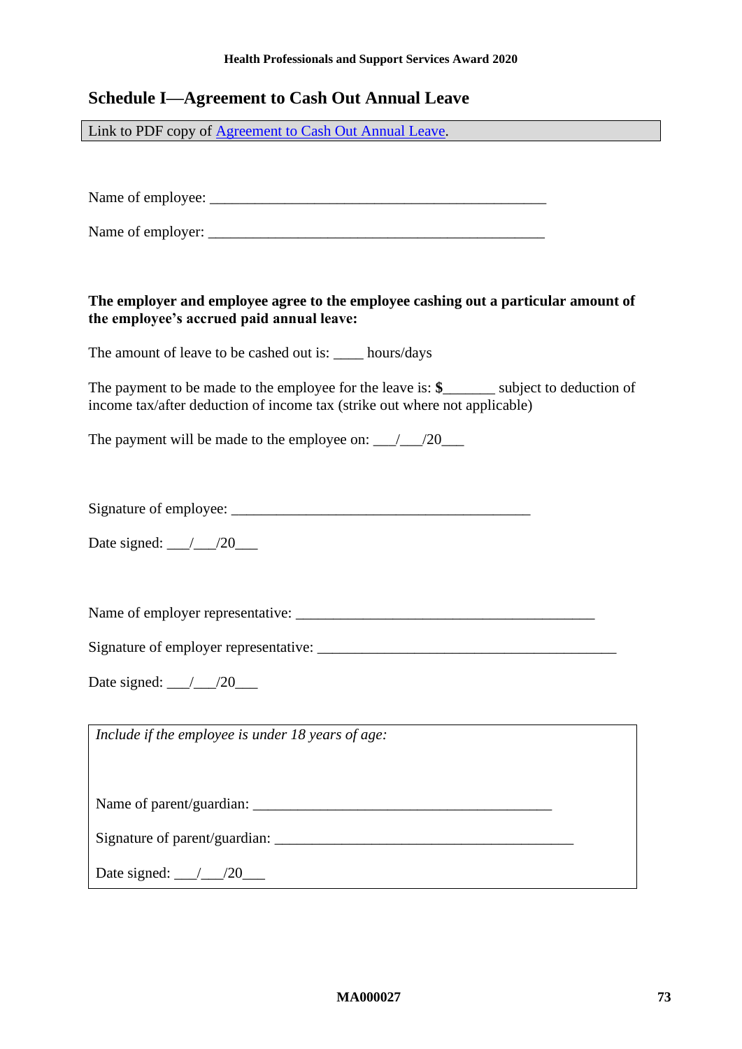## Schedule I—Agreement to Cash Out Annual Leave

Link to PDF copy of Agreement to Cash Out Annual Leave.

Name of employee: ______________________________________________

Name of employer: ______________________________________________

**The employer and employee agree to the employee cashing out a particular amount of the employee's accrued paid annual leave:**

The amount of leave to be cashed out is: ____ hours/days

The payment to be made to the employee for the leave is: **$**_______ subject to deduction of income tax/after deduction of income tax (strike out where not applicable)

The payment will be made to the employee on: ___/___/20___

Signature of employee: ________________________________________

Date signed: ___/___/20___

Name of employer representative: ________________________________________

Signature of employer representative: ________________________________________

Date signed: ___/___/20___

*Include if the employee is under 18 years of age:*

Name of parent/guardian: ________________________________________

Signature of parent/guardian: ________________________________________

Date signed: ___/___/20___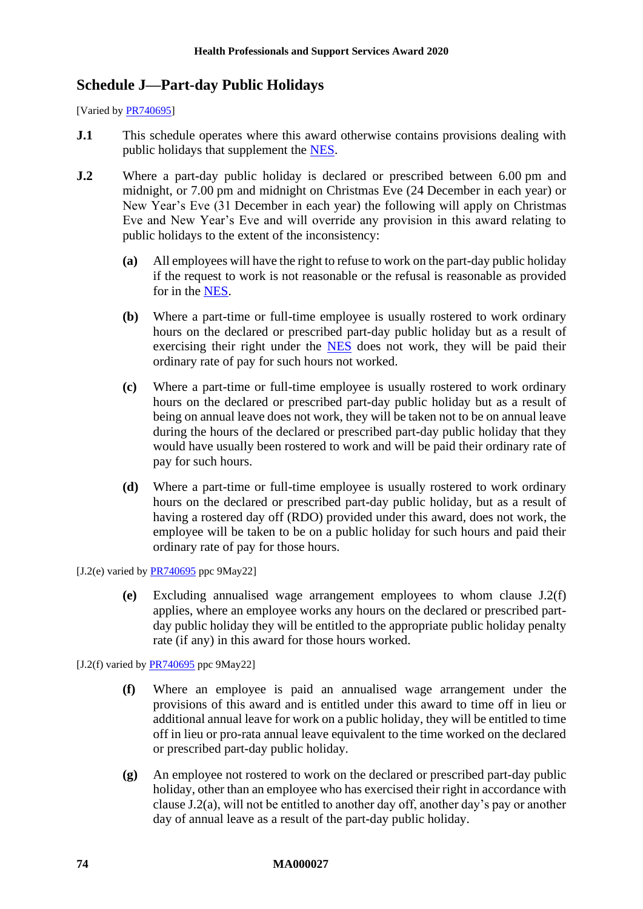## Schedule J—Part-day Public Holidays

[Varied by PR740695]

**J.1** This schedule operates where this award otherwise contains provisions dealing with public holidays that supplement the NES.

**J.2** Where a part-day public holiday is declared or prescribed between 6.00 pm and midnight, or 7.00 pm and midnight on Christmas Eve (24 December in each year) or New Year's Eve (31 December in each year) the following will apply on Christmas Eve and New Year's Eve and will override any provision in this award relating to public holidays to the extent of the inconsistency:

- **(a)** All employees will have the right to refuse to work on the part-day public holiday if the request to work is not reasonable or the refusal is reasonable as provided for in the NES.

- **(b)** Where a part-time or full-time employee is usually rostered to work ordinary hours on the declared or prescribed part-day public holiday but as a result of exercising their right under the NES does not work, they will be paid their ordinary rate of pay for such hours not worked.

- **(c)** Where a part-time or full-time employee is usually rostered to work ordinary hours on the declared or prescribed part-day public holiday but as a result of being on annual leave does not work, they will be taken not to be on annual leave during the hours of the declared or prescribed part-day public holiday that they would have usually been rostered to work and will be paid their ordinary rate of pay for such hours.

- **(d)** Where a part-time or full-time employee is usually rostered to work ordinary hours on the declared or prescribed part-day public holiday, but as a result of having a rostered day off (RDO) provided under this award, does not work, the employee will be taken to be on a public holiday for such hours and paid their ordinary rate of pay for those hours.

[J.2(e) varied by PR740695 ppc 9May22]

- **(e)** Excluding annualised wage arrangement employees to whom clause J.2(f) applies, where an employee works any hours on the declared or prescribed part-day public holiday they will be entitled to the appropriate public holiday penalty rate (if any) in this award for those hours worked.

[J.2(f) varied by PR740695 ppc 9May22]

- **(f)** Where an employee is paid an annualised wage arrangement under the provisions of this award and is entitled under this award to time off in lieu or additional annual leave for work on a public holiday, they will be entitled to time off in lieu or pro-rata annual leave equivalent to the time worked on the declared or prescribed part-day public holiday.

- **(g)** An employee not rostered to work on the declared or prescribed part-day public holiday, other than an employee who has exercised their right in accordance with clause J.2(a), will not be entitled to another day off, another day's pay or another day of annual leave as a result of the part-day public holiday.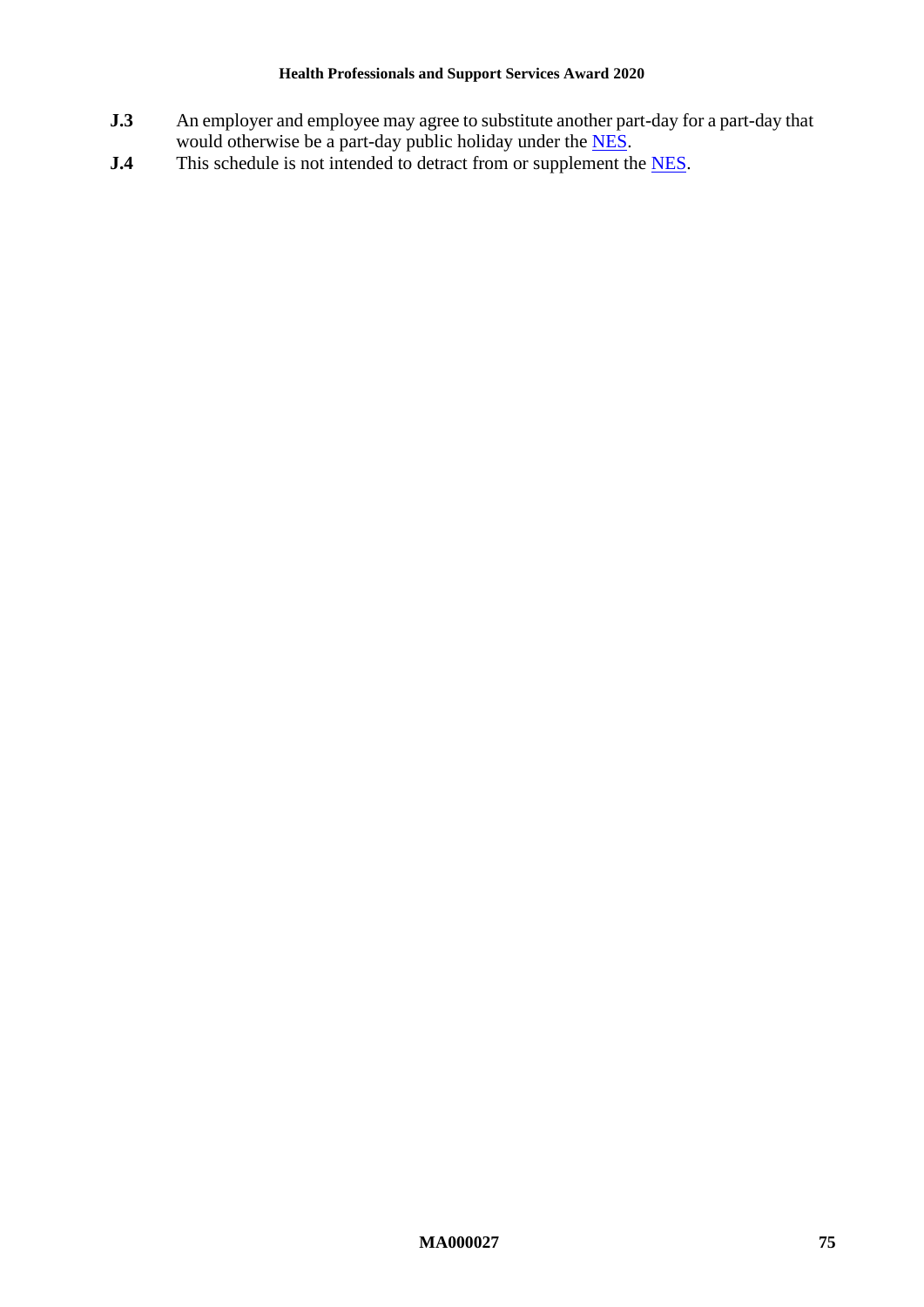**J.3** An employer and employee may agree to substitute another part-day for a part-day that would otherwise be a part-day public holiday under the NES.

**J.4** This schedule is not intended to detract from or supplement the NES.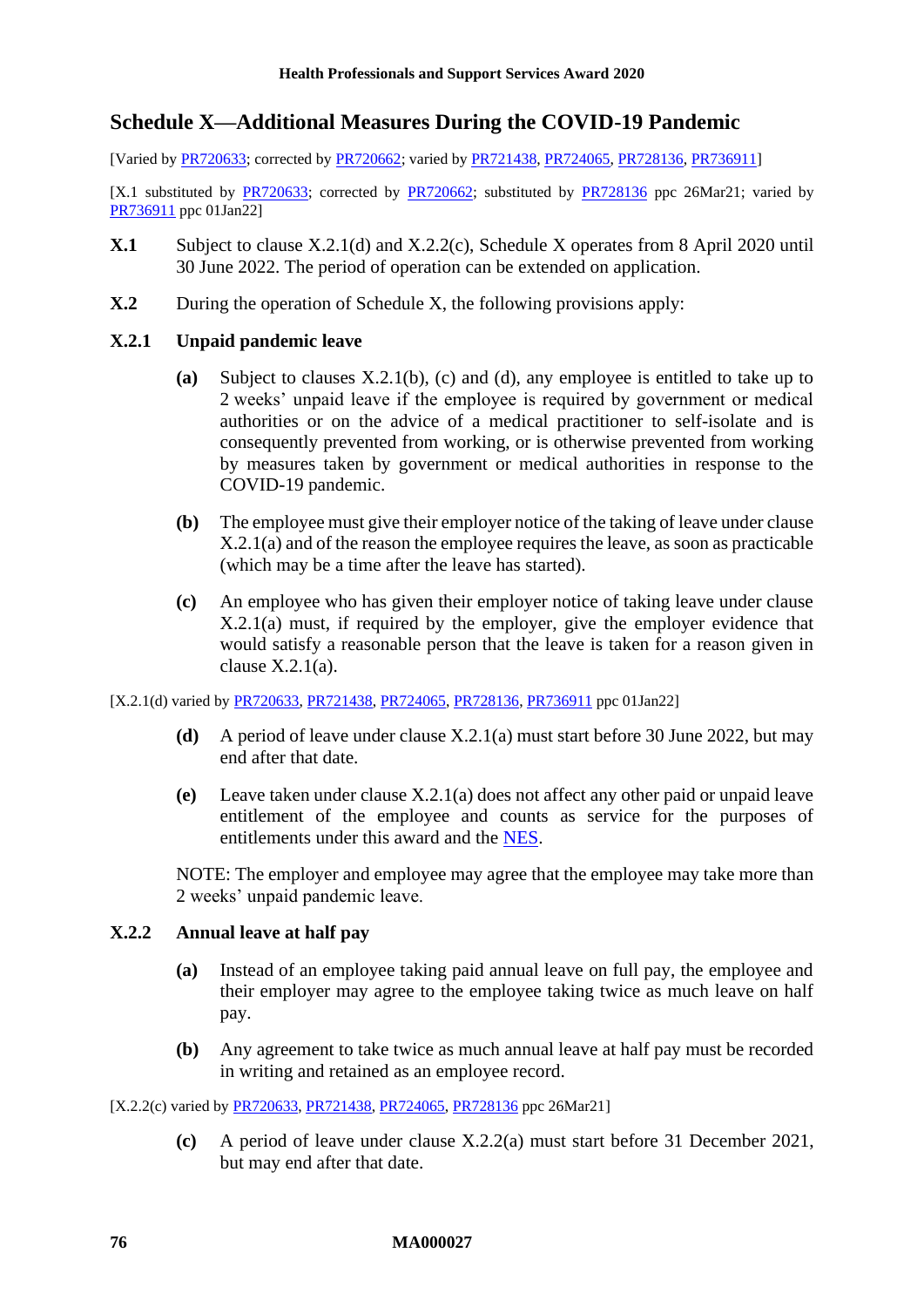## Schedule X—Additional Measures During the COVID-19 Pandemic

[Varied by PR720633; corrected by PR720662; varied by PR721438, PR724065, PR728136, PR736911]

[X.1 substituted by PR720633; corrected by PR720662; substituted by PR728136 ppc 26Mar21; varied by PR736911 ppc 01Jan22]

**X.1** Subject to clause X.2.1(d) and X.2.2(c), Schedule X operates from 8 April 2020 until 30 June 2022. The period of operation can be extended on application.

**X.2** During the operation of Schedule X, the following provisions apply:

### X.2.1 Unpaid pandemic leave

**(a)** Subject to clauses X.2.1(b), (c) and (d), any employee is entitled to take up to 2 weeks' unpaid leave if the employee is required by government or medical authorities or on the advice of a medical practitioner to self-isolate and is consequently prevented from working, or is otherwise prevented from working by measures taken by government or medical authorities in response to the COVID-19 pandemic.

**(b)** The employee must give their employer notice of the taking of leave under clause X.2.1(a) and of the reason the employee requires the leave, as soon as practicable (which may be a time after the leave has started).

**(c)** An employee who has given their employer notice of taking leave under clause X.2.1(a) must, if required by the employer, give the employer evidence that would satisfy a reasonable person that the leave is taken for a reason given in clause X.2.1(a).

[X.2.1(d) varied by PR720633, PR721438, PR724065, PR728136, PR736911 ppc 01Jan22]

**(d)** A period of leave under clause X.2.1(a) must start before 30 June 2022, but may end after that date.

**(e)** Leave taken under clause X.2.1(a) does not affect any other paid or unpaid leave entitlement of the employee and counts as service for the purposes of entitlements under this award and the NES.

NOTE: The employer and employee may agree that the employee may take more than 2 weeks' unpaid pandemic leave.

### X.2.2 Annual leave at half pay

**(a)** Instead of an employee taking paid annual leave on full pay, the employee and their employer may agree to the employee taking twice as much leave on half pay.

**(b)** Any agreement to take twice as much annual leave at half pay must be recorded in writing and retained as an employee record.

[X.2.2(c) varied by PR720633, PR721438, PR724065, PR728136 ppc 26Mar21]

**(c)** A period of leave under clause X.2.2(a) must start before 31 December 2021, but may end after that date.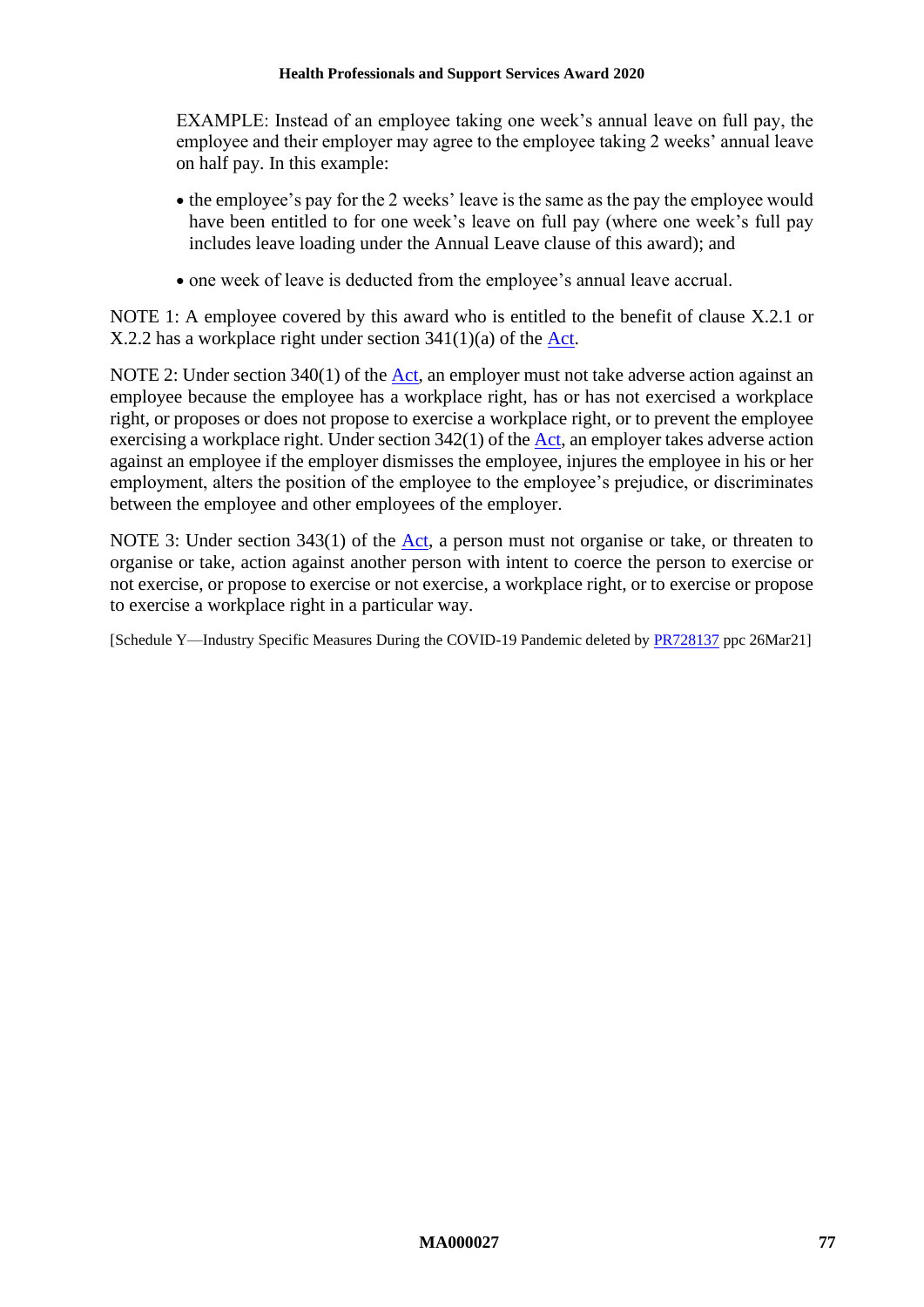EXAMPLE: Instead of an employee taking one week's annual leave on full pay, the employee and their employer may agree to the employee taking 2 weeks' annual leave on half pay. In this example:

- the employee's pay for the 2 weeks' leave is the same as the pay the employee would have been entitled to for one week's leave on full pay (where one week's full pay includes leave loading under the Annual Leave clause of this award); and
- one week of leave is deducted from the employee's annual leave accrual.

NOTE 1: A employee covered by this award who is entitled to the benefit of clause X.2.1 or X.2.2 has a workplace right under section 341(1)(a) of the Act.

NOTE 2: Under section 340(1) of the Act, an employer must not take adverse action against an employee because the employee has a workplace right, has or has not exercised a workplace right, or proposes or does not propose to exercise a workplace right, or to prevent the employee exercising a workplace right. Under section 342(1) of the Act, an employer takes adverse action against an employee if the employer dismisses the employee, injures the employee in his or her employment, alters the position of the employee to the employee's prejudice, or discriminates between the employee and other employees of the employer.

NOTE 3: Under section 343(1) of the Act, a person must not organise or take, or threaten to organise or take, action against another person with intent to coerce the person to exercise or not exercise, or propose to exercise or not exercise, a workplace right, or to exercise or propose to exercise a workplace right in a particular way.

[Schedule Y—Industry Specific Measures During the COVID-19 Pandemic deleted by PR728137 ppc 26Mar21]